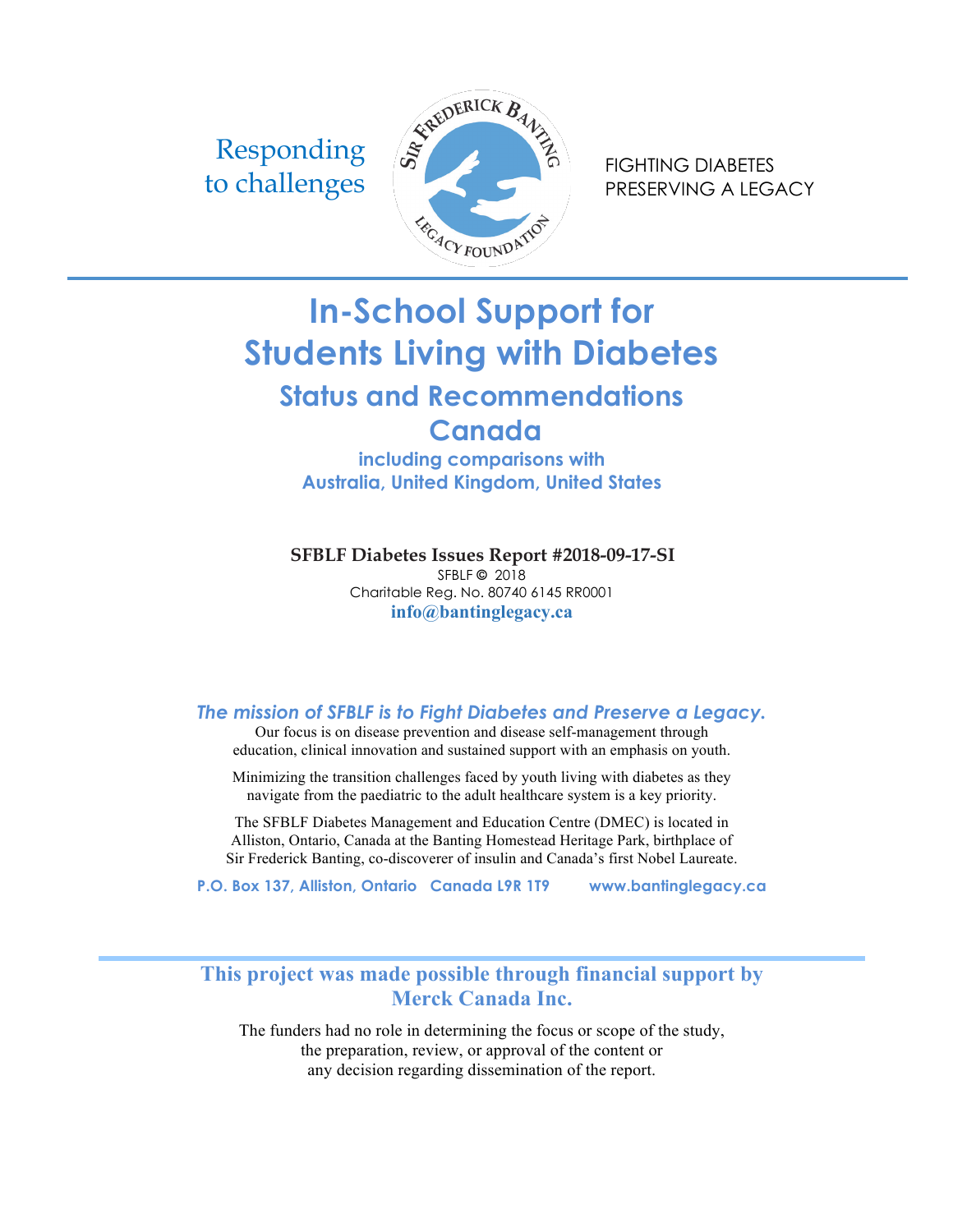Responding to challenges

SIR FREDERICK BANTING LEGACY FOUNDATION

FIGHTING DIABETES
PRESERVING A LEGACY

# In-School Support for Students Living with Diabetes

## Status and Recommendations

## Canada

### including comparisons with Australia, United Kingdom, United States

**SFBLF Diabetes Issues Report #2018-09-17-SI**

SFBLF © 2018

Charitable Reg. No. 80740 6145 RR0001

**info@bantinglegacy.ca**

***The mission of SFBLF is to Fight Diabetes and Preserve a Legacy.***

Our focus is on disease prevention and disease self-management through education, clinical innovation and sustained support with an emphasis on youth.

Minimizing the transition challenges faced by youth living with diabetes as they navigate from the paediatric to the adult healthcare system is a key priority.

The SFBLF Diabetes Management and Education Centre (DMEC) is located in Alliston, Ontario, Canada at the Banting Homestead Heritage Park, birthplace of Sir Frederick Banting, co-discoverer of insulin and Canada's first Nobel Laureate.

**P.O. Box 137, Alliston, Ontario Canada L9R 1T9 www.bantinglegacy.ca**

**This project was made possible through financial support by Merck Canada Inc.**

The funders had no role in determining the focus or scope of the study, the preparation, review, or approval of the content or any decision regarding dissemination of the report.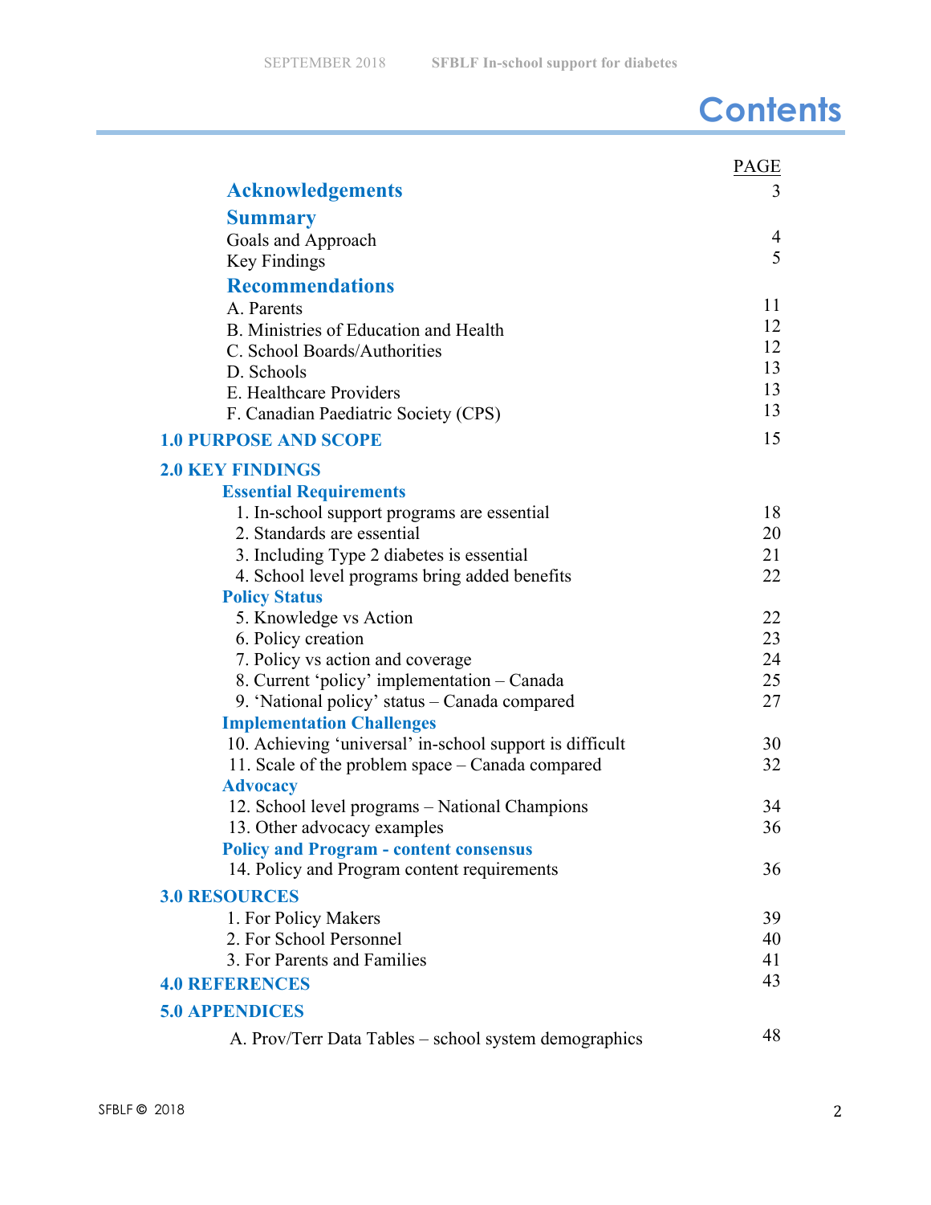# Contents

| | PAGE |
|---|---|
| **Acknowledgements** | 3 |
| **Summary** | |
| Goals and Approach | 4 |
| Key Findings | 5 |
| **Recommendations** | |
| A. Parents | 11 |
| B. Ministries of Education and Health | 12 |
| C. School Boards/Authorities | 12 |
| D. Schools | 13 |
| E. Healthcare Providers | 13 |
| F. Canadian Paediatric Society (CPS) | 13 |
| **1.0 PURPOSE AND SCOPE** | 15 |
| **2.0 KEY FINDINGS** | |
| **Essential Requirements** | |
| 1. In-school support programs are essential | 18 |
| 2. Standards are essential | 20 |
| 3. Including Type 2 diabetes is essential | 21 |
| 4. School level programs bring added benefits | 22 |
| **Policy Status** | |
| 5. Knowledge vs Action | 22 |
| 6. Policy creation | 23 |
| 7. Policy vs action and coverage | 24 |
| 8. Current 'policy' implementation – Canada | 25 |
| 9. 'National policy' status – Canada compared | 27 |
| **Implementation Challenges** | |
| 10. Achieving 'universal' in-school support is difficult | 30 |
| 11. Scale of the problem space – Canada compared | 32 |
| **Advocacy** | |
| 12. School level programs – National Champions | 34 |
| 13. Other advocacy examples | 36 |
| **Policy and Program - content consensus** | |
| 14. Policy and Program content requirements | 36 |
| **3.0 RESOURCES** | |
| 1. For Policy Makers | 39 |
| 2. For School Personnel | 40 |
| 3. For Parents and Families | 41 |
| **4.0 REFERENCES** | 43 |
| **5.0 APPENDICES** | |
| A. Prov/Terr Data Tables – school system demographics | 48 |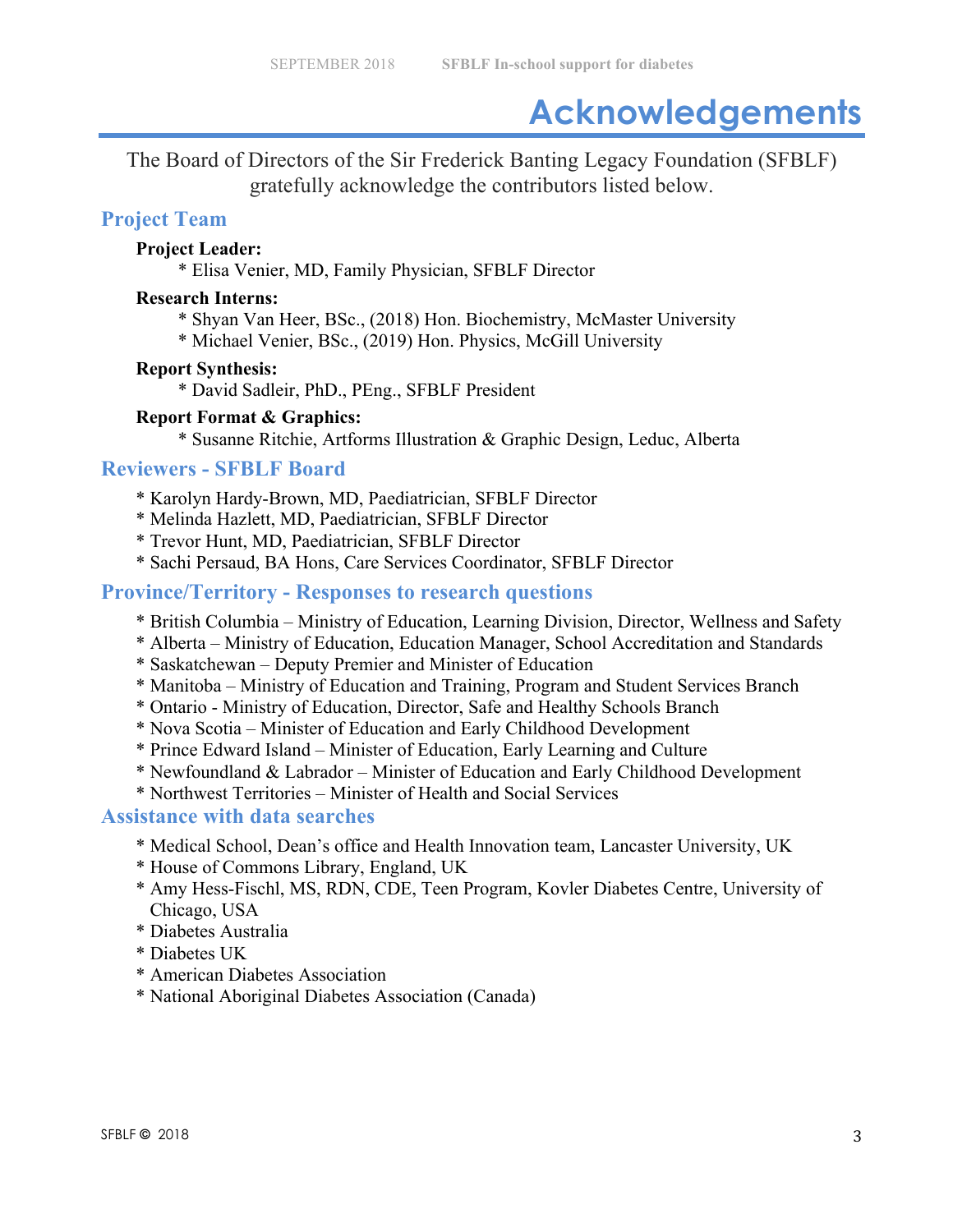# Acknowledgements

The Board of Directors of the Sir Frederick Banting Legacy Foundation (SFBLF) gratefully acknowledge the contributors listed below.

## Project Team

**Project Leader:**

* Elisa Venier, MD, Family Physician, SFBLF Director

**Research Interns:**

* Shyan Van Heer, BSc., (2018) Hon. Biochemistry, McMaster University
* Michael Venier, BSc., (2019) Hon. Physics, McGill University

**Report Synthesis:**

* David Sadleir, PhD., PEng., SFBLF President

**Report Format & Graphics:**

* Susanne Ritchie, Artforms Illustration & Graphic Design, Leduc, Alberta

## Reviewers - SFBLF Board

* Karolyn Hardy-Brown, MD, Paediatrician, SFBLF Director
* Melinda Hazlett, MD, Paediatrician, SFBLF Director
* Trevor Hunt, MD, Paediatrician, SFBLF Director
* Sachi Persaud, BA Hons, Care Services Coordinator, SFBLF Director

## Province/Territory - Responses to research questions

* British Columbia – Ministry of Education, Learning Division, Director, Wellness and Safety
* Alberta – Ministry of Education, Education Manager, School Accreditation and Standards
* Saskatchewan – Deputy Premier and Minister of Education
* Manitoba – Ministry of Education and Training, Program and Student Services Branch
* Ontario - Ministry of Education, Director, Safe and Healthy Schools Branch
* Nova Scotia – Minister of Education and Early Childhood Development
* Prince Edward Island – Minister of Education, Early Learning and Culture
* Newfoundland & Labrador – Minister of Education and Early Childhood Development
* Northwest Territories – Minister of Health and Social Services

## Assistance with data searches

* Medical School, Dean's office and Health Innovation team, Lancaster University, UK
* House of Commons Library, England, UK
* Amy Hess-Fischl, MS, RDN, CDE, Teen Program, Kovler Diabetes Centre, University of Chicago, USA
* Diabetes Australia
* Diabetes UK
* American Diabetes Association
* National Aboriginal Diabetes Association (Canada)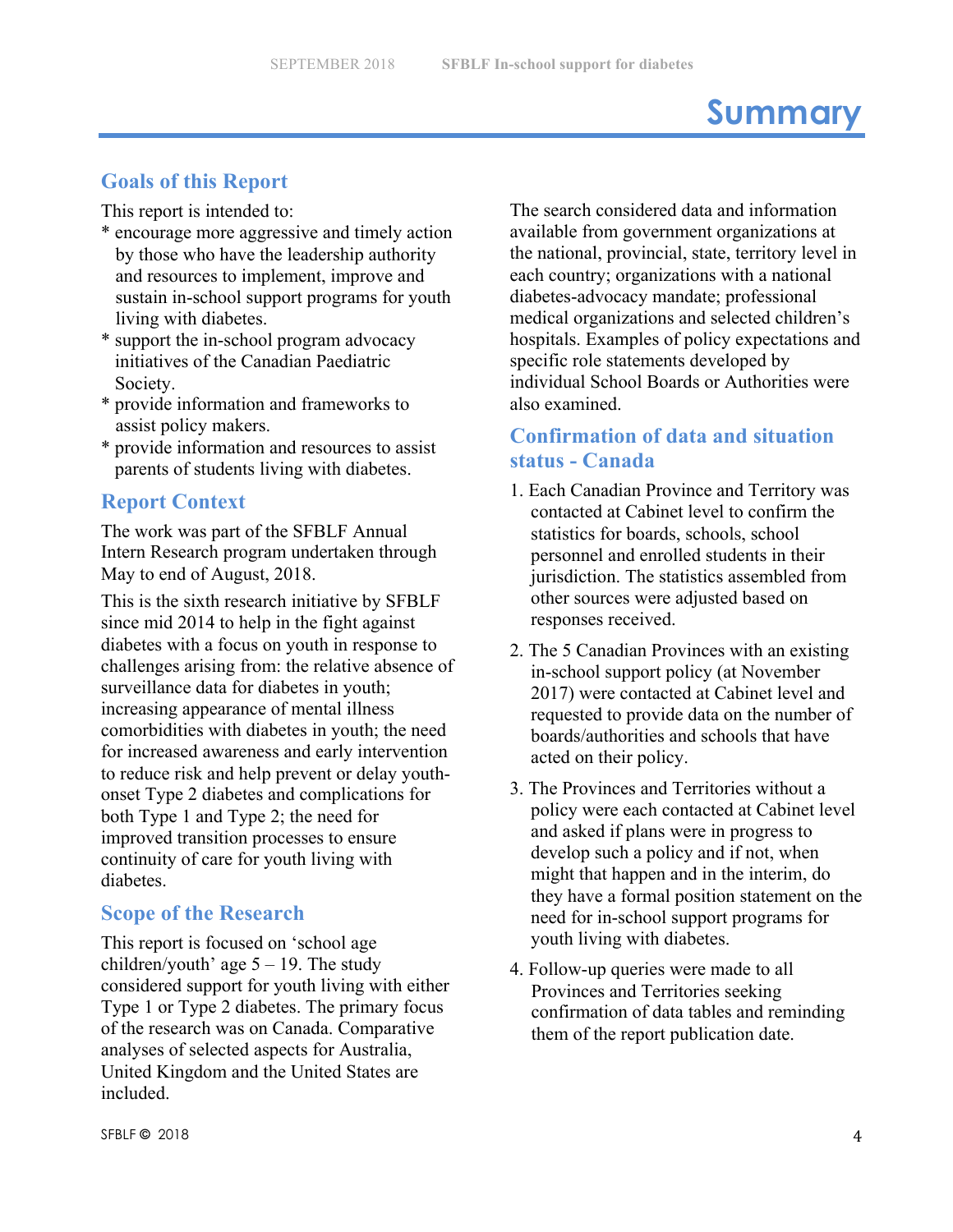# Summary

## Goals of this Report

This report is intended to:

* encourage more aggressive and timely action by those who have the leadership authority and resources to implement, improve and sustain in-school support programs for youth living with diabetes.
* support the in-school program advocacy initiatives of the Canadian Paediatric Society.
* provide information and frameworks to assist policy makers.
* provide information and resources to assist parents of students living with diabetes.

## Report Context

The work was part of the SFBLF Annual Intern Research program undertaken through May to end of August, 2018.

This is the sixth research initiative by SFBLF since mid 2014 to help in the fight against diabetes with a focus on youth in response to challenges arising from: the relative absence of surveillance data for diabetes in youth; increasing appearance of mental illness comorbidities with diabetes in youth; the need for increased awareness and early intervention to reduce risk and help prevent or delay youth-onset Type 2 diabetes and complications for both Type 1 and Type 2; the need for improved transition processes to ensure continuity of care for youth living with diabetes.

## Scope of the Research

This report is focused on 'school age children/youth' age 5 – 19. The study considered support for youth living with either Type 1 or Type 2 diabetes. The primary focus of the research was on Canada. Comparative analyses of selected aspects for Australia, United Kingdom and the United States are included.

The search considered data and information available from government organizations at the national, provincial, state, territory level in each country; organizations with a national diabetes-advocacy mandate; professional medical organizations and selected children's hospitals. Examples of policy expectations and specific role statements developed by individual School Boards or Authorities were also examined.

## Confirmation of data and situation status - Canada

1. Each Canadian Province and Territory was contacted at Cabinet level to confirm the statistics for boards, schools, school personnel and enrolled students in their jurisdiction. The statistics assembled from other sources were adjusted based on responses received.

2. The 5 Canadian Provinces with an existing in-school support policy (at November 2017) were contacted at Cabinet level and requested to provide data on the number of boards/authorities and schools that have acted on their policy.

3. The Provinces and Territories without a policy were each contacted at Cabinet level and asked if plans were in progress to develop such a policy and if not, when might that happen and in the interim, do they have a formal position statement on the need for in-school support programs for youth living with diabetes.

4. Follow-up queries were made to all Provinces and Territories seeking confirmation of data tables and reminding them of the report publication date.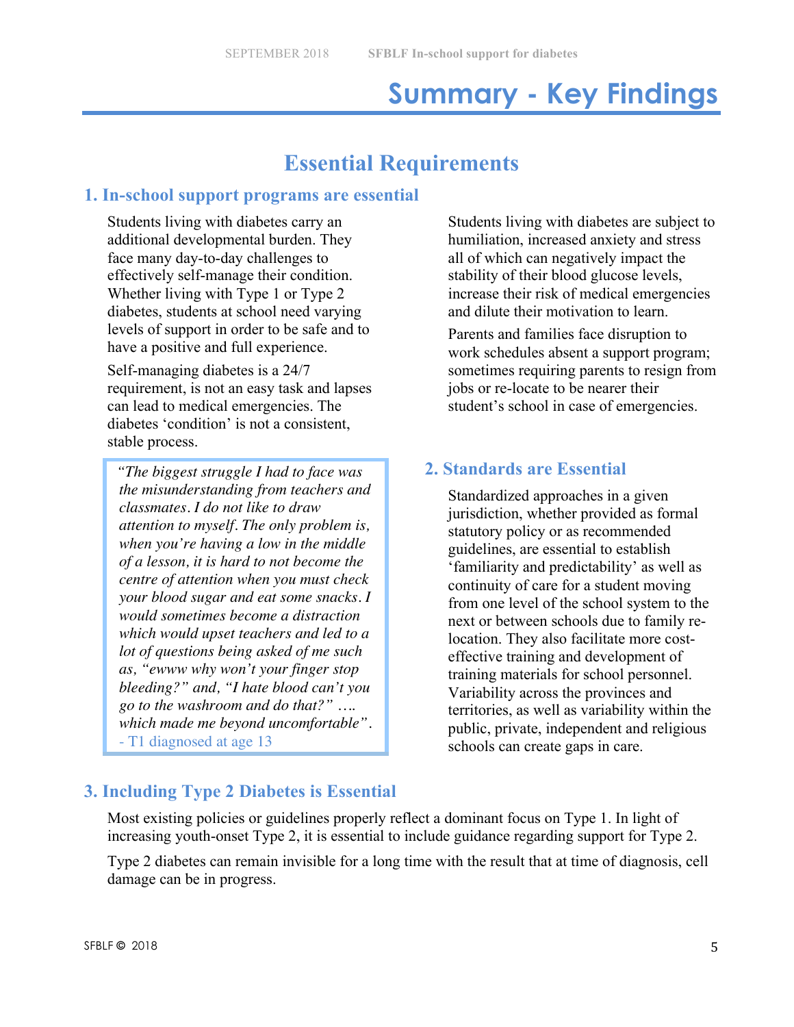# Summary - Key Findings

## Essential Requirements

### 1. In-school support programs are essential

Students living with diabetes carry an additional developmental burden. They face many day-to-day challenges to effectively self-manage their condition. Whether living with Type 1 or Type 2 diabetes, students at school need varying levels of support in order to be safe and to have a positive and full experience.

Self-managing diabetes is a 24/7 requirement, is not an easy task and lapses can lead to medical emergencies. The diabetes 'condition' is not a consistent, stable process.

> *"The biggest struggle I had to face was the misunderstanding from teachers and classmates. I do not like to draw attention to myself. The only problem is, when you're having a low in the middle of a lesson, it is hard to not become the centre of attention when you must check your blood sugar and eat some snacks. I would sometimes become a distraction which would upset teachers and led to a lot of questions being asked of me such as, "ewww why won't your finger stop bleeding?" and, "I hate blood can't you go to the washroom and do that?" …. which made me beyond uncomfortable".*
> - T1 diagnosed at age 13

Students living with diabetes are subject to humiliation, increased anxiety and stress all of which can negatively impact the stability of their blood glucose levels, increase their risk of medical emergencies and dilute their motivation to learn.

Parents and families face disruption to work schedules absent a support program; sometimes requiring parents to resign from jobs or re-locate to be nearer their student's school in case of emergencies.

### 2. Standards are Essential

Standardized approaches in a given jurisdiction, whether provided as formal statutory policy or as recommended guidelines, are essential to establish 'familiarity and predictability' as well as continuity of care for a student moving from one level of the school system to the next or between schools due to family re-location. They also facilitate more cost-effective training and development of training materials for school personnel. Variability across the provinces and territories, as well as variability within the public, private, independent and religious schools can create gaps in care.

### 3. Including Type 2 Diabetes is Essential

Most existing policies or guidelines properly reflect a dominant focus on Type 1. In light of increasing youth-onset Type 2, it is essential to include guidance regarding support for Type 2.

Type 2 diabetes can remain invisible for a long time with the result that at time of diagnosis, cell damage can be in progress.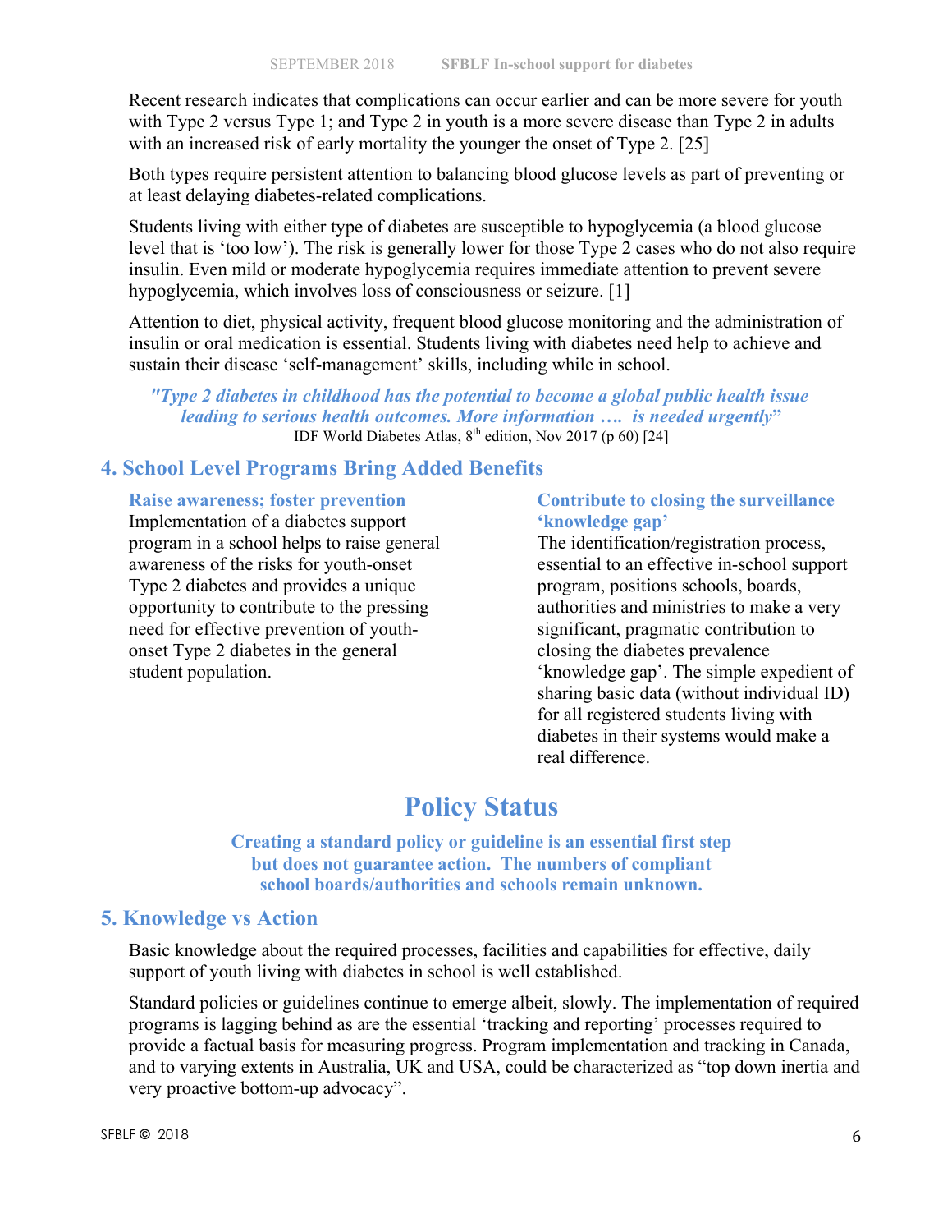Recent research indicates that complications can occur earlier and can be more severe for youth with Type 2 versus Type 1; and Type 2 in youth is a more severe disease than Type 2 in adults with an increased risk of early mortality the younger the onset of Type 2. [25]

Both types require persistent attention to balancing blood glucose levels as part of preventing or at least delaying diabetes-related complications.

Students living with either type of diabetes are susceptible to hypoglycemia (a blood glucose level that is 'too low'). The risk is generally lower for those Type 2 cases who do not also require insulin. Even mild or moderate hypoglycemia requires immediate attention to prevent severe hypoglycemia, which involves loss of consciousness or seizure. [1]

Attention to diet, physical activity, frequent blood glucose monitoring and the administration of insulin or oral medication is essential. Students living with diabetes need help to achieve and sustain their disease 'self-management' skills, including while in school.

> ***"Type 2 diabetes in childhood has the potential to become a global public health issue leading to serious health outcomes. More information …. is needed urgently"***
> IDF World Diabetes Atlas, 8th edition, Nov 2017 (p 60) [24]

## 4. School Level Programs Bring Added Benefits

### Raise awareness; foster prevention

Implementation of a diabetes support program in a school helps to raise general awareness of the risks for youth-onset Type 2 diabetes and provides a unique opportunity to contribute to the pressing need for effective prevention of youth-onset Type 2 diabetes in the general student population.

### Contribute to closing the surveillance 'knowledge gap'

The identification/registration process, essential to an effective in-school support program, positions schools, boards, authorities and ministries to make a very significant, pragmatic contribution to closing the diabetes prevalence 'knowledge gap'. The simple expedient of sharing basic data (without individual ID) for all registered students living with diabetes in their systems would make a real difference.

# Policy Status

**Creating a standard policy or guideline is an essential first step but does not guarantee action. The numbers of compliant school boards/authorities and schools remain unknown.**

## 5. Knowledge vs Action

Basic knowledge about the required processes, facilities and capabilities for effective, daily support of youth living with diabetes in school is well established.

Standard policies or guidelines continue to emerge albeit, slowly. The implementation of required programs is lagging behind as are the essential 'tracking and reporting' processes required to provide a factual basis for measuring progress. Program implementation and tracking in Canada, and to varying extents in Australia, UK and USA, could be characterized as "top down inertia and very proactive bottom-up advocacy".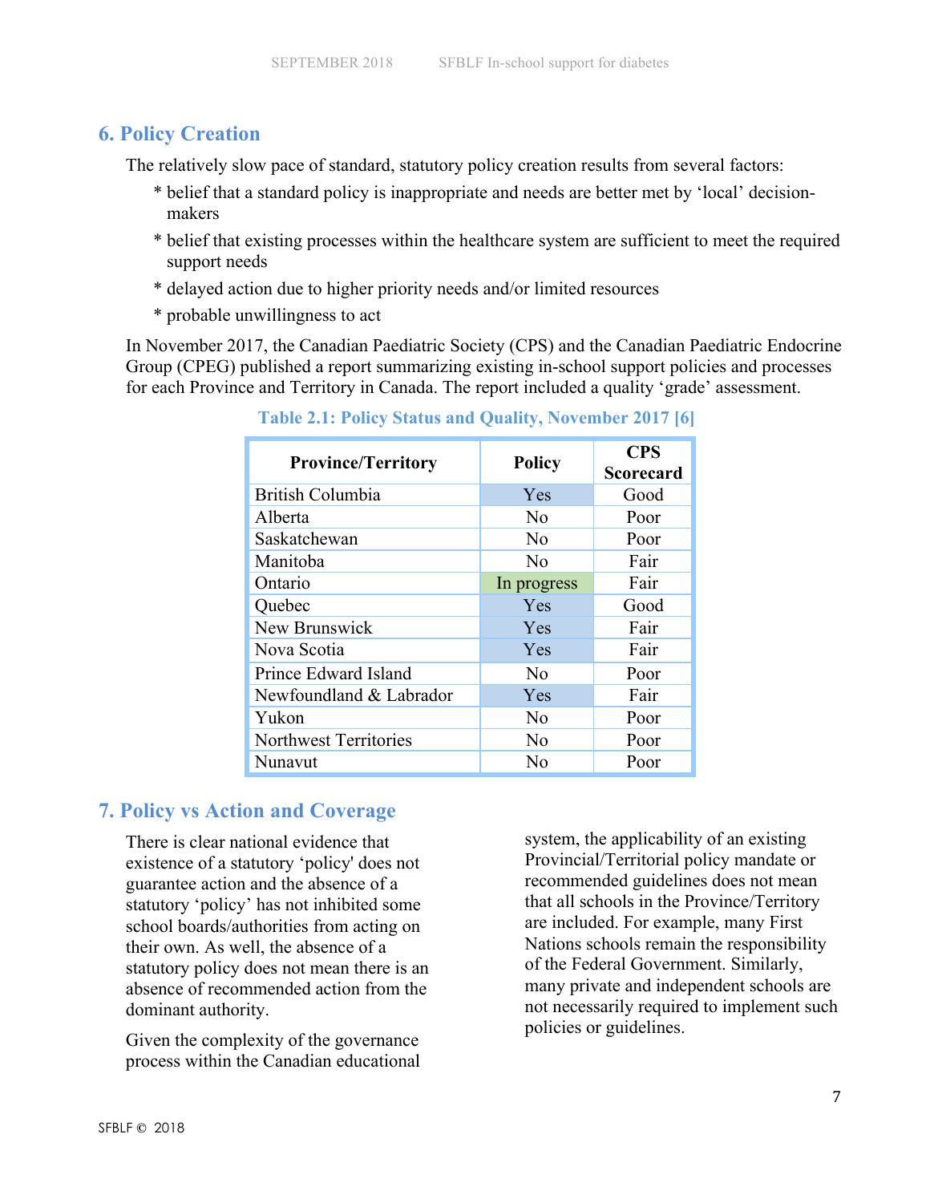## 6. Policy Creation

The relatively slow pace of standard, statutory policy creation results from several factors:

* belief that a standard policy is inappropriate and needs are better met by 'local' decision-makers
* belief that existing processes within the healthcare system are sufficient to meet the required support needs
* delayed action due to higher priority needs and/or limited resources
* probable unwillingness to act

In November 2017, the Canadian Paediatric Society (CPS) and the Canadian Paediatric Endocrine Group (CPEG) published a report summarizing existing in-school support policies and processes for each Province and Territory in Canada. The report included a quality 'grade' assessment.

**Table 2.1: Policy Status and Quality, November 2017 [6]**

| Province/Territory | Policy | CPS Scorecard |
|---|---|---|
| British Columbia | Yes | Good |
| Alberta | No | Poor |
| Saskatchewan | No | Poor |
| Manitoba | No | Fair |
| Ontario | In progress | Fair |
| Quebec | Yes | Good |
| New Brunswick | Yes | Fair |
| Nova Scotia | Yes | Fair |
| Prince Edward Island | No | Poor |
| Newfoundland & Labrador | Yes | Fair |
| Yukon | No | Poor |
| Northwest Territories | No | Poor |
| Nunavut | No | Poor |

## 7. Policy vs Action and Coverage

There is clear national evidence that existence of a statutory 'policy' does not guarantee action and the absence of a statutory 'policy' has not inhibited some school boards/authorities from acting on their own. As well, the absence of a statutory policy does not mean there is an absence of recommended action from the dominant authority.

Given the complexity of the governance process within the Canadian educational system, the applicability of an existing Provincial/Territorial policy mandate or recommended guidelines does not mean that all schools in the Province/Territory are included. For example, many First Nations schools remain the responsibility of the Federal Government. Similarly, many private and independent schools are not necessarily required to implement such policies or guidelines.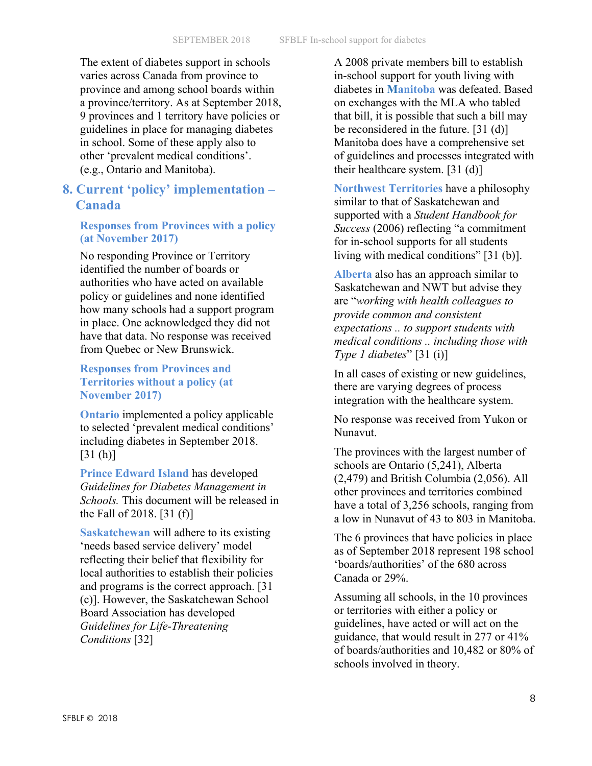The extent of diabetes support in schools varies across Canada from province to province and among school boards within a province/territory. As at September 2018, 9 provinces and 1 territory have policies or guidelines in place for managing diabetes in school. Some of these apply also to other 'prevalent medical conditions'. (e.g., Ontario and Manitoba).

## 8. Current 'policy' implementation – Canada

### Responses from Provinces with a policy (at November 2017)

No responding Province or Territory identified the number of boards or authorities who have acted on available policy or guidelines and none identified how many schools had a support program in place. One acknowledged they did not have that data. No response was received from Quebec or New Brunswick.

### Responses from Provinces and Territories without a policy (at November 2017)

**Ontario** implemented a policy applicable to selected 'prevalent medical conditions' including diabetes in September 2018. [31 (h)]

**Prince Edward Island** has developed *Guidelines for Diabetes Management in Schools.* This document will be released in the Fall of 2018. [31 (f)]

**Saskatchewan** will adhere to its existing 'needs based service delivery' model reflecting their belief that flexibility for local authorities to establish their policies and programs is the correct approach. [31 (c)]. However, the Saskatchewan School Board Association has developed *Guidelines for Life-Threatening Conditions* [32]

A 2008 private members bill to establish in-school support for youth living with diabetes in **Manitoba** was defeated. Based on exchanges with the MLA who tabled that bill, it is possible that such a bill may be reconsidered in the future. [31 (d)] Manitoba does have a comprehensive set of guidelines and processes integrated with their healthcare system. [31 (d)]

**Northwest Territories** have a philosophy similar to that of Saskatchewan and supported with a *Student Handbook for Success* (2006) reflecting "a commitment for in-school supports for all students living with medical conditions" [31 (b)].

**Alberta** also has an approach similar to Saskatchewan and NWT but advise they are "*working with health colleagues to provide common and consistent expectations .. to support students with medical conditions .. including those with Type 1 diabetes*" [31 (i)]

In all cases of existing or new guidelines, there are varying degrees of process integration with the healthcare system.

No response was received from Yukon or Nunavut.

The provinces with the largest number of schools are Ontario (5,241), Alberta (2,479) and British Columbia (2,056). All other provinces and territories combined have a total of 3,256 schools, ranging from a low in Nunavut of 43 to 803 in Manitoba.

The 6 provinces that have policies in place as of September 2018 represent 198 school 'boards/authorities' of the 680 across Canada or 29%.

Assuming all schools, in the 10 provinces or territories with either a policy or guidelines, have acted or will act on the guidance, that would result in 277 or 41% of boards/authorities and 10,482 or 80% of schools involved in theory.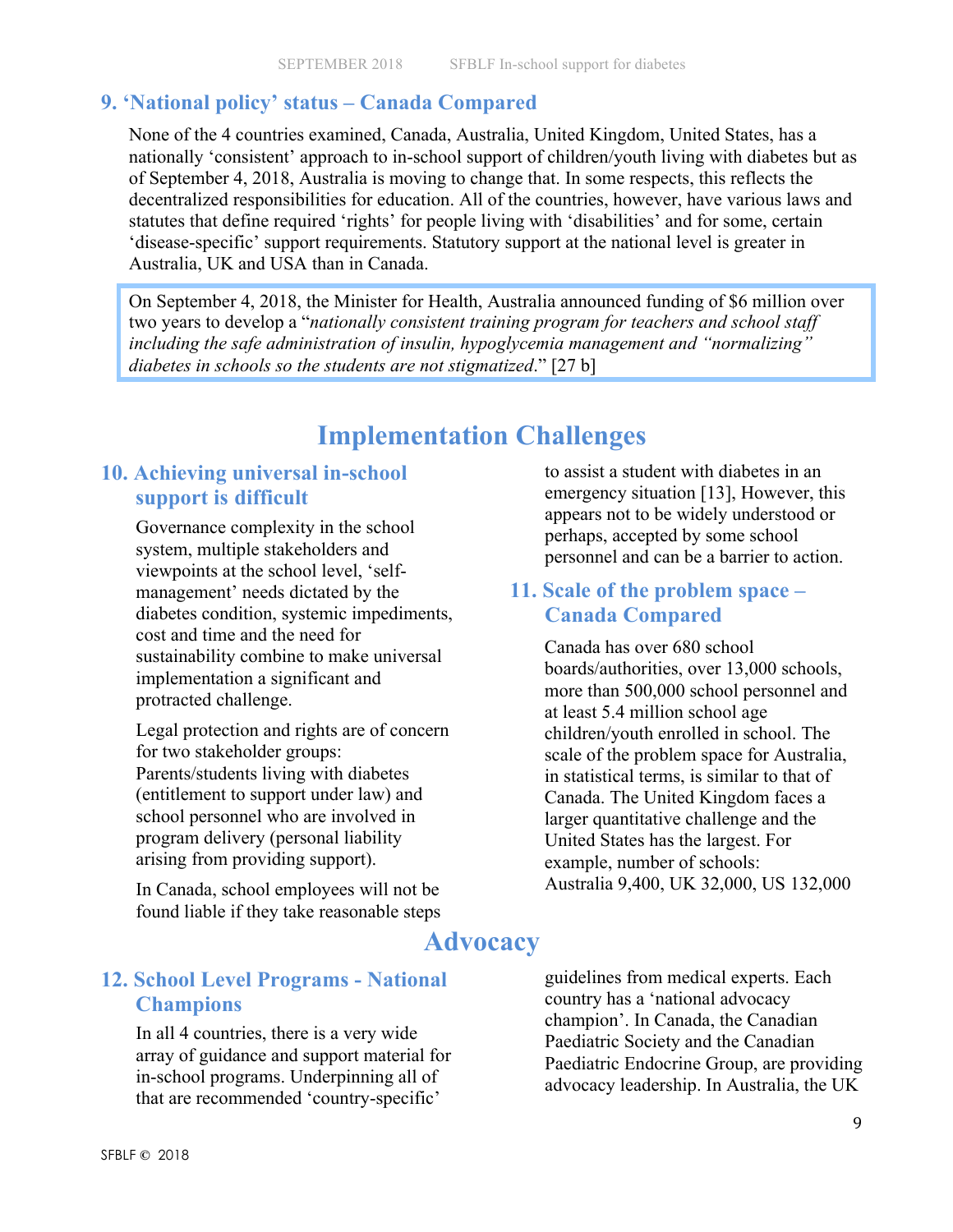## 9. 'National policy' status – Canada Compared

None of the 4 countries examined, Canada, Australia, United Kingdom, United States, has a nationally 'consistent' approach to in-school support of children/youth living with diabetes but as of September 4, 2018, Australia is moving to change that. In some respects, this reflects the decentralized responsibilities for education. All of the countries, however, have various laws and statutes that define required 'rights' for people living with 'disabilities' and for some, certain 'disease-specific' support requirements. Statutory support at the national level is greater in Australia, UK and USA than in Canada.

> On September 4, 2018, the Minister for Health, Australia announced funding of $6 million over two years to develop a "*nationally consistent training program for teachers and school staff including the safe administration of insulin, hypoglycemia management and "normalizing" diabetes in schools so the students are not stigmatized*." [27 b]

# Implementation Challenges

## 10. Achieving universal in-school support is difficult

Governance complexity in the school system, multiple stakeholders and viewpoints at the school level, 'self-management' needs dictated by the diabetes condition, systemic impediments, cost and time and the need for sustainability combine to make universal implementation a significant and protracted challenge.

Legal protection and rights are of concern for two stakeholder groups: Parents/students living with diabetes (entitlement to support under law) and school personnel who are involved in program delivery (personal liability arising from providing support).

In Canada, school employees will not be found liable if they take reasonable steps to assist a student with diabetes in an emergency situation [13], However, this appears not to be widely understood or perhaps, accepted by some school personnel and can be a barrier to action.

## 11. Scale of the problem space – Canada Compared

Canada has over 680 school boards/authorities, over 13,000 schools, more than 500,000 school personnel and at least 5.4 million school age children/youth enrolled in school. The scale of the problem space for Australia, in statistical terms, is similar to that of Canada. The United Kingdom faces a larger quantitative challenge and the United States has the largest. For example, number of schools: Australia 9,400, UK 32,000, US 132,000

# Advocacy

## 12. School Level Programs - National Champions

In all 4 countries, there is a very wide array of guidance and support material for in-school programs. Underpinning all of that are recommended 'country-specific' guidelines from medical experts. Each country has a 'national advocacy champion'. In Canada, the Canadian Paediatric Society and the Canadian Paediatric Endocrine Group, are providing advocacy leadership. In Australia, the UK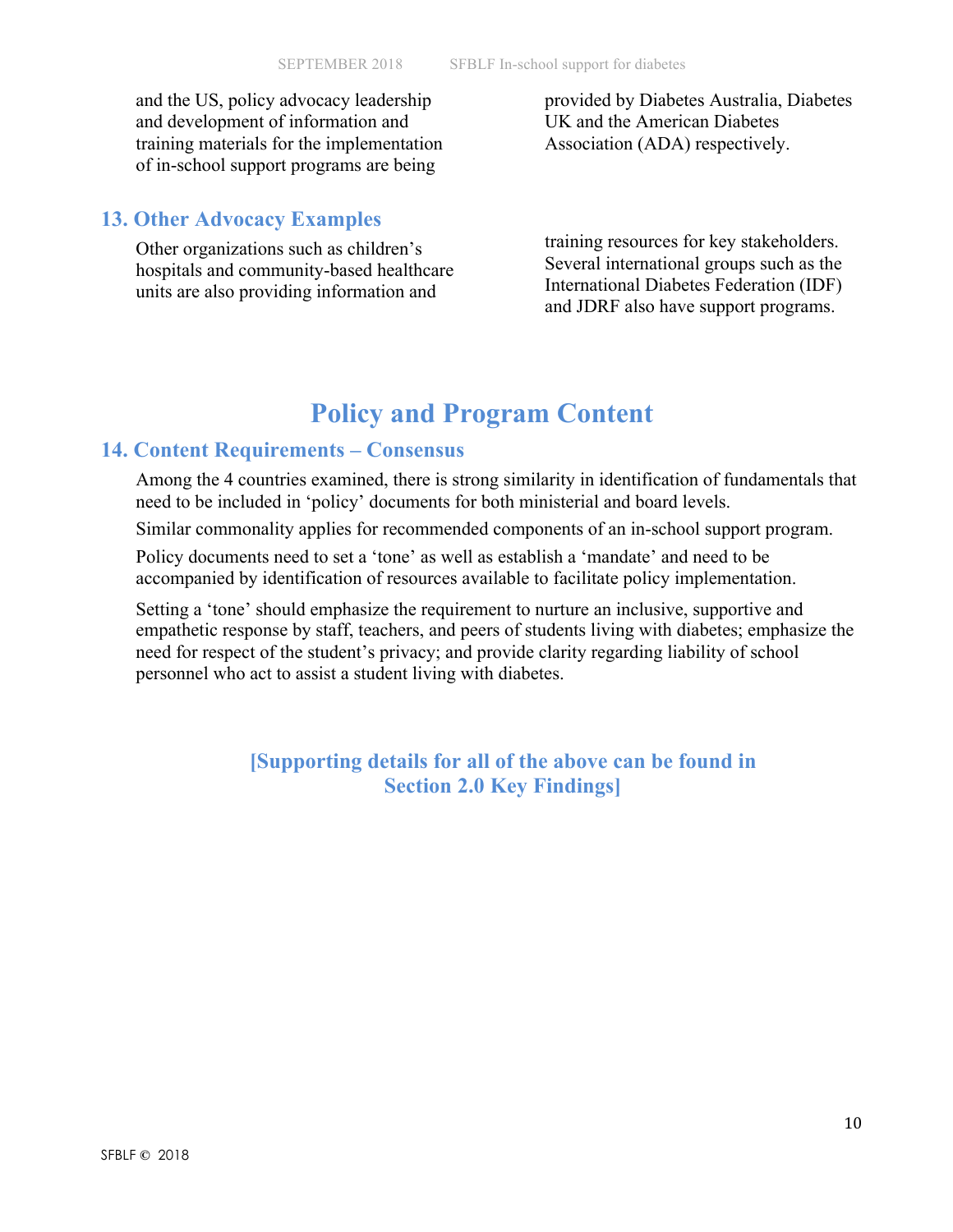and the US, policy advocacy leadership and development of information and training materials for the implementation of in-school support programs are being provided by Diabetes Australia, Diabetes UK and the American Diabetes Association (ADA) respectively.

### 13. Other Advocacy Examples

Other organizations such as children's hospitals and community-based healthcare units are also providing information and training resources for key stakeholders. Several international groups such as the International Diabetes Federation (IDF) and JDRF also have support programs.

## Policy and Program Content

### 14. Content Requirements – Consensus

Among the 4 countries examined, there is strong similarity in identification of fundamentals that need to be included in 'policy' documents for both ministerial and board levels.

Similar commonality applies for recommended components of an in-school support program.

Policy documents need to set a 'tone' as well as establish a 'mandate' and need to be accompanied by identification of resources available to facilitate policy implementation.

Setting a 'tone' should emphasize the requirement to nurture an inclusive, supportive and empathetic response by staff, teachers, and peers of students living with diabetes; emphasize the need for respect of the student's privacy; and provide clarity regarding liability of school personnel who act to assist a student living with diabetes.

**[Supporting details for all of the above can be found in Section 2.0 Key Findings]**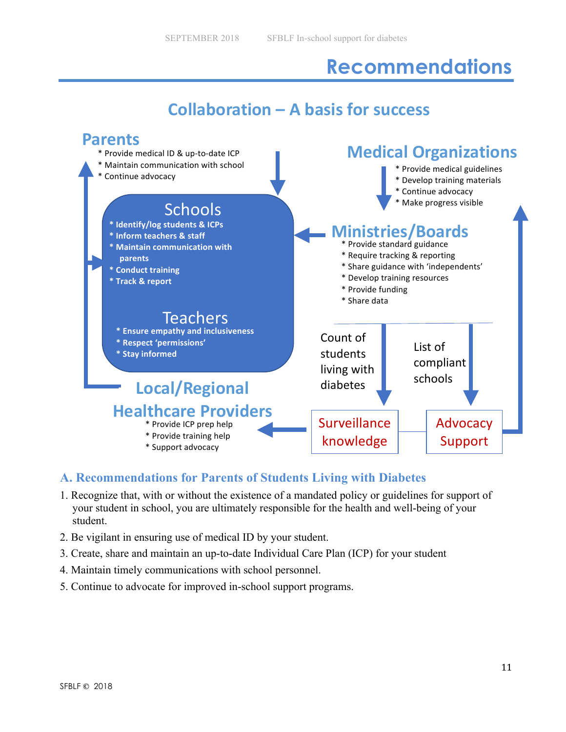# Recommendations

## Collaboration – A basis for success

**Parents**

* Provide medical ID & up-to-date ICP
* Maintain communication with school
* Continue advocacy

**Medical Organizations**

* Provide medical guidelines
* Develop training materials
* Continue advocacy
* Make progress visible

**Schools**

* Identify/log students & ICPs
* Inform teachers & staff
* Maintain communication with parents
* Conduct training
* Track & report

**Teachers**

* Ensure empathy and inclusiveness
* Respect 'permissions'
* Stay informed

**Ministries/Boards**

* Provide standard guidance
* Require tracking & reporting
* Share guidance with 'independents'
* Develop training resources
* Provide funding
* Share data

Count of students living with diabetes

List of compliant schools

**Local/Regional Healthcare Providers**

* Provide ICP prep help
* Provide training help
* Support advocacy

Surveillance knowledge

Advocacy Support

### A. Recommendations for Parents of Students Living with Diabetes

1. Recognize that, with or without the existence of a mandated policy or guidelines for support of your student in school, you are ultimately responsible for the health and well-being of your student.
2. Be vigilant in ensuring use of medical ID by your student.
3. Create, share and maintain an up-to-date Individual Care Plan (ICP) for your student
4. Maintain timely communications with school personnel.
5. Continue to advocate for improved in-school support programs.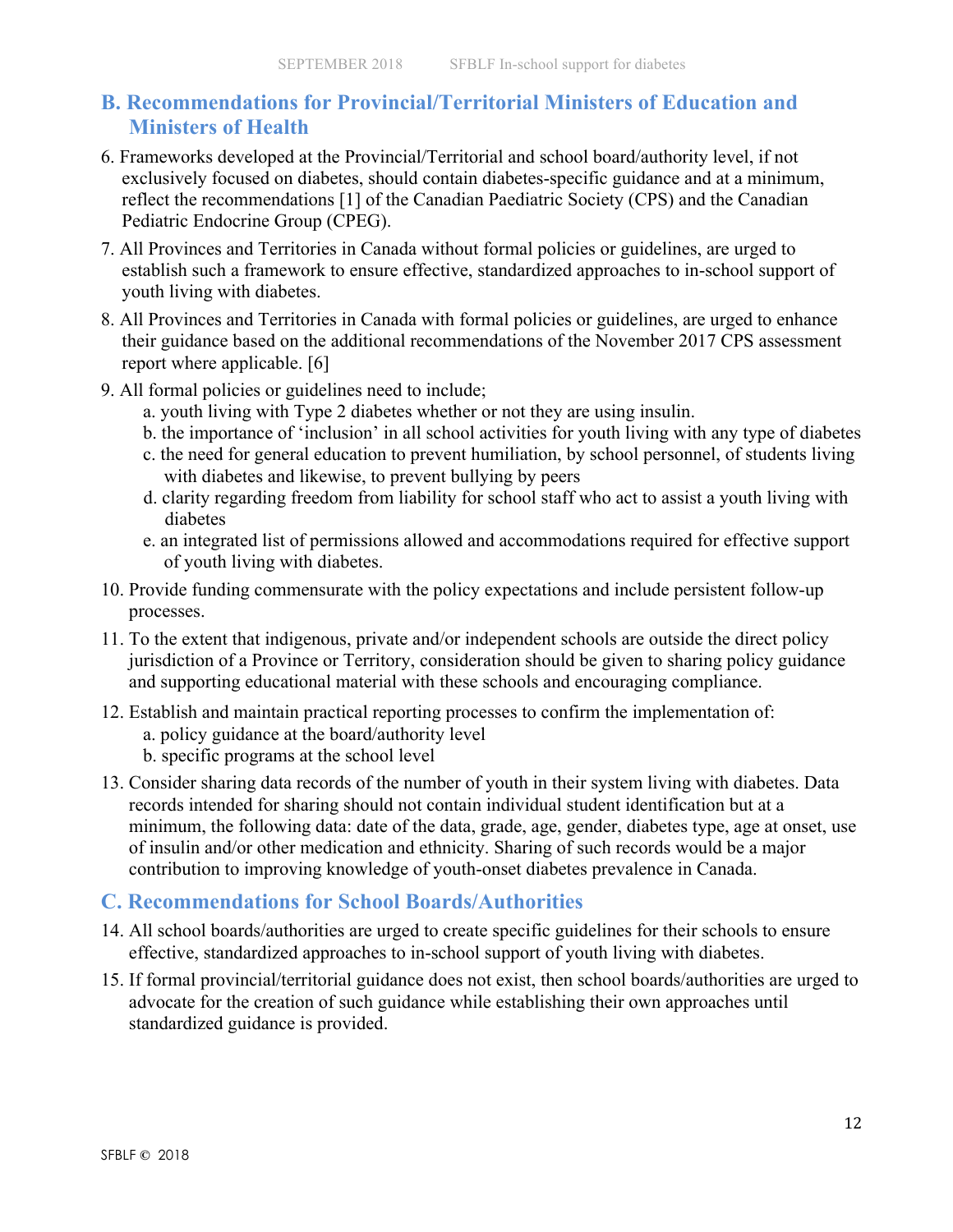## B. Recommendations for Provincial/Territorial Ministers of Education and Ministers of Health

6. Frameworks developed at the Provincial/Territorial and school board/authority level, if not exclusively focused on diabetes, should contain diabetes-specific guidance and at a minimum, reflect the recommendations [1] of the Canadian Paediatric Society (CPS) and the Canadian Pediatric Endocrine Group (CPEG).
7. All Provinces and Territories in Canada without formal policies or guidelines, are urged to establish such a framework to ensure effective, standardized approaches to in-school support of youth living with diabetes.
8. All Provinces and Territories in Canada with formal policies or guidelines, are urged to enhance their guidance based on the additional recommendations of the November 2017 CPS assessment report where applicable. [6]
9. All formal policies or guidelines need to include;
   a. youth living with Type 2 diabetes whether or not they are using insulin.
   b. the importance of 'inclusion' in all school activities for youth living with any type of diabetes
   c. the need for general education to prevent humiliation, by school personnel, of students living with diabetes and likewise, to prevent bullying by peers
   d. clarity regarding freedom from liability for school staff who act to assist a youth living with diabetes
   e. an integrated list of permissions allowed and accommodations required for effective support of youth living with diabetes.
10. Provide funding commensurate with the policy expectations and include persistent follow-up processes.
11. To the extent that indigenous, private and/or independent schools are outside the direct policy jurisdiction of a Province or Territory, consideration should be given to sharing policy guidance and supporting educational material with these schools and encouraging compliance.
12. Establish and maintain practical reporting processes to confirm the implementation of:
    a. policy guidance at the board/authority level
    b. specific programs at the school level
13. Consider sharing data records of the number of youth in their system living with diabetes. Data records intended for sharing should not contain individual student identification but at a minimum, the following data: date of the data, grade, age, gender, diabetes type, age at onset, use of insulin and/or other medication and ethnicity. Sharing of such records would be a major contribution to improving knowledge of youth-onset diabetes prevalence in Canada.

## C. Recommendations for School Boards/Authorities

14. All school boards/authorities are urged to create specific guidelines for their schools to ensure effective, standardized approaches to in-school support of youth living with diabetes.
15. If formal provincial/territorial guidance does not exist, then school boards/authorities are urged to advocate for the creation of such guidance while establishing their own approaches until standardized guidance is provided.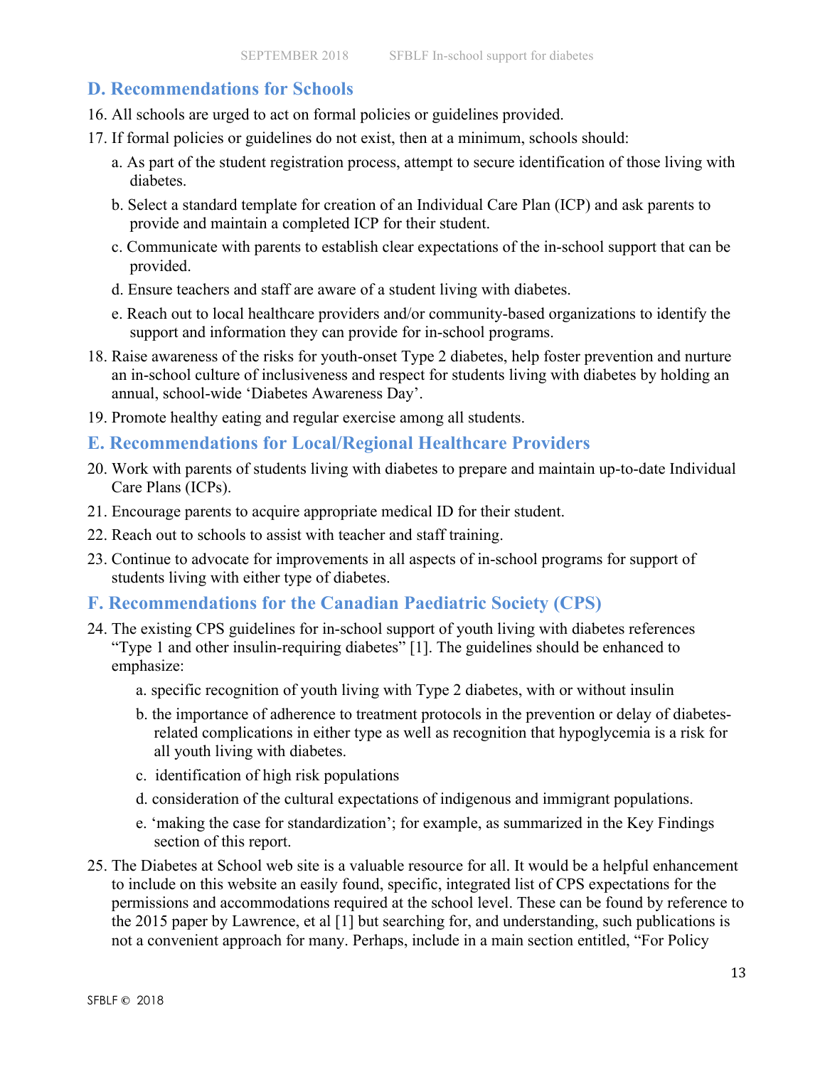## D. Recommendations for Schools

16. All schools are urged to act on formal policies or guidelines provided.
17. If formal policies or guidelines do not exist, then at a minimum, schools should:
    a. As part of the student registration process, attempt to secure identification of those living with diabetes.
    b. Select a standard template for creation of an Individual Care Plan (ICP) and ask parents to provide and maintain a completed ICP for their student.
    c. Communicate with parents to establish clear expectations of the in-school support that can be provided.
    d. Ensure teachers and staff are aware of a student living with diabetes.
    e. Reach out to local healthcare providers and/or community-based organizations to identify the support and information they can provide for in-school programs.
18. Raise awareness of the risks for youth-onset Type 2 diabetes, help foster prevention and nurture an in-school culture of inclusiveness and respect for students living with diabetes by holding an annual, school-wide 'Diabetes Awareness Day'.
19. Promote healthy eating and regular exercise among all students.

## E. Recommendations for Local/Regional Healthcare Providers

20. Work with parents of students living with diabetes to prepare and maintain up-to-date Individual Care Plans (ICPs).
21. Encourage parents to acquire appropriate medical ID for their student.
22. Reach out to schools to assist with teacher and staff training.
23. Continue to advocate for improvements in all aspects of in-school programs for support of students living with either type of diabetes.

## F. Recommendations for the Canadian Paediatric Society (CPS)

24. The existing CPS guidelines for in-school support of youth living with diabetes references "Type 1 and other insulin-requiring diabetes" [1]. The guidelines should be enhanced to emphasize:
    a. specific recognition of youth living with Type 2 diabetes, with or without insulin
    b. the importance of adherence to treatment protocols in the prevention or delay of diabetes-related complications in either type as well as recognition that hypoglycemia is a risk for all youth living with diabetes.
    c. identification of high risk populations
    d. consideration of the cultural expectations of indigenous and immigrant populations.
    e. 'making the case for standardization'; for example, as summarized in the Key Findings section of this report.
25. The Diabetes at School web site is a valuable resource for all. It would be a helpful enhancement to include on this website an easily found, specific, integrated list of CPS expectations for the permissions and accommodations required at the school level. These can be found by reference to the 2015 paper by Lawrence, et al [1] but searching for, and understanding, such publications is not a convenient approach for many. Perhaps, include in a main section entitled, "For Policy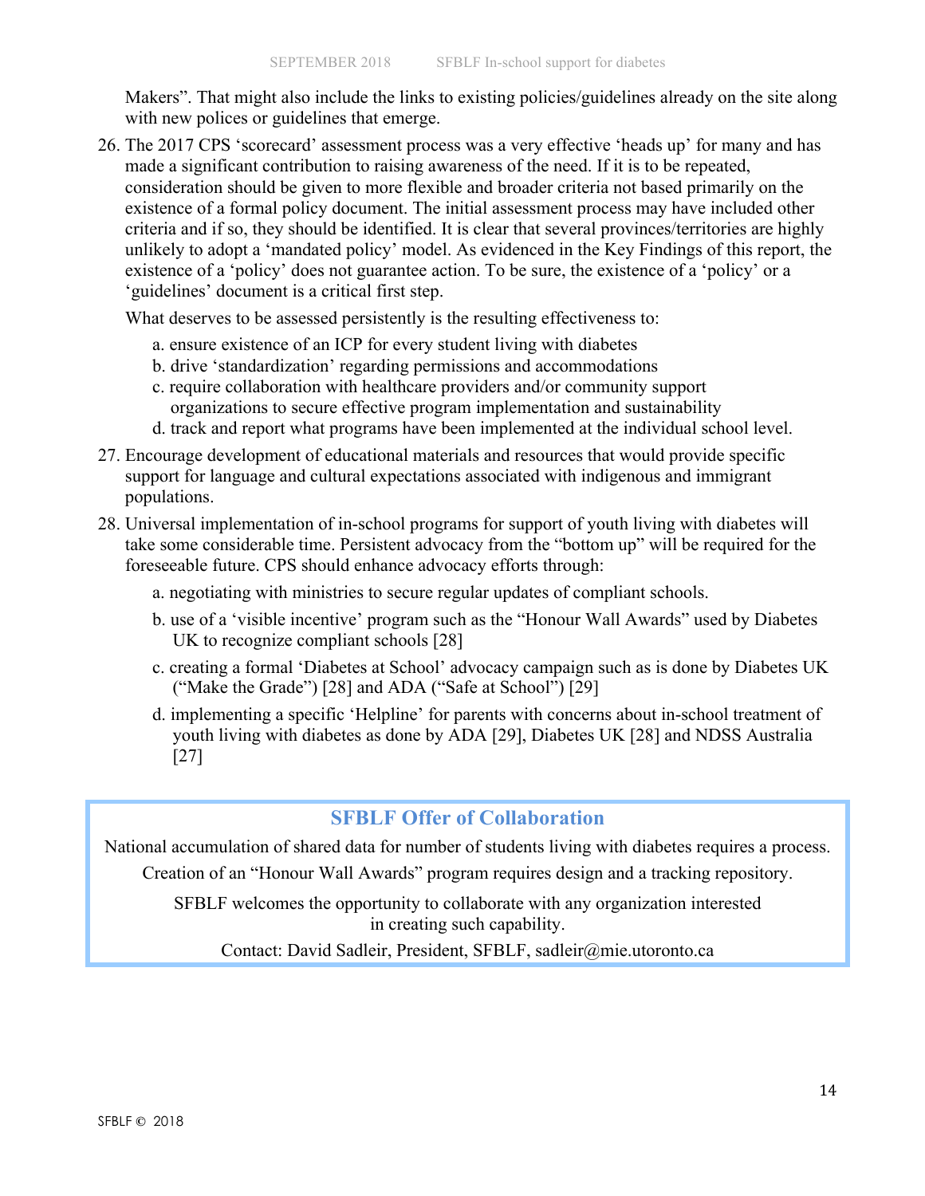Makers". That might also include the links to existing policies/guidelines already on the site along with new polices or guidelines that emerge.

26. The 2017 CPS 'scorecard' assessment process was a very effective 'heads up' for many and has made a significant contribution to raising awareness of the need. If it is to be repeated, consideration should be given to more flexible and broader criteria not based primarily on the existence of a formal policy document. The initial assessment process may have included other criteria and if so, they should be identified. It is clear that several provinces/territories are highly unlikely to adopt a 'mandated policy' model. As evidenced in the Key Findings of this report, the existence of a 'policy' does not guarantee action. To be sure, the existence of a 'policy' or a 'guidelines' document is a critical first step.

   What deserves to be assessed persistently is the resulting effectiveness to:

   a. ensure existence of an ICP for every student living with diabetes
   b. drive 'standardization' regarding permissions and accommodations
   c. require collaboration with healthcare providers and/or community support organizations to secure effective program implementation and sustainability
   d. track and report what programs have been implemented at the individual school level.

27. Encourage development of educational materials and resources that would provide specific support for language and cultural expectations associated with indigenous and immigrant populations.

28. Universal implementation of in-school programs for support of youth living with diabetes will take some considerable time. Persistent advocacy from the "bottom up" will be required for the foreseeable future. CPS should enhance advocacy efforts through:

   a. negotiating with ministries to secure regular updates of compliant schools.
   b. use of a 'visible incentive' program such as the "Honour Wall Awards" used by Diabetes UK to recognize compliant schools [28]
   c. creating a formal 'Diabetes at School' advocacy campaign such as is done by Diabetes UK ("Make the Grade") [28] and ADA ("Safe at School") [29]
   d. implementing a specific 'Helpline' for parents with concerns about in-school treatment of youth living with diabetes as done by ADA [29], Diabetes UK [28] and NDSS Australia [27]

## SFBLF Offer of Collaboration

National accumulation of shared data for number of students living with diabetes requires a process.

Creation of an "Honour Wall Awards" program requires design and a tracking repository.

SFBLF welcomes the opportunity to collaborate with any organization interested in creating such capability.

Contact: David Sadleir, President, SFBLF, sadleir@mie.utoronto.ca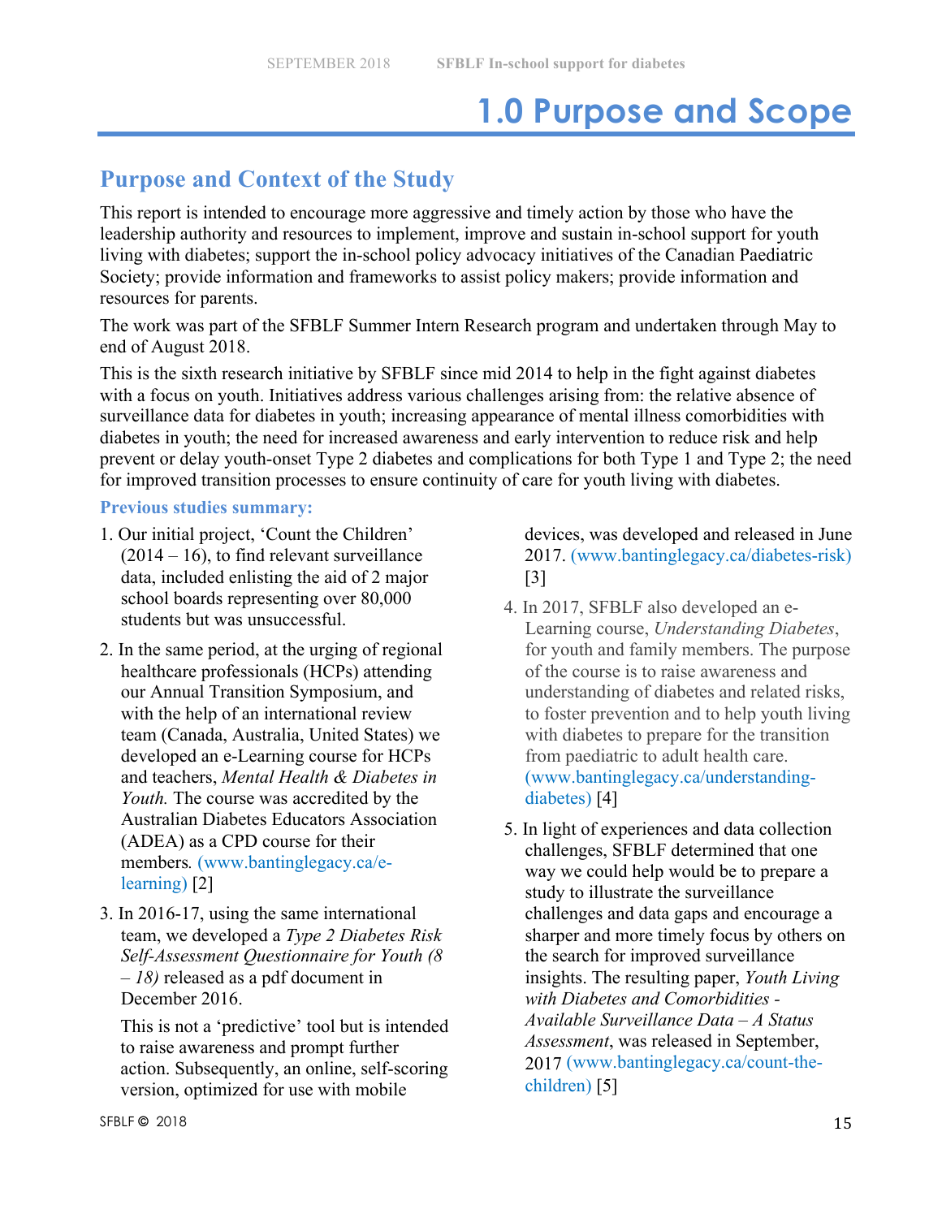# 1.0 Purpose and Scope

## Purpose and Context of the Study

This report is intended to encourage more aggressive and timely action by those who have the leadership authority and resources to implement, improve and sustain in-school support for youth living with diabetes; support the in-school policy advocacy initiatives of the Canadian Paediatric Society; provide information and frameworks to assist policy makers; provide information and resources for parents.

The work was part of the SFBLF Summer Intern Research program and undertaken through May to end of August 2018.

This is the sixth research initiative by SFBLF since mid 2014 to help in the fight against diabetes with a focus on youth. Initiatives address various challenges arising from: the relative absence of surveillance data for diabetes in youth; increasing appearance of mental illness comorbidities with diabetes in youth; the need for increased awareness and early intervention to reduce risk and help prevent or delay youth-onset Type 2 diabetes and complications for both Type 1 and Type 2; the need for improved transition processes to ensure continuity of care for youth living with diabetes.

### Previous studies summary:

1. Our initial project, 'Count the Children' (2014 – 16), to find relevant surveillance data, included enlisting the aid of 2 major school boards representing over 80,000 students but was unsuccessful.

2. In the same period, at the urging of regional healthcare professionals (HCPs) attending our Annual Transition Symposium, and with the help of an international review team (Canada, Australia, United States) we developed an e-Learning course for HCPs and teachers, *Mental Health & Diabetes in Youth.* The course was accredited by the Australian Diabetes Educators Association (ADEA) as a CPD course for their members. (www.bantinglegacy.ca/e-learning) [2]

3. In 2016-17, using the same international team, we developed a *Type 2 Diabetes Risk Self-Assessment Questionnaire for Youth (8 – 18)* released as a pdf document in December 2016.

   This is not a 'predictive' tool but is intended to raise awareness and prompt further action. Subsequently, an online, self-scoring version, optimized for use with mobile devices, was developed and released in June 2017. (www.bantinglegacy.ca/diabetes-risk) [3]

4. In 2017, SFBLF also developed an e-Learning course, *Understanding Diabetes*, for youth and family members. The purpose of the course is to raise awareness and understanding of diabetes and related risks, to foster prevention and to help youth living with diabetes to prepare for the transition from paediatric to adult health care. (www.bantinglegacy.ca/understanding-diabetes) [4]

5. In light of experiences and data collection challenges, SFBLF determined that one way we could help would be to prepare a study to illustrate the surveillance challenges and data gaps and encourage a sharper and more timely focus by others on the search for improved surveillance insights. The resulting paper, *Youth Living with Diabetes and Comorbidities - Available Surveillance Data – A Status Assessment*, was released in September, 2017 (www.bantinglegacy.ca/count-the-children) [5]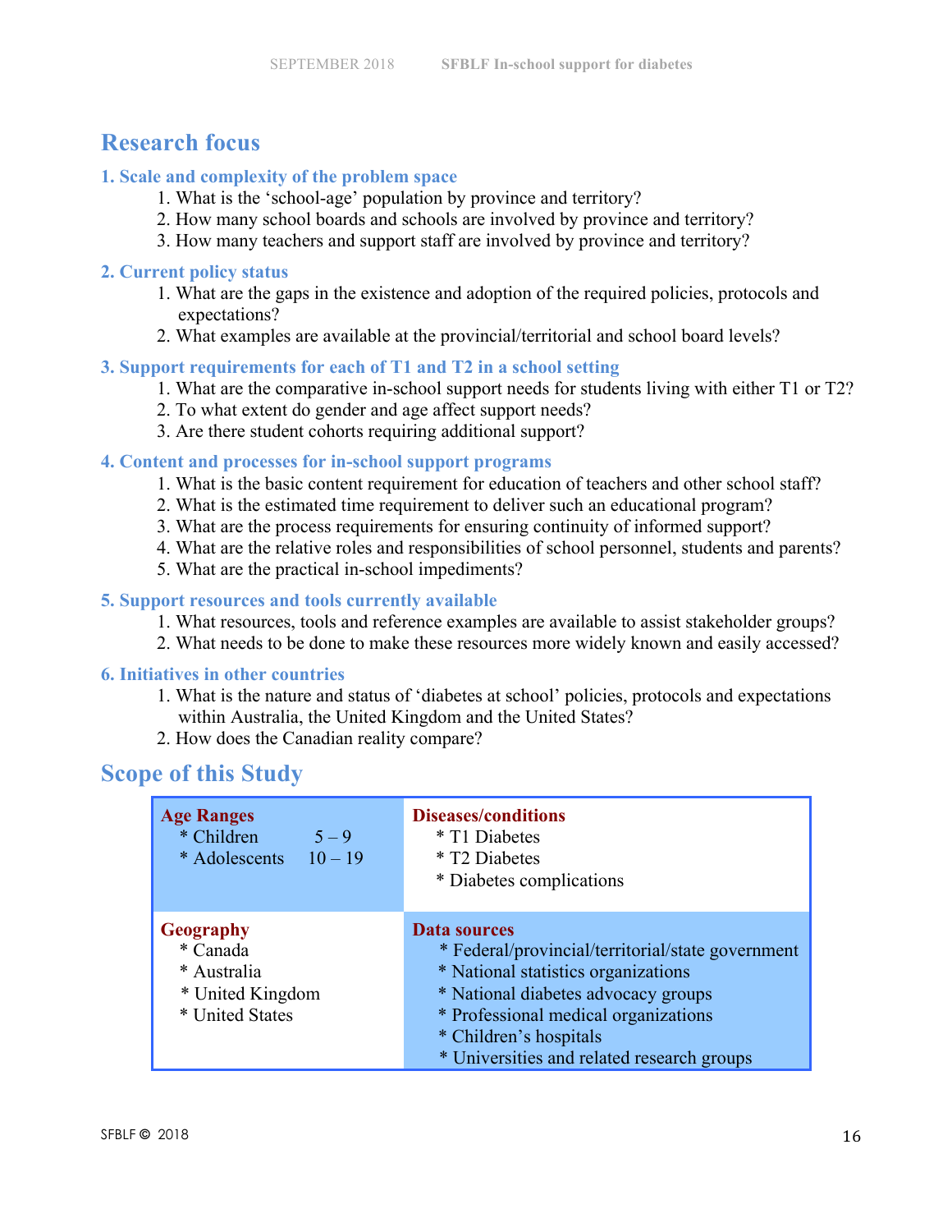## Research focus

### 1. Scale and complexity of the problem space

1. What is the 'school-age' population by province and territory?
2. How many school boards and schools are involved by province and territory?
3. How many teachers and support staff are involved by province and territory?

### 2. Current policy status

1. What are the gaps in the existence and adoption of the required policies, protocols and expectations?
2. What examples are available at the provincial/territorial and school board levels?

### 3. Support requirements for each of T1 and T2 in a school setting

1. What are the comparative in-school support needs for students living with either T1 or T2?
2. To what extent do gender and age affect support needs?
3. Are there student cohorts requiring additional support?

### 4. Content and processes for in-school support programs

1. What is the basic content requirement for education of teachers and other school staff?
2. What is the estimated time requirement to deliver such an educational program?
3. What are the process requirements for ensuring continuity of informed support?
4. What are the relative roles and responsibilities of school personnel, students and parents?
5. What are the practical in-school impediments?

### 5. Support resources and tools currently available

1. What resources, tools and reference examples are available to assist stakeholder groups?
2. What needs to be done to make these resources more widely known and easily accessed?

### 6. Initiatives in other countries

1. What is the nature and status of 'diabetes at school' policies, protocols and expectations within Australia, the United Kingdom and the United States?
2. How does the Canadian reality compare?

## Scope of this Study

| **Age Ranges** | **Diseases/conditions** |
|---|---|
| * Children 5 – 9<br>* Adolescents 10 – 19 | * T1 Diabetes<br>* T2 Diabetes<br>* Diabetes complications |
| **Geography** | **Data sources** |
| * Canada<br>* Australia<br>* United Kingdom<br>* United States | * Federal/provincial/territorial/state government<br>* National statistics organizations<br>* National diabetes advocacy groups<br>* Professional medical organizations<br>* Children's hospitals<br>* Universities and related research groups |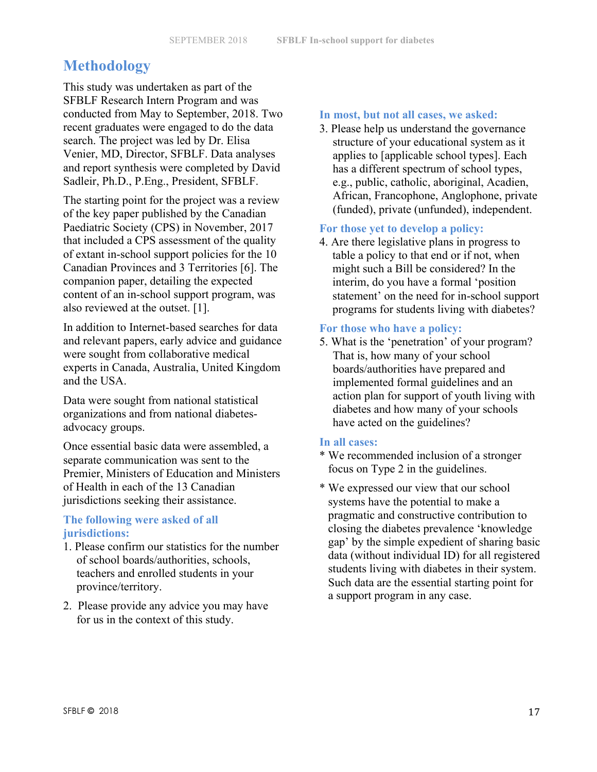# Methodology

This study was undertaken as part of the SFBLF Research Intern Program and was conducted from May to September, 2018. Two recent graduates were engaged to do the data search. The project was led by Dr. Elisa Venier, MD, Director, SFBLF. Data analyses and report synthesis were completed by David Sadleir, Ph.D., P.Eng., President, SFBLF.

The starting point for the project was a review of the key paper published by the Canadian Paediatric Society (CPS) in November, 2017 that included a CPS assessment of the quality of extant in-school support policies for the 10 Canadian Provinces and 3 Territories [6]. The companion paper, detailing the expected content of an in-school support program, was also reviewed at the outset. [1].

In addition to Internet-based searches for data and relevant papers, early advice and guidance were sought from collaborative medical experts in Canada, Australia, United Kingdom and the USA.

Data were sought from national statistical organizations and from national diabetes-advocacy groups.

Once essential basic data were assembled, a separate communication was sent to the Premier, Ministers of Education and Ministers of Health in each of the 13 Canadian jurisdictions seeking their assistance.

### The following were asked of all jurisdictions:

1. Please confirm our statistics for the number of school boards/authorities, schools, teachers and enrolled students in your province/territory.
2. Please provide any advice you may have for us in the context of this study.

### In most, but not all cases, we asked:

3. Please help us understand the governance structure of your educational system as it applies to [applicable school types]. Each has a different spectrum of school types, e.g., public, catholic, aboriginal, Acadien, African, Francophone, Anglophone, private (funded), private (unfunded), independent.

### For those yet to develop a policy:

4. Are there legislative plans in progress to table a policy to that end or if not, when might such a Bill be considered? In the interim, do you have a formal 'position statement' on the need for in-school support programs for students living with diabetes?

### For those who have a policy:

5. What is the 'penetration' of your program? That is, how many of your school boards/authorities have prepared and implemented formal guidelines and an action plan for support of youth living with diabetes and how many of your schools have acted on the guidelines?

### In all cases:

* We recommended inclusion of a stronger focus on Type 2 in the guidelines.
* We expressed our view that our school systems have the potential to make a pragmatic and constructive contribution to closing the diabetes prevalence 'knowledge gap' by the simple expedient of sharing basic data (without individual ID) for all registered students living with diabetes in their system. Such data are the essential starting point for a support program in any case.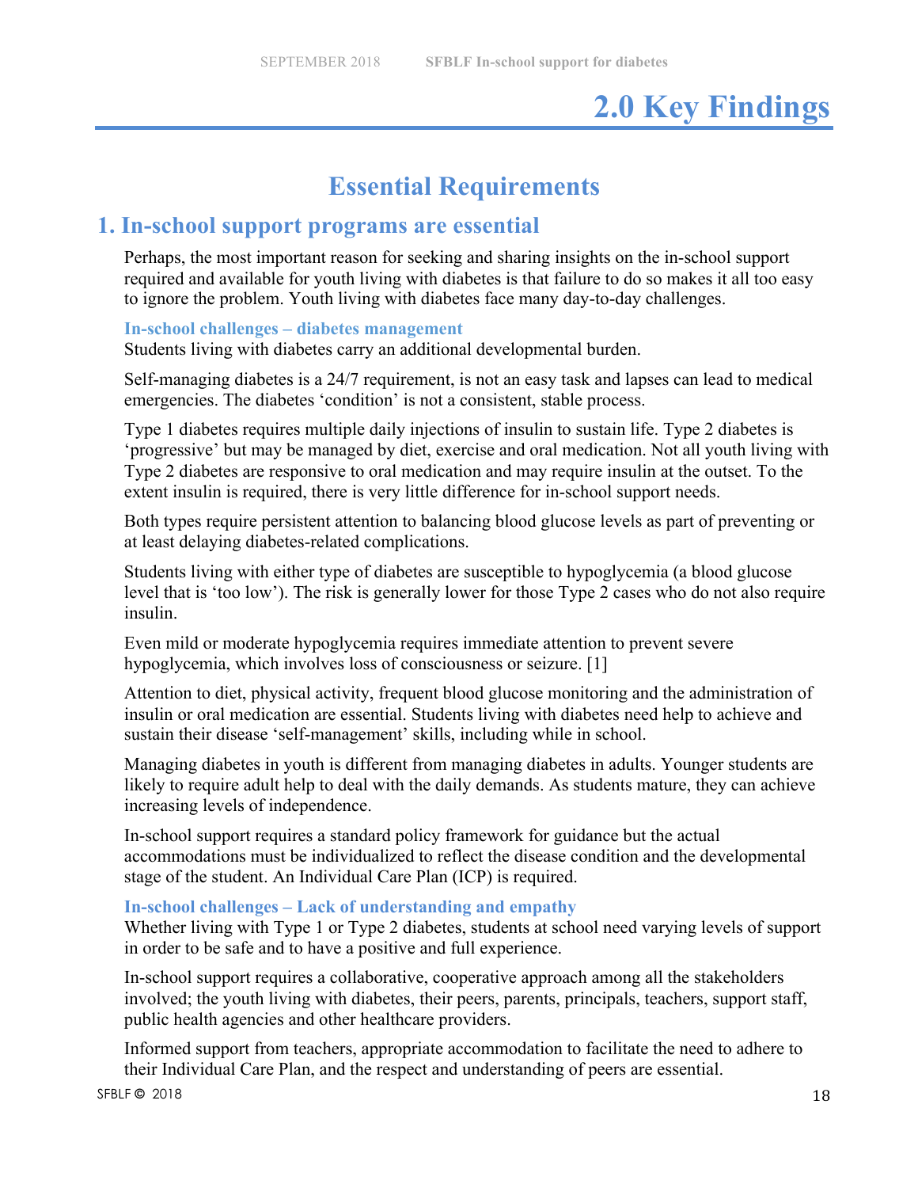# 2.0 Key Findings

## Essential Requirements

### 1. In-school support programs are essential

Perhaps, the most important reason for seeking and sharing insights on the in-school support required and available for youth living with diabetes is that failure to do so makes it all too easy to ignore the problem. Youth living with diabetes face many day-to-day challenges.

#### In-school challenges – diabetes management

Students living with diabetes carry an additional developmental burden.

Self-managing diabetes is a 24/7 requirement, is not an easy task and lapses can lead to medical emergencies. The diabetes 'condition' is not a consistent, stable process.

Type 1 diabetes requires multiple daily injections of insulin to sustain life. Type 2 diabetes is 'progressive' but may be managed by diet, exercise and oral medication. Not all youth living with Type 2 diabetes are responsive to oral medication and may require insulin at the outset. To the extent insulin is required, there is very little difference for in-school support needs.

Both types require persistent attention to balancing blood glucose levels as part of preventing or at least delaying diabetes-related complications.

Students living with either type of diabetes are susceptible to hypoglycemia (a blood glucose level that is 'too low'). The risk is generally lower for those Type 2 cases who do not also require insulin.

Even mild or moderate hypoglycemia requires immediate attention to prevent severe hypoglycemia, which involves loss of consciousness or seizure. [1]

Attention to diet, physical activity, frequent blood glucose monitoring and the administration of insulin or oral medication are essential. Students living with diabetes need help to achieve and sustain their disease 'self-management' skills, including while in school.

Managing diabetes in youth is different from managing diabetes in adults. Younger students are likely to require adult help to deal with the daily demands. As students mature, they can achieve increasing levels of independence.

In-school support requires a standard policy framework for guidance but the actual accommodations must be individualized to reflect the disease condition and the developmental stage of the student. An Individual Care Plan (ICP) is required.

#### In-school challenges – Lack of understanding and empathy

Whether living with Type 1 or Type 2 diabetes, students at school need varying levels of support in order to be safe and to have a positive and full experience.

In-school support requires a collaborative, cooperative approach among all the stakeholders involved; the youth living with diabetes, their peers, parents, principals, teachers, support staff, public health agencies and other healthcare providers.

Informed support from teachers, appropriate accommodation to facilitate the need to adhere to their Individual Care Plan, and the respect and understanding of peers are essential.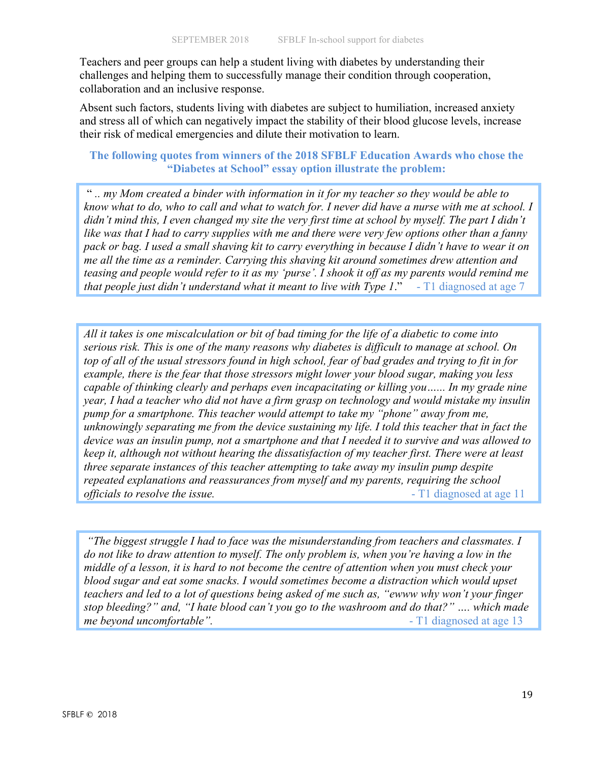Teachers and peer groups can help a student living with diabetes by understanding their challenges and helping them to successfully manage their condition through cooperation, collaboration and an inclusive response.

Absent such factors, students living with diabetes are subject to humiliation, increased anxiety and stress all of which can negatively impact the stability of their blood glucose levels, increase their risk of medical emergencies and dilute their motivation to learn.

**The following quotes from winners of the 2018 SFBLF Education Awards who chose the "Diabetes at School" essay option illustrate the problem:**

> " .. *my Mom created a binder with information in it for my teacher so they would be able to know what to do, who to call and what to watch for. I never did have a nurse with me at school. I didn't mind this, I even changed my site the very first time at school by myself. The part I didn't like was that I had to carry supplies with me and there were very few options other than a fanny pack or bag. I used a small shaving kit to carry everything in because I didn't have to wear it on me all the time as a reminder. Carrying this shaving kit around sometimes drew attention and teasing and people would refer to it as my 'purse'. I shook it off as my parents would remind me that people just didn't understand what it meant to live with Type 1*." - T1 diagnosed at age 7

> *All it takes is one miscalculation or bit of bad timing for the life of a diabetic to come into serious risk. This is one of the many reasons why diabetes is difficult to manage at school. On top of all of the usual stressors found in high school, fear of bad grades and trying to fit in for example, there is the fear that those stressors might lower your blood sugar, making you less capable of thinking clearly and perhaps even incapacitating or killing you...... In my grade nine year, I had a teacher who did not have a firm grasp on technology and would mistake my insulin pump for a smartphone. This teacher would attempt to take my "phone" away from me, unknowingly separating me from the device sustaining my life. I told this teacher that in fact the device was an insulin pump, not a smartphone and that I needed it to survive and was allowed to keep it, although not without hearing the dissatisfaction of my teacher first. There were at least three separate instances of this teacher attempting to take away my insulin pump despite repeated explanations and reassurances from myself and my parents, requiring the school officials to resolve the issue.* - T1 diagnosed at age 11

> *"The biggest struggle I had to face was the misunderstanding from teachers and classmates. I do not like to draw attention to myself. The only problem is, when you're having a low in the middle of a lesson, it is hard to not become the centre of attention when you must check your blood sugar and eat some snacks. I would sometimes become a distraction which would upset teachers and led to a lot of questions being asked of me such as, "ewww why won't your finger stop bleeding?" and, "I hate blood can't you go to the washroom and do that?" …. which made me beyond uncomfortable".* - T1 diagnosed at age 13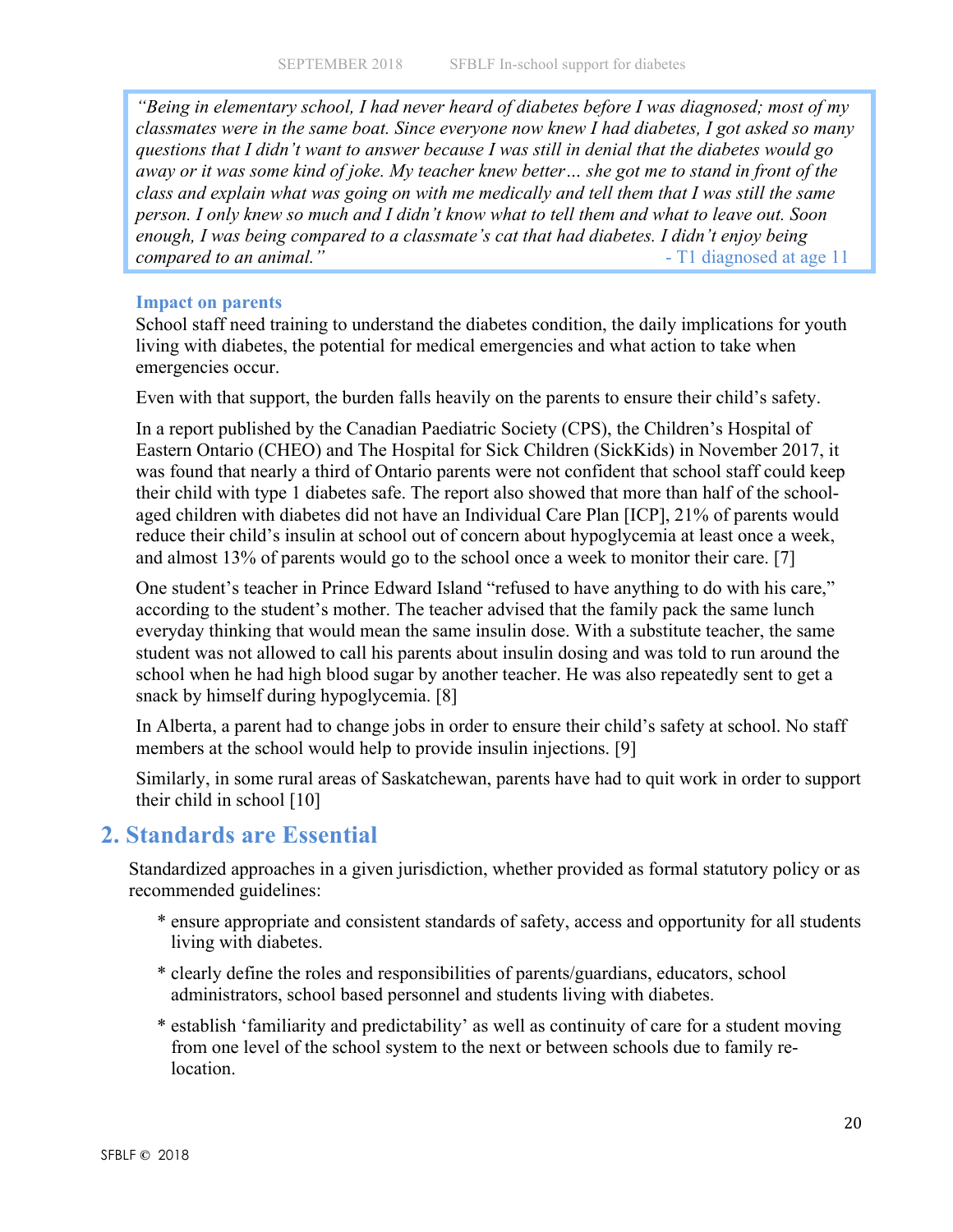> *"Being in elementary school, I had never heard of diabetes before I was diagnosed; most of my classmates were in the same boat. Since everyone now knew I had diabetes, I got asked so many questions that I didn't want to answer because I was still in denial that the diabetes would go away or it was some kind of joke. My teacher knew better… she got me to stand in front of the class and explain what was going on with me medically and tell them that I was still the same person. I only knew so much and I didn't know what to tell them and what to leave out. Soon enough, I was being compared to a classmate's cat that had diabetes. I didn't enjoy being compared to an animal."* - T1 diagnosed at age 11

### Impact on parents

School staff need training to understand the diabetes condition, the daily implications for youth living with diabetes, the potential for medical emergencies and what action to take when emergencies occur.

Even with that support, the burden falls heavily on the parents to ensure their child's safety.

In a report published by the Canadian Paediatric Society (CPS), the Children's Hospital of Eastern Ontario (CHEO) and The Hospital for Sick Children (SickKids) in November 2017, it was found that nearly a third of Ontario parents were not confident that school staff could keep their child with type 1 diabetes safe. The report also showed that more than half of the school-aged children with diabetes did not have an Individual Care Plan [ICP], 21% of parents would reduce their child's insulin at school out of concern about hypoglycemia at least once a week, and almost 13% of parents would go to the school once a week to monitor their care. [7]

One student's teacher in Prince Edward Island "refused to have anything to do with his care," according to the student's mother. The teacher advised that the family pack the same lunch everyday thinking that would mean the same insulin dose. With a substitute teacher, the same student was not allowed to call his parents about insulin dosing and was told to run around the school when he had high blood sugar by another teacher. He was also repeatedly sent to get a snack by himself during hypoglycemia. [8]

In Alberta, a parent had to change jobs in order to ensure their child's safety at school. No staff members at the school would help to provide insulin injections. [9]

Similarly, in some rural areas of Saskatchewan, parents have had to quit work in order to support their child in school [10]

## 2. Standards are Essential

Standardized approaches in a given jurisdiction, whether provided as formal statutory policy or as recommended guidelines:

* ensure appropriate and consistent standards of safety, access and opportunity for all students living with diabetes.
* clearly define the roles and responsibilities of parents/guardians, educators, school administrators, school based personnel and students living with diabetes.
* establish 'familiarity and predictability' as well as continuity of care for a student moving from one level of the school system to the next or between schools due to family re-location.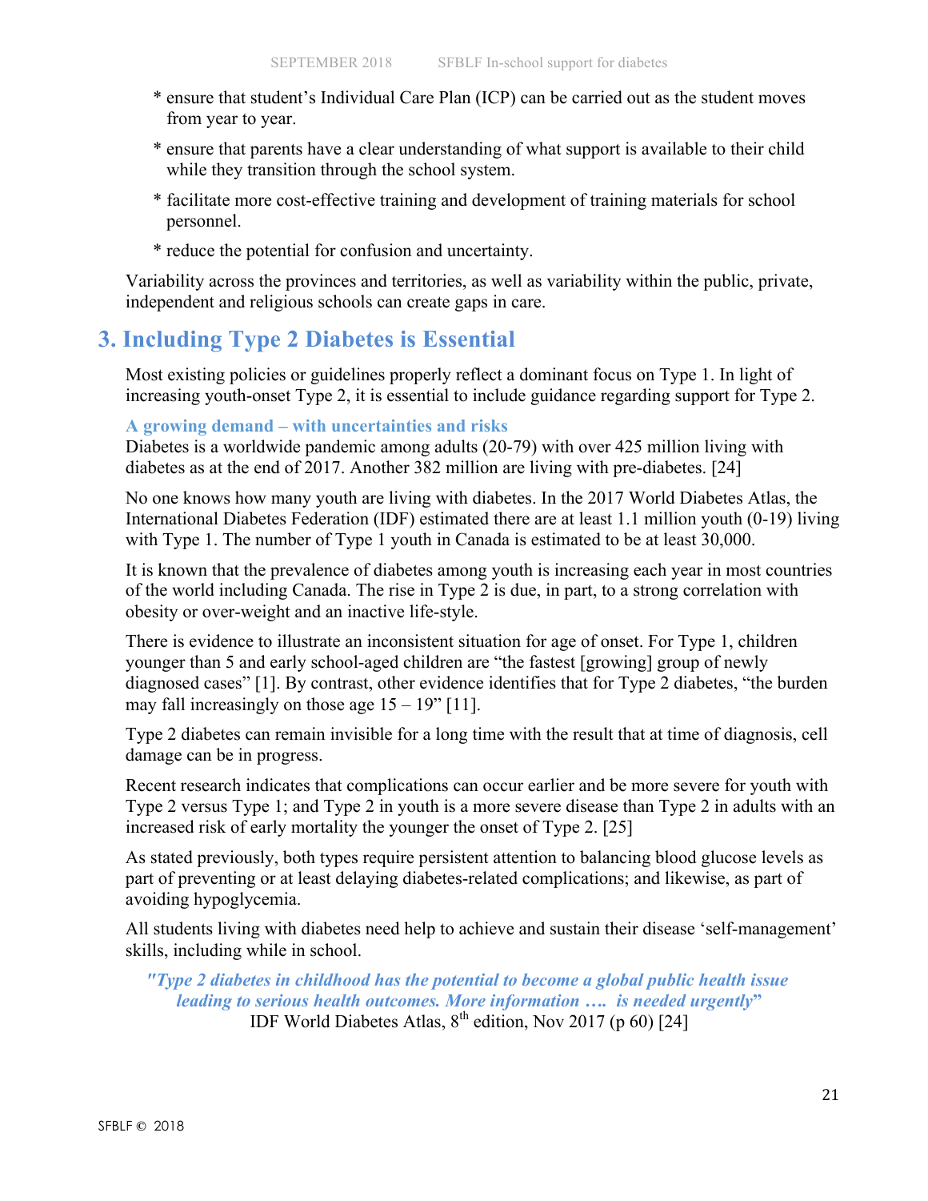* ensure that student's Individual Care Plan (ICP) can be carried out as the student moves from year to year.

* ensure that parents have a clear understanding of what support is available to their child while they transition through the school system.

* facilitate more cost-effective training and development of training materials for school personnel.

* reduce the potential for confusion and uncertainty.

Variability across the provinces and territories, as well as variability within the public, private, independent and religious schools can create gaps in care.

## 3. Including Type 2 Diabetes is Essential

Most existing policies or guidelines properly reflect a dominant focus on Type 1. In light of increasing youth-onset Type 2, it is essential to include guidance regarding support for Type 2.

### A growing demand – with uncertainties and risks

Diabetes is a worldwide pandemic among adults (20-79) with over 425 million living with diabetes as at the end of 2017. Another 382 million are living with pre-diabetes. [24]

No one knows how many youth are living with diabetes. In the 2017 World Diabetes Atlas, the International Diabetes Federation (IDF) estimated there are at least 1.1 million youth (0-19) living with Type 1. The number of Type 1 youth in Canada is estimated to be at least 30,000.

It is known that the prevalence of diabetes among youth is increasing each year in most countries of the world including Canada. The rise in Type 2 is due, in part, to a strong correlation with obesity or over-weight and an inactive life-style.

There is evidence to illustrate an inconsistent situation for age of onset. For Type 1, children younger than 5 and early school-aged children are "the fastest [growing] group of newly diagnosed cases" [1]. By contrast, other evidence identifies that for Type 2 diabetes, "the burden may fall increasingly on those age 15 – 19" [11].

Type 2 diabetes can remain invisible for a long time with the result that at time of diagnosis, cell damage can be in progress.

Recent research indicates that complications can occur earlier and be more severe for youth with Type 2 versus Type 1; and Type 2 in youth is a more severe disease than Type 2 in adults with an increased risk of early mortality the younger the onset of Type 2. [25]

As stated previously, both types require persistent attention to balancing blood glucose levels as part of preventing or at least delaying diabetes-related complications; and likewise, as part of avoiding hypoglycemia.

All students living with diabetes need help to achieve and sustain their disease 'self-management' skills, including while in school.

***"Type 2 diabetes in childhood has the potential to become a global public health issue leading to serious health outcomes. More information …. is needed urgently"***
IDF World Diabetes Atlas, 8th edition, Nov 2017 (p 60) [24]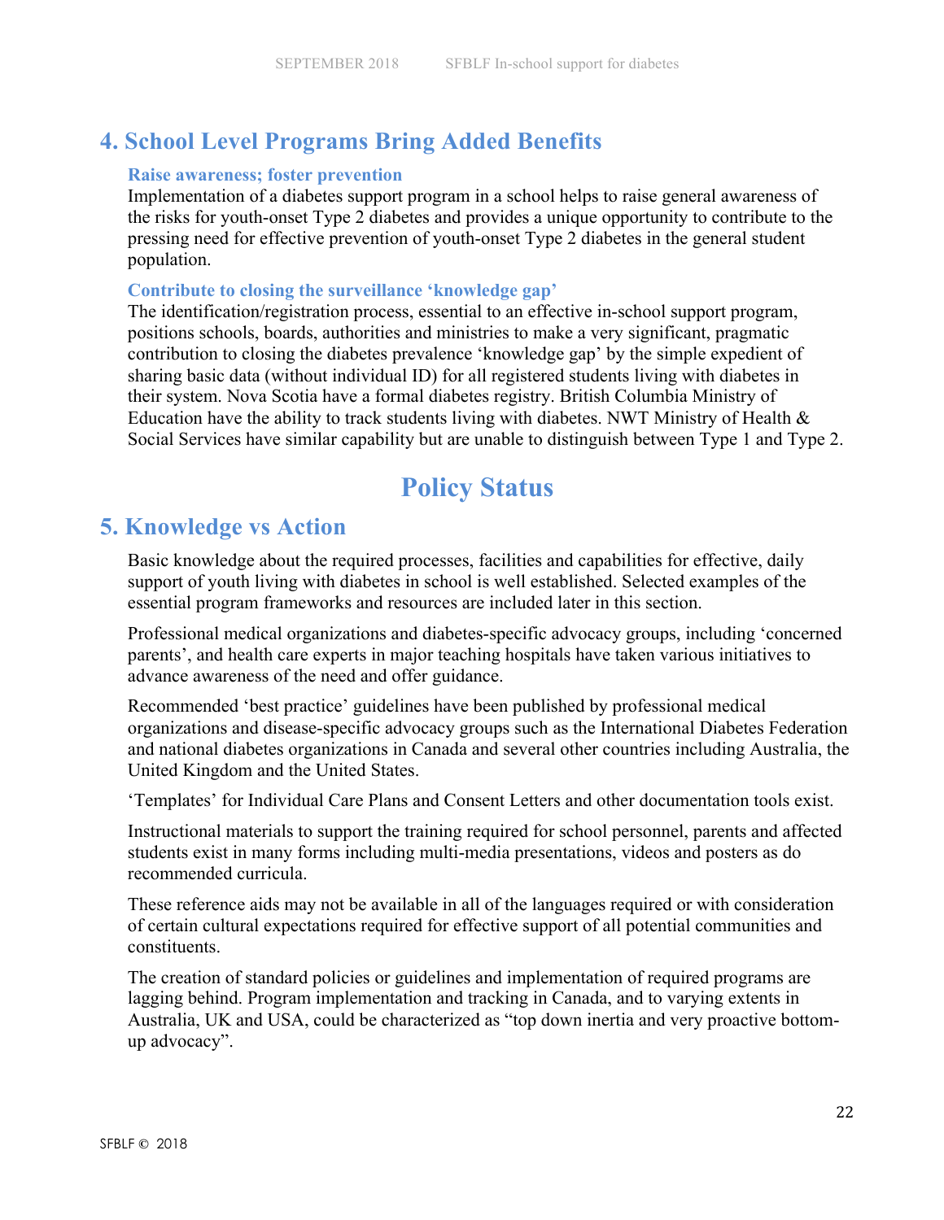## 4. School Level Programs Bring Added Benefits

### Raise awareness; foster prevention

Implementation of a diabetes support program in a school helps to raise general awareness of the risks for youth-onset Type 2 diabetes and provides a unique opportunity to contribute to the pressing need for effective prevention of youth-onset Type 2 diabetes in the general student population.

### Contribute to closing the surveillance 'knowledge gap'

The identification/registration process, essential to an effective in-school support program, positions schools, boards, authorities and ministries to make a very significant, pragmatic contribution to closing the diabetes prevalence 'knowledge gap' by the simple expedient of sharing basic data (without individual ID) for all registered students living with diabetes in their system. Nova Scotia have a formal diabetes registry. British Columbia Ministry of Education have the ability to track students living with diabetes. NWT Ministry of Health & Social Services have similar capability but are unable to distinguish between Type 1 and Type 2.

# Policy Status

## 5. Knowledge vs Action

Basic knowledge about the required processes, facilities and capabilities for effective, daily support of youth living with diabetes in school is well established. Selected examples of the essential program frameworks and resources are included later in this section.

Professional medical organizations and diabetes-specific advocacy groups, including 'concerned parents', and health care experts in major teaching hospitals have taken various initiatives to advance awareness of the need and offer guidance.

Recommended 'best practice' guidelines have been published by professional medical organizations and disease-specific advocacy groups such as the International Diabetes Federation and national diabetes organizations in Canada and several other countries including Australia, the United Kingdom and the United States.

'Templates' for Individual Care Plans and Consent Letters and other documentation tools exist.

Instructional materials to support the training required for school personnel, parents and affected students exist in many forms including multi-media presentations, videos and posters as do recommended curricula.

These reference aids may not be available in all of the languages required or with consideration of certain cultural expectations required for effective support of all potential communities and constituents.

The creation of standard policies or guidelines and implementation of required programs are lagging behind. Program implementation and tracking in Canada, and to varying extents in Australia, UK and USA, could be characterized as "top down inertia and very proactive bottom-up advocacy".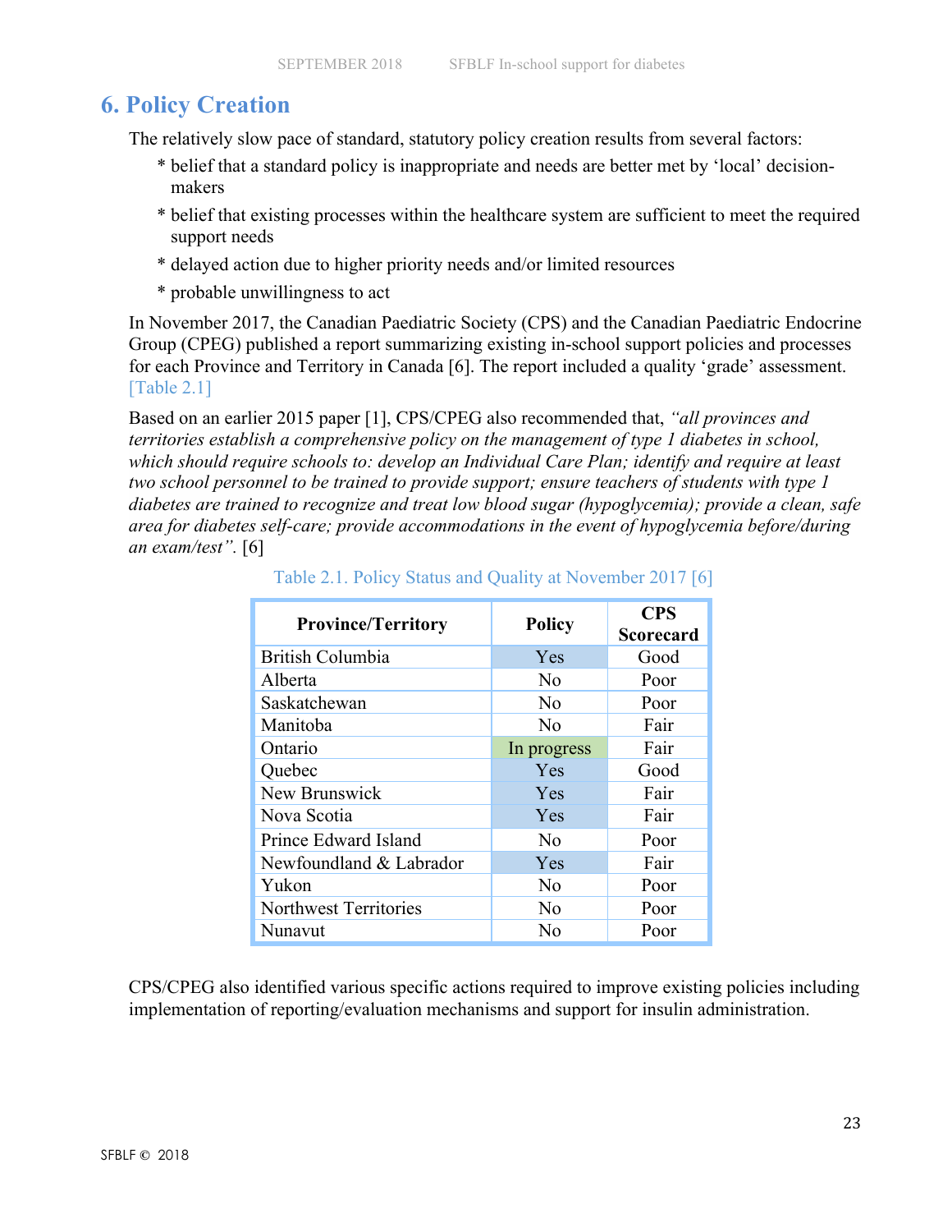## 6. Policy Creation

The relatively slow pace of standard, statutory policy creation results from several factors:

* belief that a standard policy is inappropriate and needs are better met by 'local' decision-makers
* belief that existing processes within the healthcare system are sufficient to meet the required support needs
* delayed action due to higher priority needs and/or limited resources
* probable unwillingness to act

In November 2017, the Canadian Paediatric Society (CPS) and the Canadian Paediatric Endocrine Group (CPEG) published a report summarizing existing in-school support policies and processes for each Province and Territory in Canada [6]. The report included a quality 'grade' assessment. [Table 2.1]

Based on an earlier 2015 paper [1], CPS/CPEG also recommended that, *"all provinces and territories establish a comprehensive policy on the management of type 1 diabetes in school, which should require schools to: develop an Individual Care Plan; identify and require at least two school personnel to be trained to provide support; ensure teachers of students with type 1 diabetes are trained to recognize and treat low blood sugar (hypoglycemia); provide a clean, safe area for diabetes self-care; provide accommodations in the event of hypoglycemia before/during an exam/test"*. [6]

Table 2.1. Policy Status and Quality at November 2017 [6]

| Province/Territory | Policy | CPS Scorecard |
|---|---|---|
| British Columbia | Yes | Good |
| Alberta | No | Poor |
| Saskatchewan | No | Poor |
| Manitoba | No | Fair |
| Ontario | In progress | Fair |
| Quebec | Yes | Good |
| New Brunswick | Yes | Fair |
| Nova Scotia | Yes | Fair |
| Prince Edward Island | No | Poor |
| Newfoundland & Labrador | Yes | Fair |
| Yukon | No | Poor |
| Northwest Territories | No | Poor |
| Nunavut | No | Poor |

CPS/CPEG also identified various specific actions required to improve existing policies including implementation of reporting/evaluation mechanisms and support for insulin administration.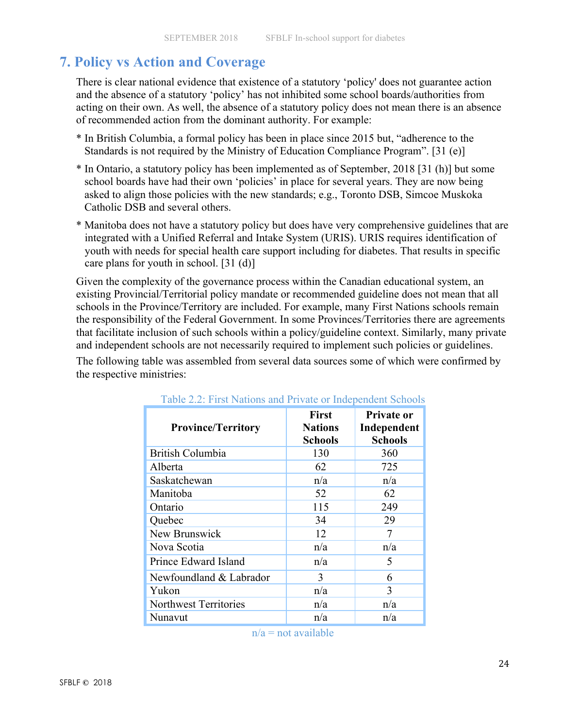## 7. Policy vs Action and Coverage

There is clear national evidence that existence of a statutory 'policy' does not guarantee action and the absence of a statutory 'policy' has not inhibited some school boards/authorities from acting on their own. As well, the absence of a statutory policy does not mean there is an absence of recommended action from the dominant authority. For example:

* In British Columbia, a formal policy has been in place since 2015 but, "adherence to the Standards is not required by the Ministry of Education Compliance Program". [31 (e)]
* In Ontario, a statutory policy has been implemented as of September, 2018 [31 (h)] but some school boards have had their own 'policies' in place for several years. They are now being asked to align those policies with the new standards; e.g., Toronto DSB, Simcoe Muskoka Catholic DSB and several others.
* Manitoba does not have a statutory policy but does have very comprehensive guidelines that are integrated with a Unified Referral and Intake System (URIS). URIS requires identification of youth with needs for special health care support including for diabetes. That results in specific care plans for youth in school. [31 (d)]

Given the complexity of the governance process within the Canadian educational system, an existing Provincial/Territorial policy mandate or recommended guideline does not mean that all schools in the Province/Territory are included. For example, many First Nations schools remain the responsibility of the Federal Government. In some Provinces/Territories there are agreements that facilitate inclusion of such schools within a policy/guideline context. Similarly, many private and independent schools are not necessarily required to implement such policies or guidelines.

The following table was assembled from several data sources some of which were confirmed by the respective ministries:

Table 2.2: First Nations and Private or Independent Schools

| Province/Territory | First Nations Schools | Private or Independent Schools |
|---|---|---|
| British Columbia | 130 | 360 |
| Alberta | 62 | 725 |
| Saskatchewan | n/a | n/a |
| Manitoba | 52 | 62 |
| Ontario | 115 | 249 |
| Quebec | 34 | 29 |
| New Brunswick | 12 | 7 |
| Nova Scotia | n/a | n/a |
| Prince Edward Island | n/a | 5 |
| Newfoundland & Labrador | 3 | 6 |
| Yukon | n/a | 3 |
| Northwest Territories | n/a | n/a |
| Nunavut | n/a | n/a |

n/a = not available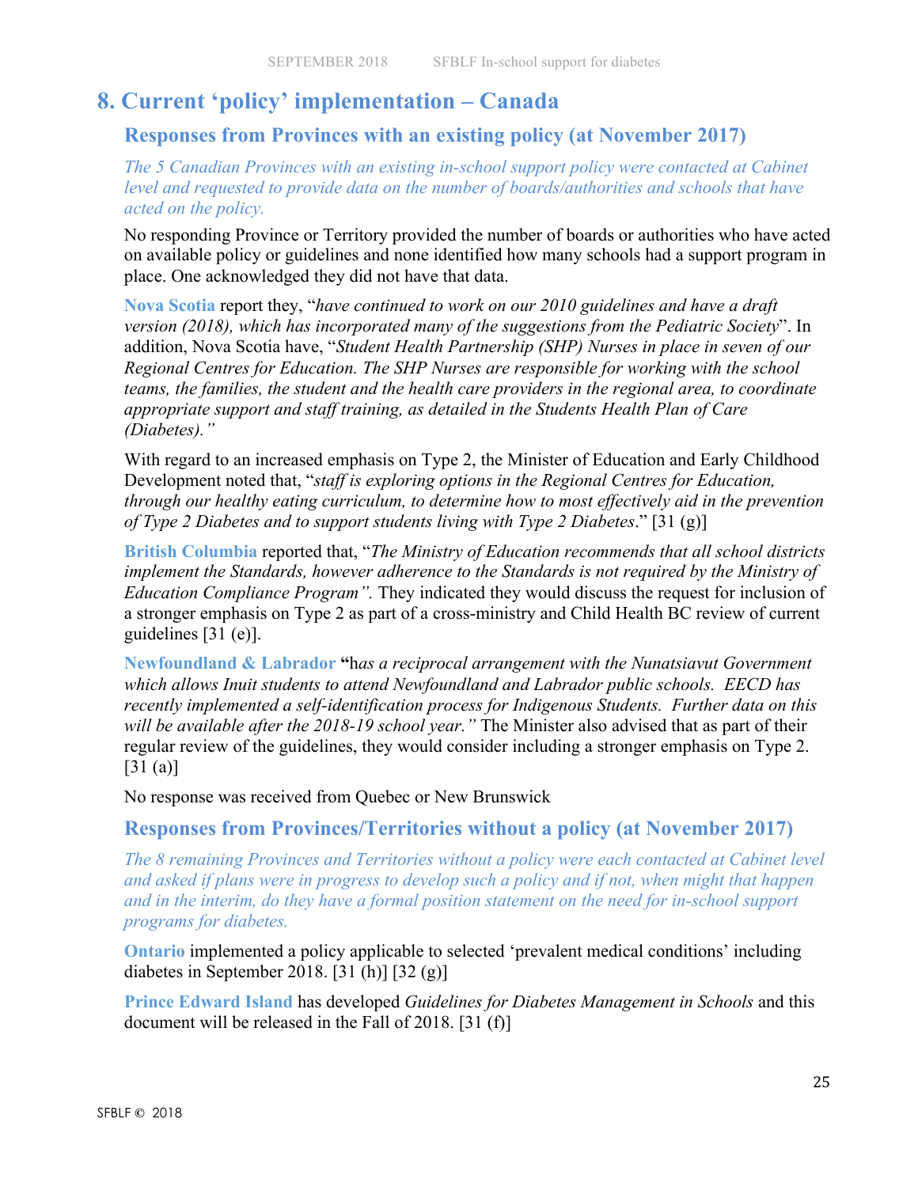# 8. Current 'policy' implementation – Canada

## Responses from Provinces with an existing policy (at November 2017)

*The 5 Canadian Provinces with an existing in-school support policy were contacted at Cabinet level and requested to provide data on the number of boards/authorities and schools that have acted on the policy.*

No responding Province or Territory provided the number of boards or authorities who have acted on available policy or guidelines and none identified how many schools had a support program in place. One acknowledged they did not have that data.

**Nova Scotia** report they, "*have continued to work on our 2010 guidelines and have a draft version (2018), which has incorporated many of the suggestions from the Pediatric Society*". In addition, Nova Scotia have, "*Student Health Partnership (SHP) Nurses in place in seven of our Regional Centres for Education. The SHP Nurses are responsible for working with the school teams, the families, the student and the health care providers in the regional area, to coordinate appropriate support and staff training, as detailed in the Students Health Plan of Care (Diabetes).*"

With regard to an increased emphasis on Type 2, the Minister of Education and Early Childhood Development noted that, "*staff is exploring options in the Regional Centres for Education, through our healthy eating curriculum, to determine how to most effectively aid in the prevention of Type 2 Diabetes and to support students living with Type 2 Diabetes*." [31 (g)]

**British Columbia** reported that, "*The Ministry of Education recommends that all school districts implement the Standards, however adherence to the Standards is not required by the Ministry of Education Compliance Program*". They indicated they would discuss the request for inclusion of a stronger emphasis on Type 2 as part of a cross-ministry and Child Health BC review of current guidelines [31 (e)].

**Newfoundland & Labrador** "*has a reciprocal arrangement with the Nunatsiavut Government which allows Inuit students to attend Newfoundland and Labrador public schools. EECD has recently implemented a self-identification process for Indigenous Students. Further data on this will be available after the 2018-19 school year.*" The Minister also advised that as part of their regular review of the guidelines, they would consider including a stronger emphasis on Type 2. [31 (a)]

No response was received from Quebec or New Brunswick

## Responses from Provinces/Territories without a policy (at November 2017)

*The 8 remaining Provinces and Territories without a policy were each contacted at Cabinet level and asked if plans were in progress to develop such a policy and if not, when might that happen and in the interim, do they have a formal position statement on the need for in-school support programs for diabetes.*

**Ontario** implemented a policy applicable to selected 'prevalent medical conditions' including diabetes in September 2018. [31 (h)] [32 (g)]

**Prince Edward Island** has developed *Guidelines for Diabetes Management in Schools* and this document will be released in the Fall of 2018. [31 (f)]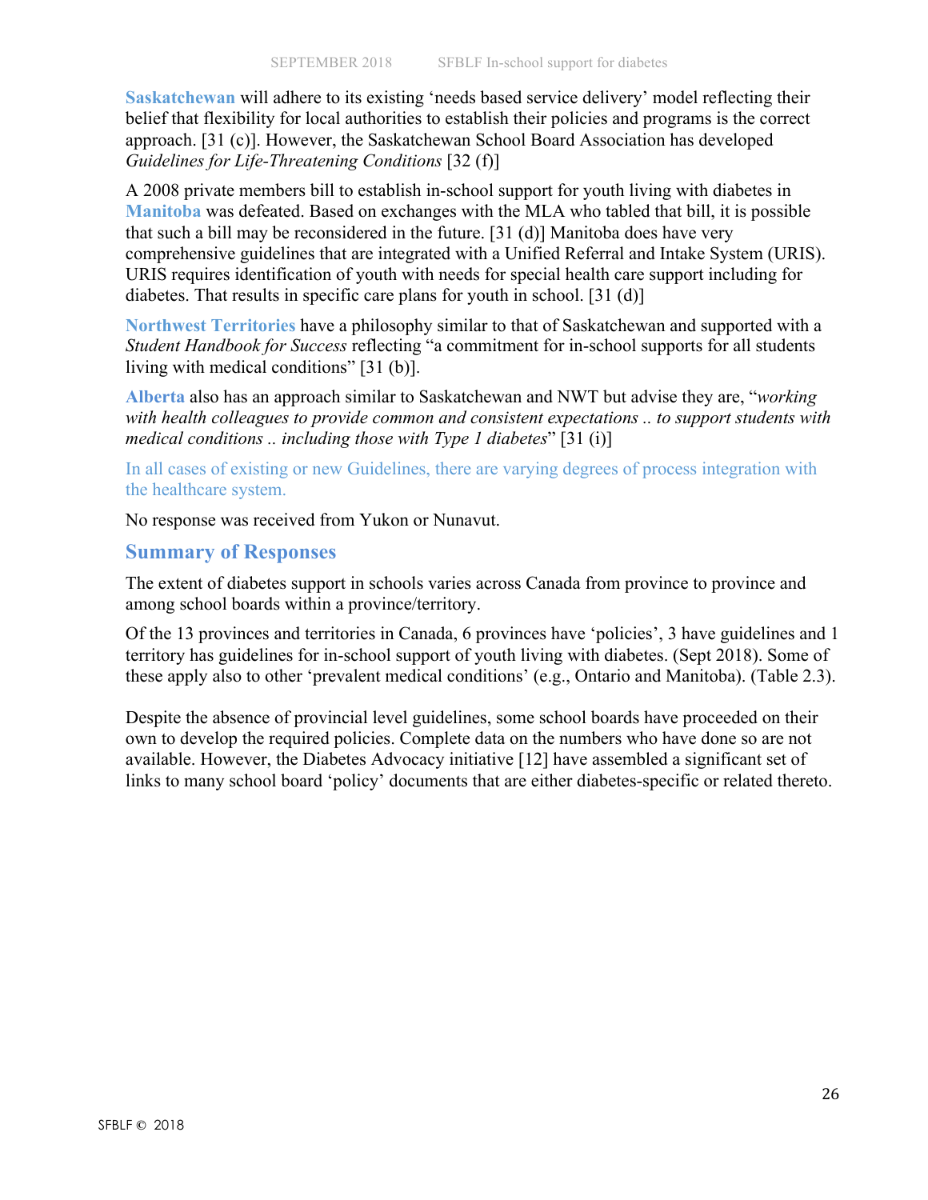**Saskatchewan** will adhere to its existing 'needs based service delivery' model reflecting their belief that flexibility for local authorities to establish their policies and programs is the correct approach. [31 (c)]. However, the Saskatchewan School Board Association has developed *Guidelines for Life-Threatening Conditions* [32 (f)]

A 2008 private members bill to establish in-school support for youth living with diabetes in **Manitoba** was defeated. Based on exchanges with the MLA who tabled that bill, it is possible that such a bill may be reconsidered in the future. [31 (d)] Manitoba does have very comprehensive guidelines that are integrated with a Unified Referral and Intake System (URIS). URIS requires identification of youth with needs for special health care support including for diabetes. That results in specific care plans for youth in school. [31 (d)]

**Northwest Territories** have a philosophy similar to that of Saskatchewan and supported with a *Student Handbook for Success* reflecting "a commitment for in-school supports for all students living with medical conditions" [31 (b)].

**Alberta** also has an approach similar to Saskatchewan and NWT but advise they are, "*working with health colleagues to provide common and consistent expectations .. to support students with medical conditions .. including those with Type 1 diabetes*" [31 (i)]

In all cases of existing or new Guidelines, there are varying degrees of process integration with the healthcare system.

No response was received from Yukon or Nunavut.

## Summary of Responses

The extent of diabetes support in schools varies across Canada from province to province and among school boards within a province/territory.

Of the 13 provinces and territories in Canada, 6 provinces have 'policies', 3 have guidelines and 1 territory has guidelines for in-school support of youth living with diabetes. (Sept 2018). Some of these apply also to other 'prevalent medical conditions' (e.g., Ontario and Manitoba). (Table 2.3).

Despite the absence of provincial level guidelines, some school boards have proceeded on their own to develop the required policies. Complete data on the numbers who have done so are not available. However, the Diabetes Advocacy initiative [12] have assembled a significant set of links to many school board 'policy' documents that are either diabetes-specific or related thereto.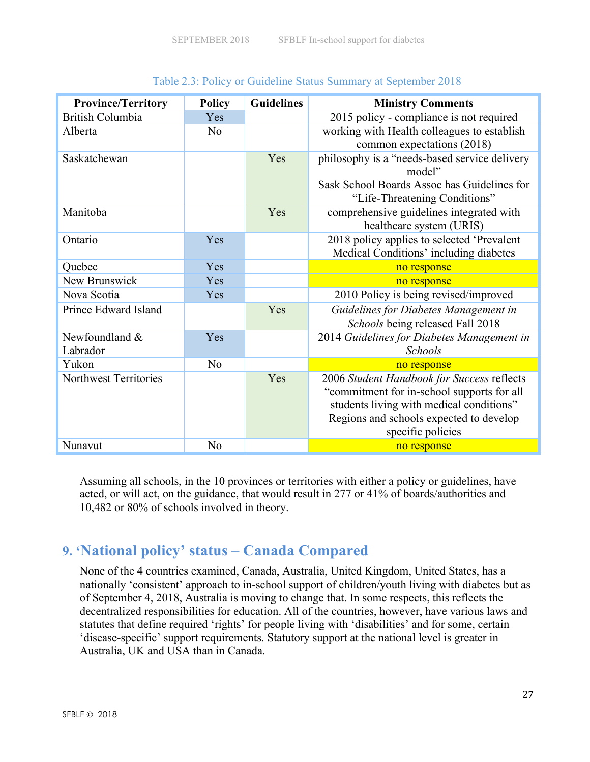Table 2.3: Policy or Guideline Status Summary at September 2018

| Province/Territory | Policy | Guidelines | Ministry Comments |
|---|---|---|---|
| British Columbia | Yes | | 2015 policy - compliance is not required |
| Alberta | No | | working with Health colleagues to establish common expectations (2018) |
| Saskatchewan | | Yes | philosophy is a "needs-based service delivery model"<br>Sask School Boards Assoc has Guidelines for "Life-Threatening Conditions" |
| Manitoba | | Yes | comprehensive guidelines integrated with healthcare system (URIS) |
| Ontario | Yes | | 2018 policy applies to selected 'Prevalent Medical Conditions' including diabetes |
| Quebec | Yes | | no response |
| New Brunswick | Yes | | no response |
| Nova Scotia | Yes | | 2010 Policy is being revised/improved |
| Prince Edward Island | | Yes | *Guidelines for Diabetes Management in Schools* being released Fall 2018 |
| Newfoundland & Labrador | Yes | | 2014 *Guidelines for Diabetes Management in Schools* |
| Yukon | No | | no response |
| Northwest Territories | | Yes | 2006 *Student Handbook for Success* reflects "commitment for in-school supports for all students living with medical conditions"<br>Regions and schools expected to develop specific policies |
| Nunavut | No | | no response |

Assuming all schools, in the 10 provinces or territories with either a policy or guidelines, have acted, or will act, on the guidance, that would result in 277 or 41% of boards/authorities and 10,482 or 80% of schools involved in theory.

## 9. 'National policy' status – Canada Compared

None of the 4 countries examined, Canada, Australia, United Kingdom, United States, has a nationally 'consistent' approach to in-school support of children/youth living with diabetes but as of September 4, 2018, Australia is moving to change that. In some respects, this reflects the decentralized responsibilities for education. All of the countries, however, have various laws and statutes that define required 'rights' for people living with 'disabilities' and for some, certain 'disease-specific' support requirements. Statutory support at the national level is greater in Australia, UK and USA than in Canada.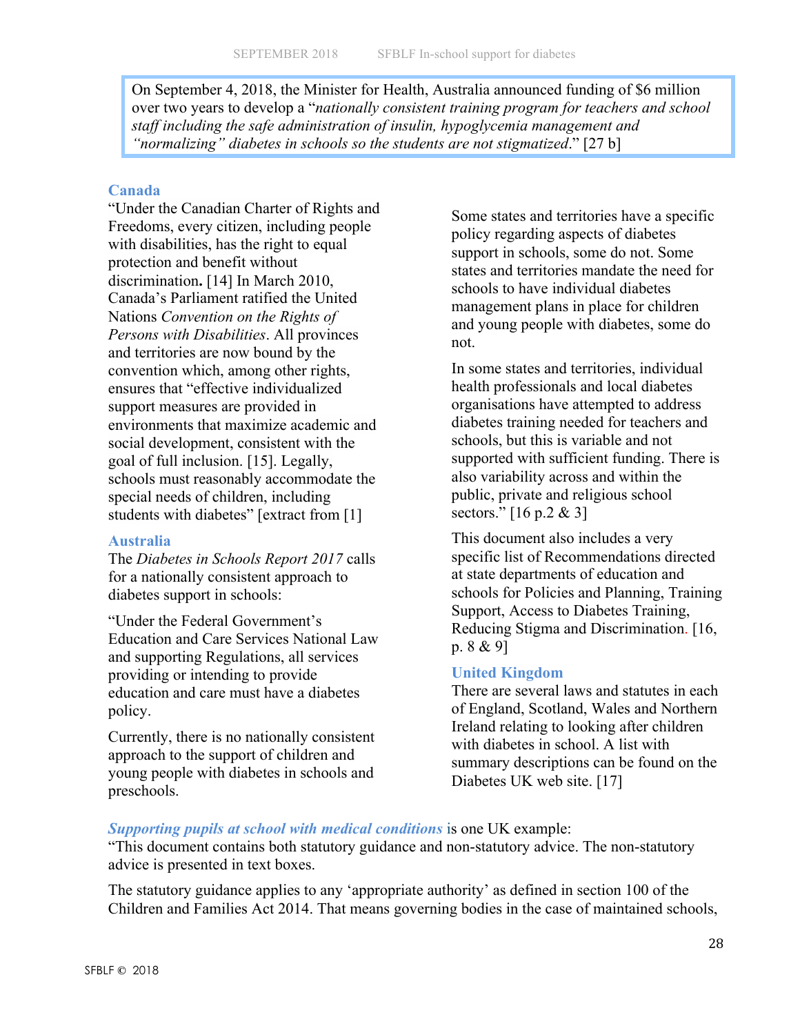> On September 4, 2018, the Minister for Health, Australia announced funding of $6 million over two years to develop a "*nationally consistent training program for teachers and school staff including the safe administration of insulin, hypoglycemia management and "normalizing" diabetes in schools so the students are not stigmatized*." [27 b]

### Canada

"Under the Canadian Charter of Rights and Freedoms, every citizen, including people with disabilities, has the right to equal protection and benefit without discrimination**.** [14] In March 2010, Canada's Parliament ratified the United Nations *Convention on the Rights of Persons with Disabilities*. All provinces and territories are now bound by the convention which, among other rights, ensures that "effective individualized support measures are provided in environments that maximize academic and social development, consistent with the goal of full inclusion. [15]. Legally, schools must reasonably accommodate the special needs of children, including students with diabetes" [extract from [1]

### Australia

The *Diabetes in Schools Report 2017* calls for a nationally consistent approach to diabetes support in schools:

"Under the Federal Government's Education and Care Services National Law and supporting Regulations, all services providing or intending to provide education and care must have a diabetes policy.

Currently, there is no nationally consistent approach to the support of children and young people with diabetes in schools and preschools.

Some states and territories have a specific policy regarding aspects of diabetes support in schools, some do not. Some states and territories mandate the need for schools to have individual diabetes management plans in place for children and young people with diabetes, some do not.

In some states and territories, individual health professionals and local diabetes organisations have attempted to address diabetes training needed for teachers and schools, but this is variable and not supported with sufficient funding. There is also variability across and within the public, private and religious school sectors." [16 p.2 & 3]

This document also includes a very specific list of Recommendations directed at state departments of education and schools for Policies and Planning, Training Support, Access to Diabetes Training, Reducing Stigma and Discrimination. [16, p. 8 & 9]

### United Kingdom

There are several laws and statutes in each of England, Scotland, Wales and Northern Ireland relating to looking after children with diabetes in school. A list with summary descriptions can be found on the Diabetes UK web site. [17]

***Supporting pupils at school with medical conditions*** is one UK example:
"This document contains both statutory guidance and non-statutory advice. The non-statutory advice is presented in text boxes.

The statutory guidance applies to any 'appropriate authority' as defined in section 100 of the Children and Families Act 2014. That means governing bodies in the case of maintained schools,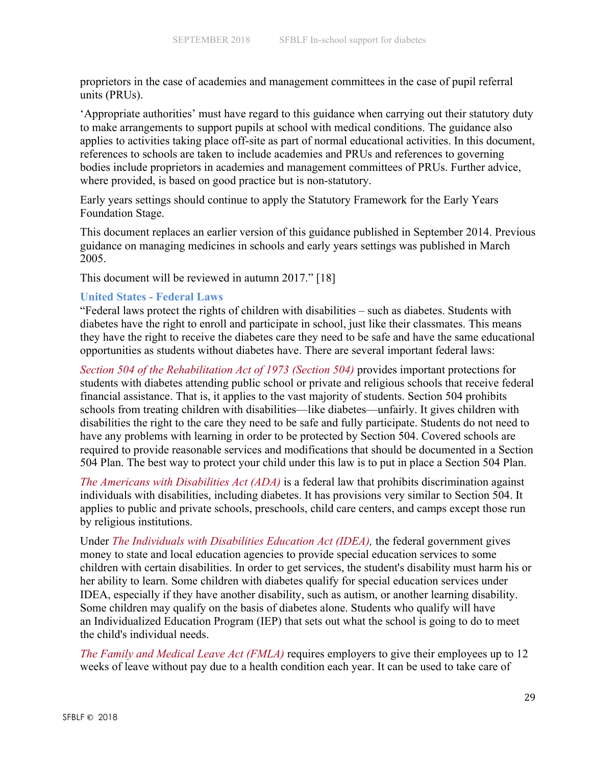proprietors in the case of academies and management committees in the case of pupil referral units (PRUs).

'Appropriate authorities' must have regard to this guidance when carrying out their statutory duty to make arrangements to support pupils at school with medical conditions. The guidance also applies to activities taking place off-site as part of normal educational activities. In this document, references to schools are taken to include academies and PRUs and references to governing bodies include proprietors in academies and management committees of PRUs. Further advice, where provided, is based on good practice but is non-statutory.

Early years settings should continue to apply the Statutory Framework for the Early Years Foundation Stage.

This document replaces an earlier version of this guidance published in September 2014. Previous guidance on managing medicines in schools and early years settings was published in March 2005.

This document will be reviewed in autumn 2017." [18]

### United States - Federal Laws

"Federal laws protect the rights of children with disabilities – such as diabetes. Students with diabetes have the right to enroll and participate in school, just like their classmates. This means they have the right to receive the diabetes care they need to be safe and have the same educational opportunities as students without diabetes have. There are several important federal laws:

*Section 504 of the Rehabilitation Act of 1973 (Section 504)* provides important protections for students with diabetes attending public school or private and religious schools that receive federal financial assistance. That is, it applies to the vast majority of students. Section 504 prohibits schools from treating children with disabilities—like diabetes—unfairly. It gives children with disabilities the right to the care they need to be safe and fully participate. Students do not need to have any problems with learning in order to be protected by Section 504. Covered schools are required to provide reasonable services and modifications that should be documented in a Section 504 Plan. The best way to protect your child under this law is to put in place a Section 504 Plan.

*The Americans with Disabilities Act (ADA)* is a federal law that prohibits discrimination against individuals with disabilities, including diabetes. It has provisions very similar to Section 504. It applies to public and private schools, preschools, child care centers, and camps except those run by religious institutions.

Under *The Individuals with Disabilities Education Act (IDEA),* the federal government gives money to state and local education agencies to provide special education services to some children with certain disabilities. In order to get services, the student's disability must harm his or her ability to learn. Some children with diabetes qualify for special education services under IDEA, especially if they have another disability, such as autism, or another learning disability. Some children may qualify on the basis of diabetes alone. Students who qualify will have an Individualized Education Program (IEP) that sets out what the school is going to do to meet the child's individual needs.

*The Family and Medical Leave Act (FMLA)* requires employers to give their employees up to 12 weeks of leave without pay due to a health condition each year. It can be used to take care of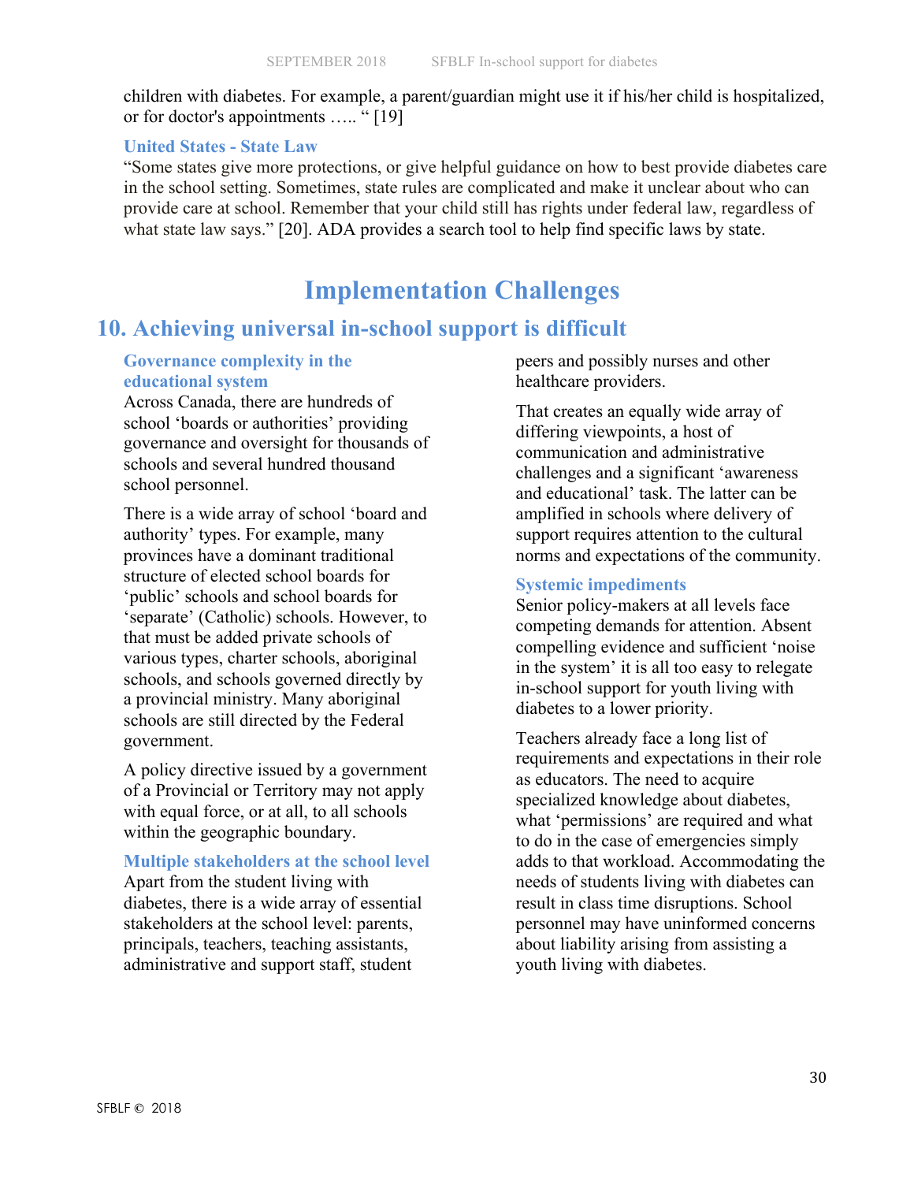children with diabetes. For example, a parent/guardian might use it if his/her child is hospitalized, or for doctor's appointments ….. " [19]

### United States - State Law

"Some states give more protections, or give helpful guidance on how to best provide diabetes care in the school setting. Sometimes, state rules are complicated and make it unclear about who can provide care at school. Remember that your child still has rights under federal law, regardless of what state law says." [20]. ADA provides a search tool to help find specific laws by state.

# Implementation Challenges

## 10. Achieving universal in-school support is difficult

### Governance complexity in the educational system

Across Canada, there are hundreds of school 'boards or authorities' providing governance and oversight for thousands of schools and several hundred thousand school personnel.

There is a wide array of school 'board and authority' types. For example, many provinces have a dominant traditional structure of elected school boards for 'public' schools and school boards for 'separate' (Catholic) schools. However, to that must be added private schools of various types, charter schools, aboriginal schools, and schools governed directly by a provincial ministry. Many aboriginal schools are still directed by the Federal government.

A policy directive issued by a government of a Provincial or Territory may not apply with equal force, or at all, to all schools within the geographic boundary.

### Multiple stakeholders at the school level

Apart from the student living with diabetes, there is a wide array of essential stakeholders at the school level: parents, principals, teachers, teaching assistants, administrative and support staff, student peers and possibly nurses and other healthcare providers.

That creates an equally wide array of differing viewpoints, a host of communication and administrative challenges and a significant 'awareness and educational' task. The latter can be amplified in schools where delivery of support requires attention to the cultural norms and expectations of the community.

### Systemic impediments

Senior policy-makers at all levels face competing demands for attention. Absent compelling evidence and sufficient 'noise in the system' it is all too easy to relegate in-school support for youth living with diabetes to a lower priority.

Teachers already face a long list of requirements and expectations in their role as educators. The need to acquire specialized knowledge about diabetes, what 'permissions' are required and what to do in the case of emergencies simply adds to that workload. Accommodating the needs of students living with diabetes can result in class time disruptions. School personnel may have uninformed concerns about liability arising from assisting a youth living with diabetes.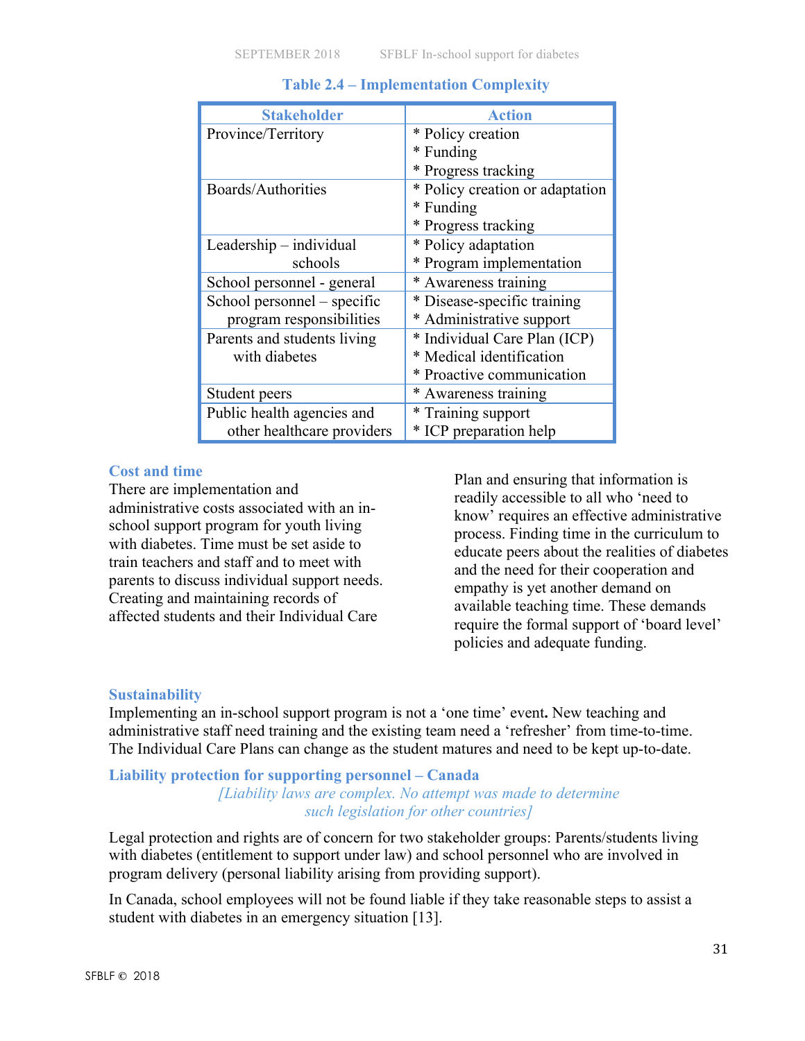### Table 2.4 – Implementation Complexity

| Stakeholder | Action |
|---|---|
| Province/Territory | * Policy creation<br>* Funding<br>* Progress tracking |
| Boards/Authorities | * Policy creation or adaptation<br>* Funding<br>* Progress tracking |
| Leadership – individual schools | * Policy adaptation<br>* Program implementation |
| School personnel - general | * Awareness training |
| School personnel – specific program responsibilities | * Disease-specific training<br>* Administrative support |
| Parents and students living with diabetes | * Individual Care Plan (ICP)<br>* Medical identification<br>* Proactive communication |
| Student peers | * Awareness training |
| Public health agencies and other healthcare providers | * Training support<br>* ICP preparation help |

### Cost and time

There are implementation and administrative costs associated with an in-school support program for youth living with diabetes. Time must be set aside to train teachers and staff and to meet with parents to discuss individual support needs. Creating and maintaining records of affected students and their Individual Care Plan and ensuring that information is readily accessible to all who 'need to know' requires an effective administrative process. Finding time in the curriculum to educate peers about the realities of diabetes and the need for their cooperation and empathy is yet another demand on available teaching time. These demands require the formal support of 'board level' policies and adequate funding.

### Sustainability

Implementing an in-school support program is not a 'one time' event**.** New teaching and administrative staff need training and the existing team need a 'refresher' from time-to-time. The Individual Care Plans can change as the student matures and need to be kept up-to-date.

### Liability protection for supporting personnel – Canada

*[Liability laws are complex. No attempt was made to determine such legislation for other countries]*

Legal protection and rights are of concern for two stakeholder groups: Parents/students living with diabetes (entitlement to support under law) and school personnel who are involved in program delivery (personal liability arising from providing support).

In Canada, school employees will not be found liable if they take reasonable steps to assist a student with diabetes in an emergency situation [13].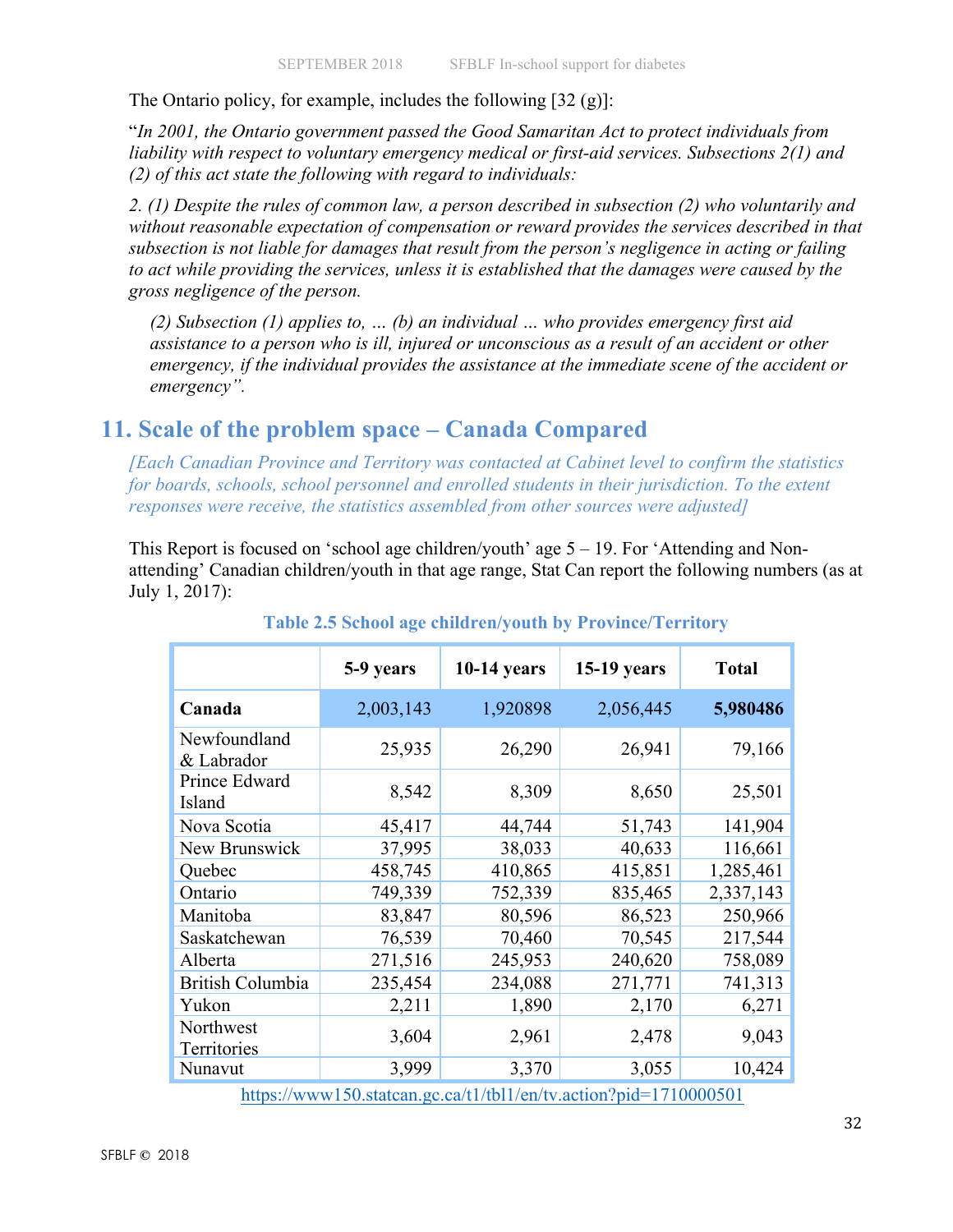The Ontario policy, for example, includes the following [32 (g)]:

"*In 2001, the Ontario government passed the Good Samaritan Act to protect individuals from liability with respect to voluntary emergency medical or first-aid services. Subsections 2(1) and (2) of this act state the following with regard to individuals:*

*2. (1) Despite the rules of common law, a person described in subsection (2) who voluntarily and without reasonable expectation of compensation or reward provides the services described in that subsection is not liable for damages that result from the person's negligence in acting or failing to act while providing the services, unless it is established that the damages were caused by the gross negligence of the person.*

> *(2) Subsection (1) applies to, … (b) an individual … who provides emergency first aid assistance to a person who is ill, injured or unconscious as a result of an accident or other emergency, if the individual provides the assistance at the immediate scene of the accident or emergency".*

## 11. Scale of the problem space – Canada Compared

*[Each Canadian Province and Territory was contacted at Cabinet level to confirm the statistics for boards, schools, school personnel and enrolled students in their jurisdiction. To the extent responses were receive, the statistics assembled from other sources were adjusted]*

This Report is focused on 'school age children/youth' age 5 – 19. For 'Attending and Non-attending' Canadian children/youth in that age range, Stat Can report the following numbers (as at July 1, 2017):

**Table 2.5 School age children/youth by Province/Territory**

| | 5-9 years | 10-14 years | 15-19 years | Total |
|---|---|---|---|---|
| **Canada** | 2,003,143 | 1,920898 | 2,056,445 | **5,980486** |
| Newfoundland & Labrador | 25,935 | 26,290 | 26,941 | 79,166 |
| Prince Edward Island | 8,542 | 8,309 | 8,650 | 25,501 |
| Nova Scotia | 45,417 | 44,744 | 51,743 | 141,904 |
| New Brunswick | 37,995 | 38,033 | 40,633 | 116,661 |
| Quebec | 458,745 | 410,865 | 415,851 | 1,285,461 |
| Ontario | 749,339 | 752,339 | 835,465 | 2,337,143 |
| Manitoba | 83,847 | 80,596 | 86,523 | 250,966 |
| Saskatchewan | 76,539 | 70,460 | 70,545 | 217,544 |
| Alberta | 271,516 | 245,953 | 240,620 | 758,089 |
| British Columbia | 235,454 | 234,088 | 271,771 | 741,313 |
| Yukon | 2,211 | 1,890 | 2,170 | 6,271 |
| Northwest Territories | 3,604 | 2,961 | 2,478 | 9,043 |
| Nunavut | 3,999 | 3,370 | 3,055 | 10,424 |

https://www150.statcan.gc.ca/t1/tbl1/en/tv.action?pid=1710000501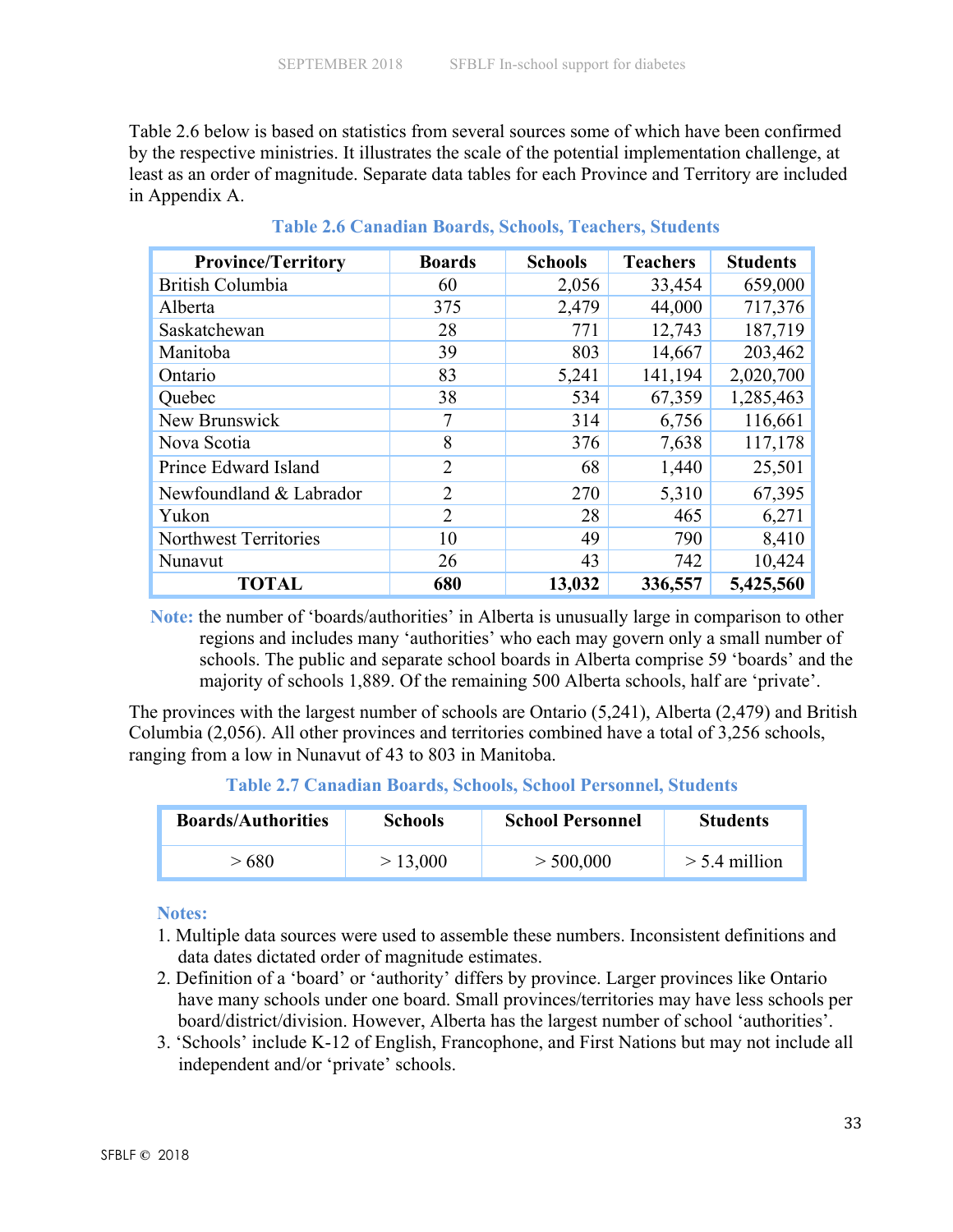Table 2.6 below is based on statistics from several sources some of which have been confirmed by the respective ministries. It illustrates the scale of the potential implementation challenge, at least as an order of magnitude. Separate data tables for each Province and Territory are included in Appendix A.

**Table 2.6 Canadian Boards, Schools, Teachers, Students**

| Province/Territory | Boards | Schools | Teachers | Students |
|---|---|---|---|---|
| British Columbia | 60 | 2,056 | 33,454 | 659,000 |
| Alberta | 375 | 2,479 | 44,000 | 717,376 |
| Saskatchewan | 28 | 771 | 12,743 | 187,719 |
| Manitoba | 39 | 803 | 14,667 | 203,462 |
| Ontario | 83 | 5,241 | 141,194 | 2,020,700 |
| Quebec | 38 | 534 | 67,359 | 1,285,463 |
| New Brunswick | 7 | 314 | 6,756 | 116,661 |
| Nova Scotia | 8 | 376 | 7,638 | 117,178 |
| Prince Edward Island | 2 | 68 | 1,440 | 25,501 |
| Newfoundland & Labrador | 2 | 270 | 5,310 | 67,395 |
| Yukon | 2 | 28 | 465 | 6,271 |
| Northwest Territories | 10 | 49 | 790 | 8,410 |
| Nunavut | 26 | 43 | 742 | 10,424 |
| **TOTAL** | **680** | **13,032** | **336,557** | **5,425,560** |

**Note:** the number of 'boards/authorities' in Alberta is unusually large in comparison to other regions and includes many 'authorities' who each may govern only a small number of schools. The public and separate school boards in Alberta comprise 59 'boards' and the majority of schools 1,889. Of the remaining 500 Alberta schools, half are 'private'.

The provinces with the largest number of schools are Ontario (5,241), Alberta (2,479) and British Columbia (2,056). All other provinces and territories combined have a total of 3,256 schools, ranging from a low in Nunavut of 43 to 803 in Manitoba.

**Table 2.7 Canadian Boards, Schools, School Personnel, Students**

| Boards/Authorities | Schools | School Personnel | Students |
|---|---|---|---|
| > 680 | > 13,000 | > 500,000 | > 5.4 million |

**Notes:**

1. Multiple data sources were used to assemble these numbers. Inconsistent definitions and data dates dictated order of magnitude estimates.
2. Definition of a 'board' or 'authority' differs by province. Larger provinces like Ontario have many schools under one board. Small provinces/territories may have less schools per board/district/division. However, Alberta has the largest number of school 'authorities'.
3. 'Schools' include K-12 of English, Francophone, and First Nations but may not include all independent and/or 'private' schools.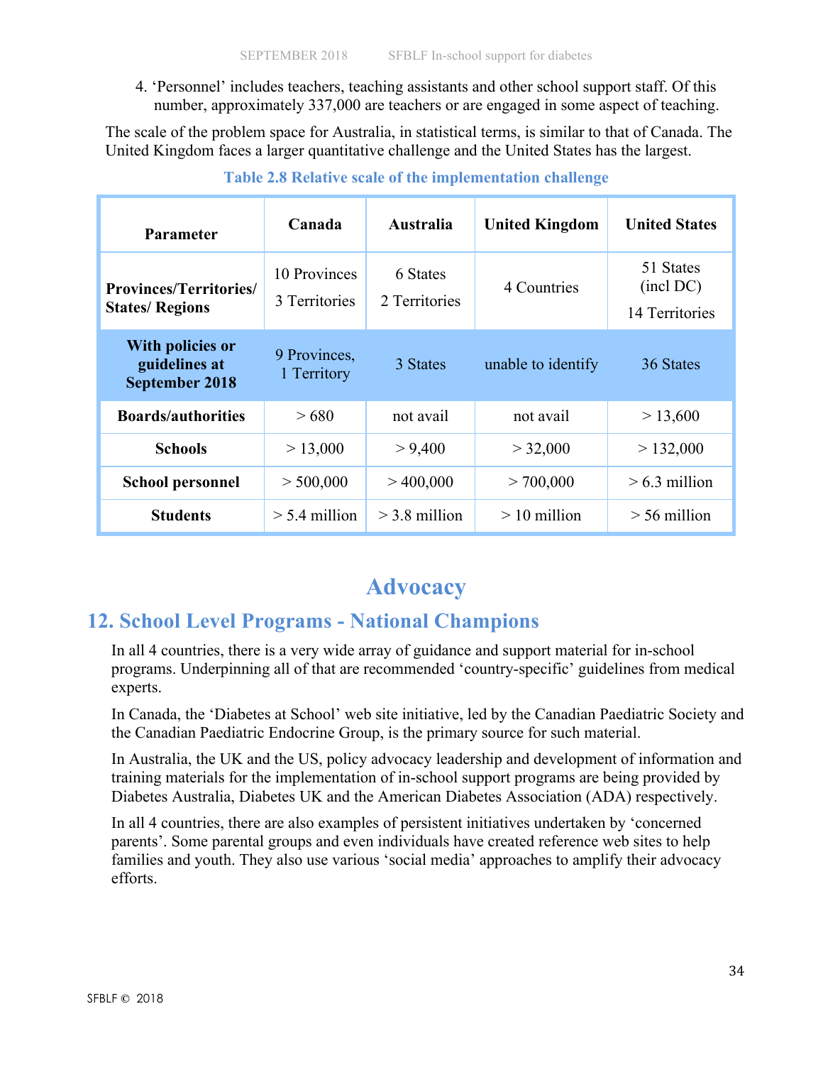4. 'Personnel' includes teachers, teaching assistants and other school support staff. Of this number, approximately 337,000 are teachers or are engaged in some aspect of teaching.

The scale of the problem space for Australia, in statistical terms, is similar to that of Canada. The United Kingdom faces a larger quantitative challenge and the United States has the largest.

**Table 2.8 Relative scale of the implementation challenge**

| Parameter | Canada | Australia | United Kingdom | United States |
|---|---|---|---|---|
| **Provinces/Territories/ States/ Regions** | 10 Provinces<br>3 Territories | 6 States<br>2 Territories | 4 Countries | 51 States (incl DC)<br>14 Territories |
| **With policies or guidelines at September 2018** | 9 Provinces,<br>1 Territory | 3 States | unable to identify | 36 States |
| **Boards/authorities** | > 680 | not avail | not avail | > 13,600 |
| **Schools** | > 13,000 | > 9,400 | > 32,000 | > 132,000 |
| **School personnel** | > 500,000 | > 400,000 | > 700,000 | > 6.3 million |
| **Students** | > 5.4 million | > 3.8 million | > 10 million | > 56 million |

# Advocacy

## 12. School Level Programs - National Champions

In all 4 countries, there is a very wide array of guidance and support material for in-school programs. Underpinning all of that are recommended 'country-specific' guidelines from medical experts.

In Canada, the 'Diabetes at School' web site initiative, led by the Canadian Paediatric Society and the Canadian Paediatric Endocrine Group, is the primary source for such material.

In Australia, the UK and the US, policy advocacy leadership and development of information and training materials for the implementation of in-school support programs are being provided by Diabetes Australia, Diabetes UK and the American Diabetes Association (ADA) respectively.

In all 4 countries, there are also examples of persistent initiatives undertaken by 'concerned parents'. Some parental groups and even individuals have created reference web sites to help families and youth. They also use various 'social media' approaches to amplify their advocacy efforts.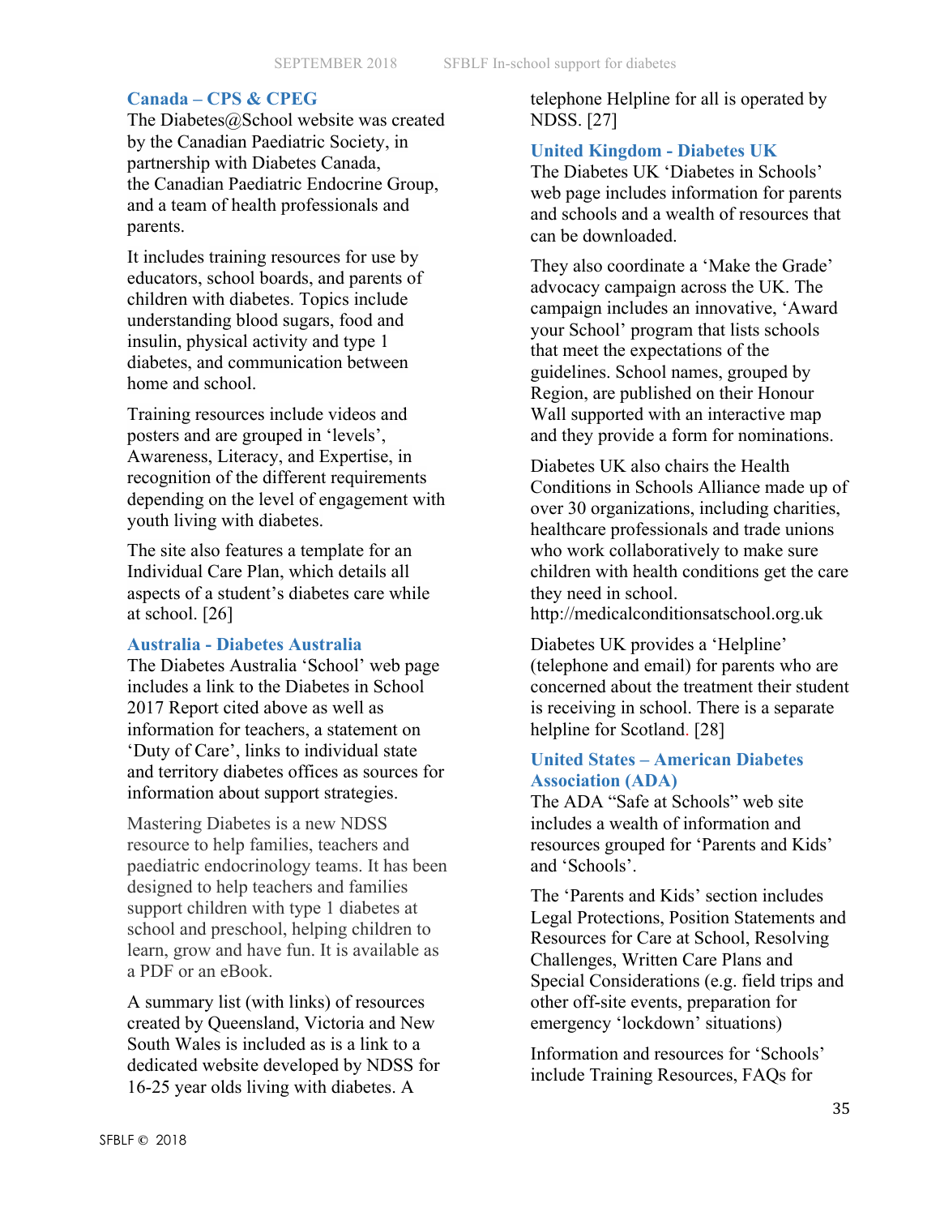### Canada – CPS & CPEG

The Diabetes@School website was created by the Canadian Paediatric Society, in partnership with Diabetes Canada, the Canadian Paediatric Endocrine Group, and a team of health professionals and parents.

It includes training resources for use by educators, school boards, and parents of children with diabetes. Topics include understanding blood sugars, food and insulin, physical activity and type 1 diabetes, and communication between home and school.

Training resources include videos and posters and are grouped in 'levels', Awareness, Literacy, and Expertise, in recognition of the different requirements depending on the level of engagement with youth living with diabetes.

The site also features a template for an Individual Care Plan, which details all aspects of a student's diabetes care while at school. [26]

### Australia - Diabetes Australia

The Diabetes Australia 'School' web page includes a link to the Diabetes in School 2017 Report cited above as well as information for teachers, a statement on 'Duty of Care', links to individual state and territory diabetes offices as sources for information about support strategies.

Mastering Diabetes is a new NDSS resource to help families, teachers and paediatric endocrinology teams. It has been designed to help teachers and families support children with type 1 diabetes at school and preschool, helping children to learn, grow and have fun. It is available as a PDF or an eBook.

A summary list (with links) of resources created by Queensland, Victoria and New South Wales is included as is a link to a dedicated website developed by NDSS for 16-25 year olds living with diabetes. A telephone Helpline for all is operated by NDSS. [27]

### United Kingdom - Diabetes UK

The Diabetes UK 'Diabetes in Schools' web page includes information for parents and schools and a wealth of resources that can be downloaded.

They also coordinate a 'Make the Grade' advocacy campaign across the UK. The campaign includes an innovative, 'Award your School' program that lists schools that meet the expectations of the guidelines. School names, grouped by Region, are published on their Honour Wall supported with an interactive map and they provide a form for nominations.

Diabetes UK also chairs the Health Conditions in Schools Alliance made up of over 30 organizations, including charities, healthcare professionals and trade unions who work collaboratively to make sure children with health conditions get the care they need in school. http://medicalconditionsatschool.org.uk

Diabetes UK provides a 'Helpline' (telephone and email) for parents who are concerned about the treatment their student is receiving in school. There is a separate helpline for Scotland. [28]

### United States – American Diabetes Association (ADA)

The ADA "Safe at Schools" web site includes a wealth of information and resources grouped for 'Parents and Kids' and 'Schools'.

The 'Parents and Kids' section includes Legal Protections, Position Statements and Resources for Care at School, Resolving Challenges, Written Care Plans and Special Considerations (e.g. field trips and other off-site events, preparation for emergency 'lockdown' situations)

Information and resources for 'Schools' include Training Resources, FAQs for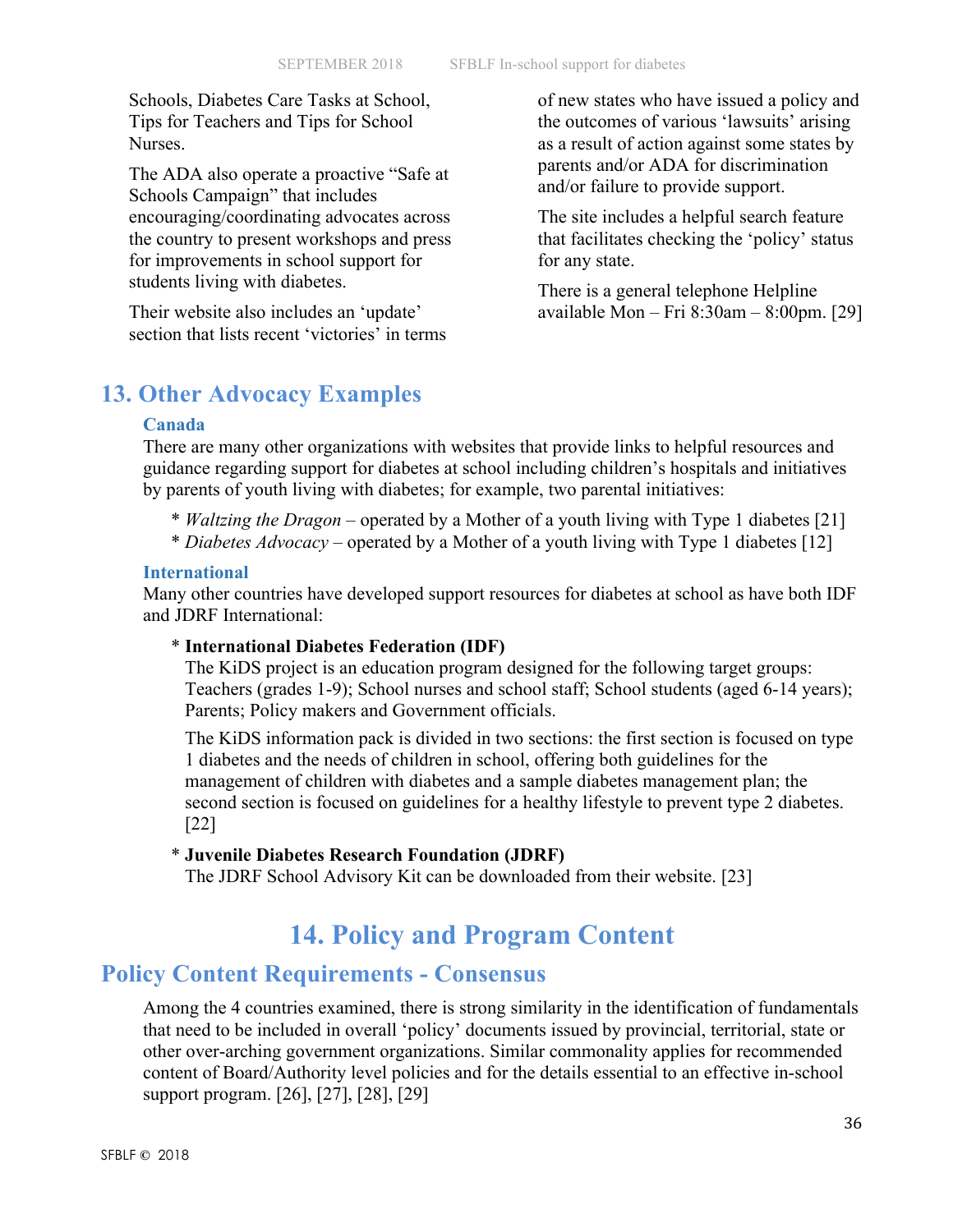Schools, Diabetes Care Tasks at School, Tips for Teachers and Tips for School Nurses.

The ADA also operate a proactive "Safe at Schools Campaign" that includes encouraging/coordinating advocates across the country to present workshops and press for improvements in school support for students living with diabetes.

Their website also includes an 'update' section that lists recent 'victories' in terms of new states who have issued a policy and the outcomes of various 'lawsuits' arising as a result of action against some states by parents and/or ADA for discrimination and/or failure to provide support.

The site includes a helpful search feature that facilitates checking the 'policy' status for any state.

There is a general telephone Helpline available Mon – Fri 8:30am – 8:00pm. [29]

## 13. Other Advocacy Examples

### Canada

There are many other organizations with websites that provide links to helpful resources and guidance regarding support for diabetes at school including children's hospitals and initiatives by parents of youth living with diabetes; for example, two parental initiatives:

* *Waltzing the Dragon* – operated by a Mother of a youth living with Type 1 diabetes [21]
* *Diabetes Advocacy* – operated by a Mother of a youth living with Type 1 diabetes [12]

### International

Many other countries have developed support resources for diabetes at school as have both IDF and JDRF International:

* **International Diabetes Federation (IDF)**

  The KiDS project is an education program designed for the following target groups: Teachers (grades 1-9); School nurses and school staff; School students (aged 6-14 years); Parents; Policy makers and Government officials.

  The KiDS information pack is divided in two sections: the first section is focused on type 1 diabetes and the needs of children in school, offering both guidelines for the management of children with diabetes and a sample diabetes management plan; the second section is focused on guidelines for a healthy lifestyle to prevent type 2 diabetes. [22]

* **Juvenile Diabetes Research Foundation (JDRF)**

  The JDRF School Advisory Kit can be downloaded from their website. [23]

## 14. Policy and Program Content

### Policy Content Requirements - Consensus

Among the 4 countries examined, there is strong similarity in the identification of fundamentals that need to be included in overall 'policy' documents issued by provincial, territorial, state or other over-arching government organizations. Similar commonality applies for recommended content of Board/Authority level policies and for the details essential to an effective in-school support program. [26], [27], [28], [29]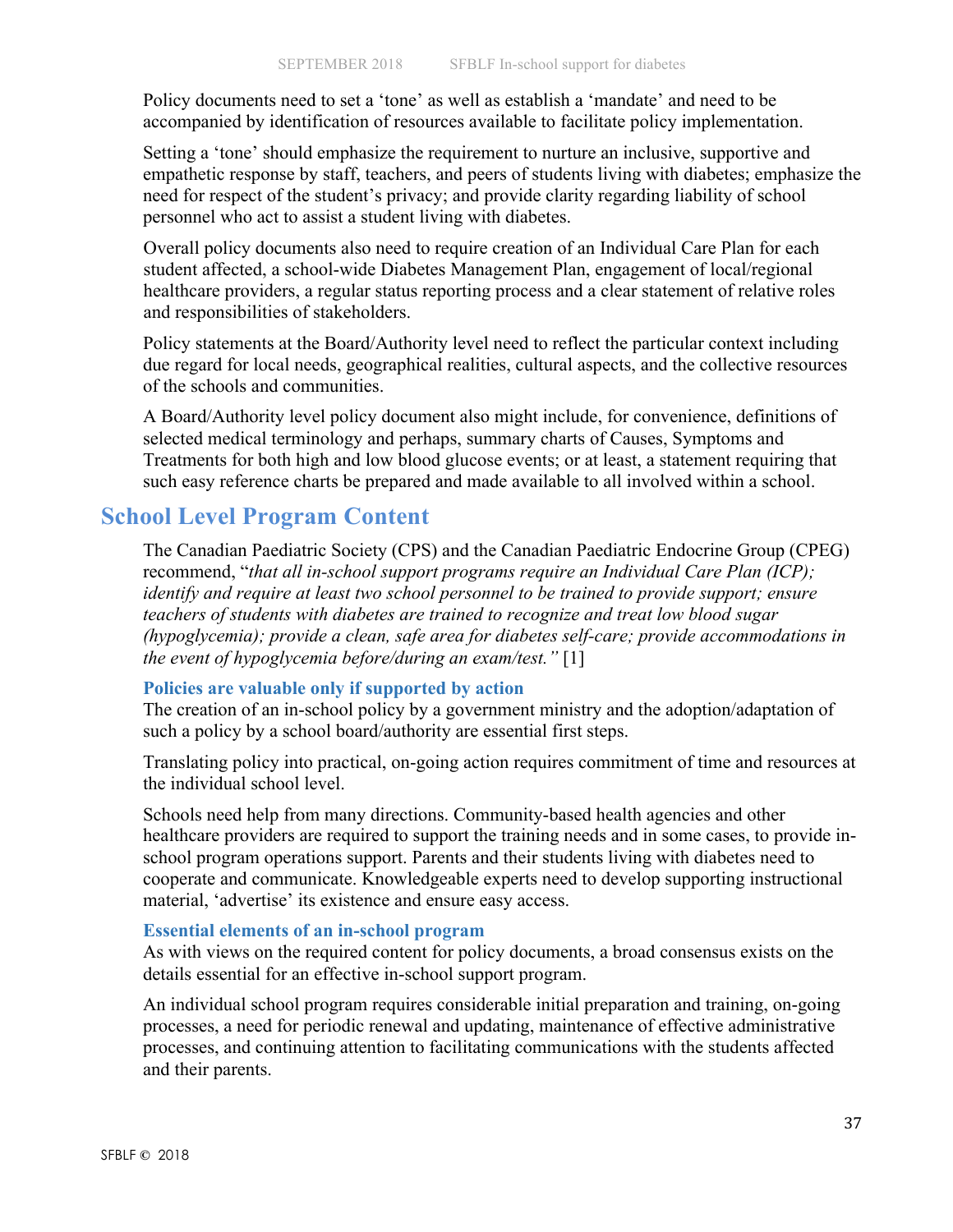Policy documents need to set a 'tone' as well as establish a 'mandate' and need to be accompanied by identification of resources available to facilitate policy implementation.

Setting a 'tone' should emphasize the requirement to nurture an inclusive, supportive and empathetic response by staff, teachers, and peers of students living with diabetes; emphasize the need for respect of the student's privacy; and provide clarity regarding liability of school personnel who act to assist a student living with diabetes.

Overall policy documents also need to require creation of an Individual Care Plan for each student affected, a school-wide Diabetes Management Plan, engagement of local/regional healthcare providers, a regular status reporting process and a clear statement of relative roles and responsibilities of stakeholders.

Policy statements at the Board/Authority level need to reflect the particular context including due regard for local needs, geographical realities, cultural aspects, and the collective resources of the schools and communities.

A Board/Authority level policy document also might include, for convenience, definitions of selected medical terminology and perhaps, summary charts of Causes, Symptoms and Treatments for both high and low blood glucose events; or at least, a statement requiring that such easy reference charts be prepared and made available to all involved within a school.

## School Level Program Content

The Canadian Paediatric Society (CPS) and the Canadian Paediatric Endocrine Group (CPEG) recommend, "*that all in-school support programs require an Individual Care Plan (ICP); identify and require at least two school personnel to be trained to provide support; ensure teachers of students with diabetes are trained to recognize and treat low blood sugar (hypoglycemia); provide a clean, safe area for diabetes self-care; provide accommodations in the event of hypoglycemia before/during an exam/test.*" [1]

### Policies are valuable only if supported by action

The creation of an in-school policy by a government ministry and the adoption/adaptation of such a policy by a school board/authority are essential first steps.

Translating policy into practical, on-going action requires commitment of time and resources at the individual school level.

Schools need help from many directions. Community-based health agencies and other healthcare providers are required to support the training needs and in some cases, to provide in-school program operations support. Parents and their students living with diabetes need to cooperate and communicate. Knowledgeable experts need to develop supporting instructional material, 'advertise' its existence and ensure easy access.

### Essential elements of an in-school program

As with views on the required content for policy documents, a broad consensus exists on the details essential for an effective in-school support program.

An individual school program requires considerable initial preparation and training, on-going processes, a need for periodic renewal and updating, maintenance of effective administrative processes, and continuing attention to facilitating communications with the students affected and their parents.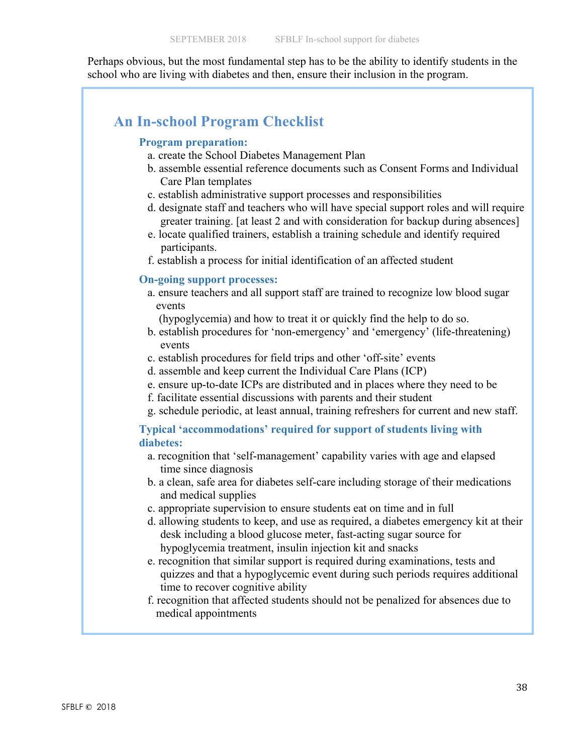Perhaps obvious, but the most fundamental step has to be the ability to identify students in the school who are living with diabetes and then, ensure their inclusion in the program.

## An In-school Program Checklist

### Program preparation:

a. create the School Diabetes Management Plan
b. assemble essential reference documents such as Consent Forms and Individual Care Plan templates
c. establish administrative support processes and responsibilities
d. designate staff and teachers who will have special support roles and will require greater training. [at least 2 and with consideration for backup during absences]
e. locate qualified trainers, establish a training schedule and identify required participants.
f. establish a process for initial identification of an affected student

### On-going support processes:

a. ensure teachers and all support staff are trained to recognize low blood sugar events (hypoglycemia) and how to treat it or quickly find the help to do so.
b. establish procedures for 'non-emergency' and 'emergency' (life-threatening) events
c. establish procedures for field trips and other 'off-site' events
d. assemble and keep current the Individual Care Plans (ICP)
e. ensure up-to-date ICPs are distributed and in places where they need to be
f. facilitate essential discussions with parents and their student
g. schedule periodic, at least annual, training refreshers for current and new staff.

### Typical 'accommodations' required for support of students living with diabetes:

a. recognition that 'self-management' capability varies with age and elapsed time since diagnosis
b. a clean, safe area for diabetes self-care including storage of their medications and medical supplies
c. appropriate supervision to ensure students eat on time and in full
d. allowing students to keep, and use as required, a diabetes emergency kit at their desk including a blood glucose meter, fast-acting sugar source for hypoglycemia treatment, insulin injection kit and snacks
e. recognition that similar support is required during examinations, tests and quizzes and that a hypoglycemic event during such periods requires additional time to recover cognitive ability
f. recognition that affected students should not be penalized for absences due to medical appointments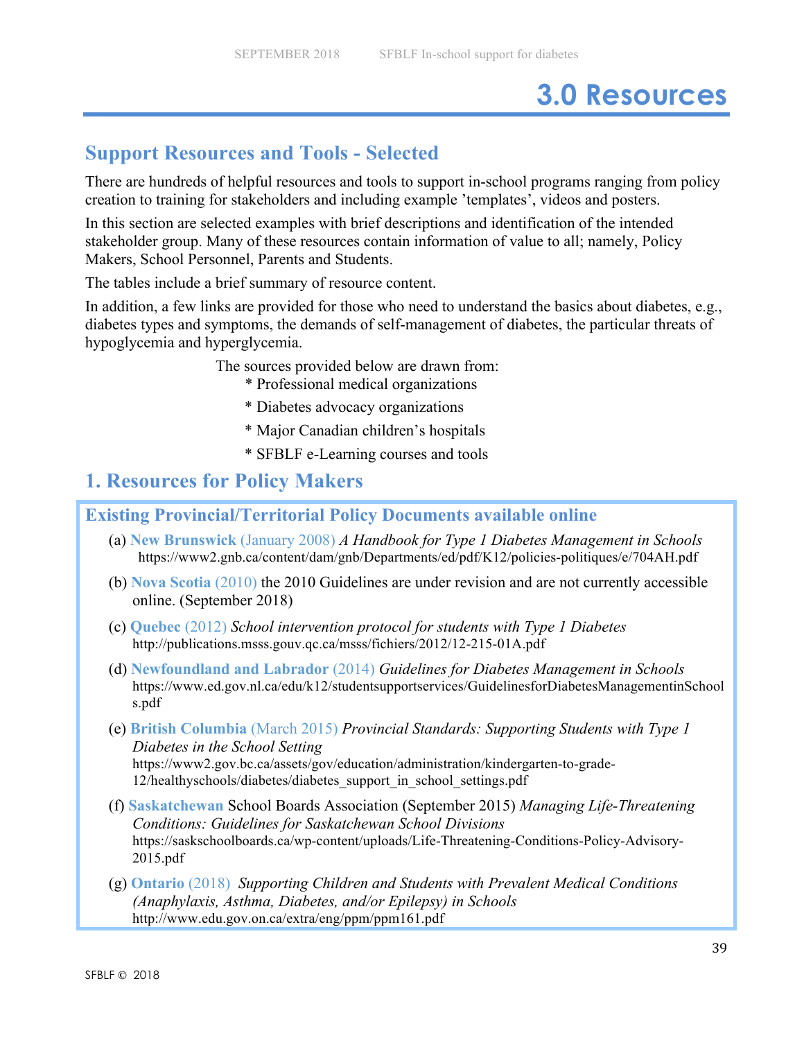# 3.0 Resources

## Support Resources and Tools - Selected

There are hundreds of helpful resources and tools to support in-school programs ranging from policy creation to training for stakeholders and including example 'templates', videos and posters.

In this section are selected examples with brief descriptions and identification of the intended stakeholder group. Many of these resources contain information of value to all; namely, Policy Makers, School Personnel, Parents and Students.

The tables include a brief summary of resource content.

In addition, a few links are provided for those who need to understand the basics about diabetes, e.g., diabetes types and symptoms, the demands of self-management of diabetes, the particular threats of hypoglycemia and hyperglycemia.

The sources provided below are drawn from:

* Professional medical organizations
* Diabetes advocacy organizations
* Major Canadian children's hospitals
* SFBLF e-Learning courses and tools

## 1. Resources for Policy Makers

### Existing Provincial/Territorial Policy Documents available online

(a) **New Brunswick** (January 2008) *A Handbook for Type 1 Diabetes Management in Schools* https://www2.gnb.ca/content/dam/gnb/Departments/ed/pdf/K12/policies-politiques/e/704AH.pdf

(b) **Nova Scotia** (2010) the 2010 Guidelines are under revision and are not currently accessible online. (September 2018)

(c) **Quebec** (2012) *School intervention protocol for students with Type 1 Diabetes* http://publications.msss.gouv.qc.ca/msss/fichiers/2012/12-215-01A.pdf

(d) **Newfoundland and Labrador** (2014) *Guidelines for Diabetes Management in Schools* https://www.ed.gov.nl.ca/edu/k12/studentsupportservices/GuidelinesforDiabetesManagementinSchools.pdf

(e) **British Columbia** (March 2015) *Provincial Standards: Supporting Students with Type 1 Diabetes in the School Setting* https://www2.gov.bc.ca/assets/gov/education/administration/kindergarten-to-grade-12/healthyschools/diabetes/diabetes_support_in_school_settings.pdf

(f) **Saskatchewan** School Boards Association (September 2015) *Managing Life-Threatening Conditions: Guidelines for Saskatchewan School Divisions* https://saskschoolboards.ca/wp-content/uploads/Life-Threatening-Conditions-Policy-Advisory-2015.pdf

(g) **Ontario** (2018) *Supporting Children and Students with Prevalent Medical Conditions (Anaphylaxis, Asthma, Diabetes, and/or Epilepsy) in Schools* http://www.edu.gov.on.ca/extra/eng/ppm/ppm161.pdf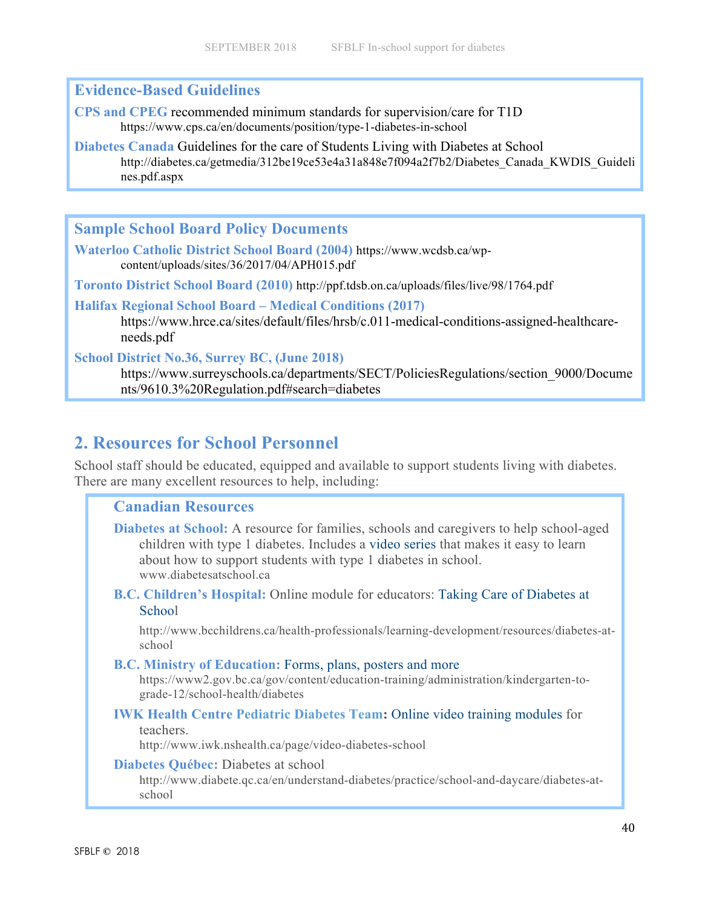### Evidence-Based Guidelines

**CPS and CPEG** recommended minimum standards for supervision/care for T1D
https://www.cps.ca/en/documents/position/type-1-diabetes-in-school

**Diabetes Canada** Guidelines for the care of Students Living with Diabetes at School
http://diabetes.ca/getmedia/312be19ce53e4a31a848e7f094a2f7b2/Diabetes_Canada_KWDIS_Guidelines.pdf.aspx

### Sample School Board Policy Documents

**Waterloo Catholic District School Board (2004)** https://www.wcdsb.ca/wp-content/uploads/sites/36/2017/04/APH015.pdf

**Toronto District School Board (2010)** http://ppf.tdsb.on.ca/uploads/files/live/98/1764.pdf

**Halifax Regional School Board – Medical Conditions (2017)**
https://www.hrce.ca/sites/default/files/hrsb/c.011-medical-conditions-assigned-healthcare-needs.pdf

**School District No.36, Surrey BC, (June 2018)**
https://www.surreyschools.ca/departments/SECT/PoliciesRegulations/section_9000/Documents/9610.3%20Regulation.pdf#search=diabetes

## 2. Resources for School Personnel

School staff should be educated, equipped and available to support students living with diabetes. There are many excellent resources to help, including:

### Canadian Resources

**Diabetes at School:** A resource for families, schools and caregivers to help school-aged children with type 1 diabetes. Includes a video series that makes it easy to learn about how to support students with type 1 diabetes in school.
www.diabetesatschool.ca

**B.C. Children's Hospital:** Online module for educators: Taking Care of Diabetes at School
http://www.bcchildrens.ca/health-professionals/learning-development/resources/diabetes-at-school

**B.C. Ministry of Education:** Forms, plans, posters and more
https://www2.gov.bc.ca/gov/content/education-training/administration/kindergarten-to-grade-12/school-health/diabetes

**IWK Health Centre Pediatric Diabetes Team:** Online video training modules for teachers.
http://www.iwk.nshealth.ca/page/video-diabetes-school

**Diabetes Québec:** Diabetes at school
http://www.diabete.qc.ca/en/understand-diabetes/practice/school-and-daycare/diabetes-at-school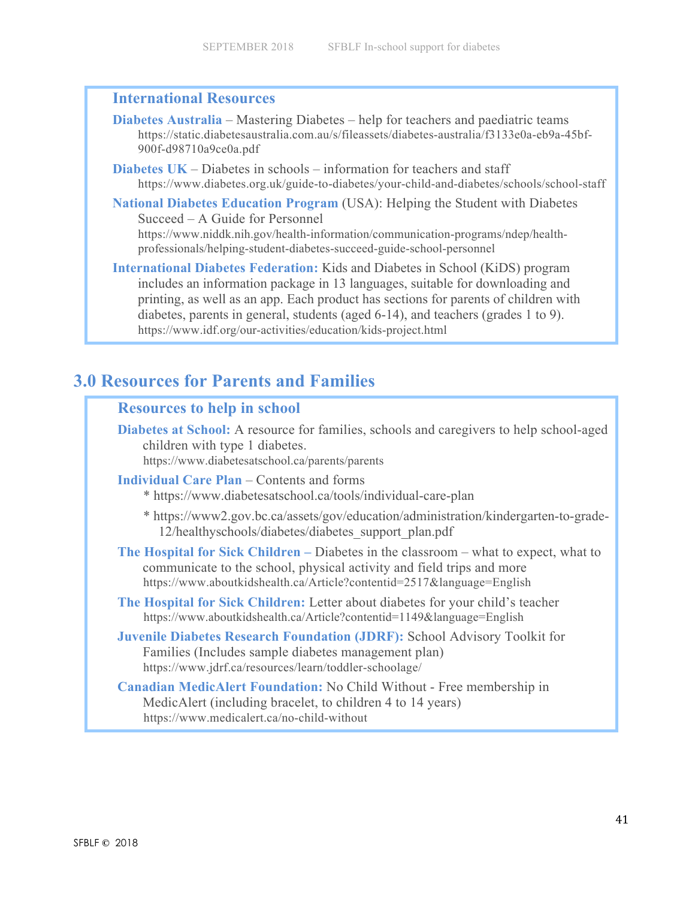### International Resources

**Diabetes Australia** – Mastering Diabetes – help for teachers and paediatric teams
https://static.diabetesaustralia.com.au/s/fileassets/diabetes-australia/f3133e0a-eb9a-45bf-900f-d98710a9ce0a.pdf

**Diabetes UK** – Diabetes in schools – information for teachers and staff
https://www.diabetes.org.uk/guide-to-diabetes/your-child-and-diabetes/schools/school-staff

**National Diabetes Education Program** (USA): Helping the Student with Diabetes Succeed – A Guide for Personnel
https://www.niddk.nih.gov/health-information/communication-programs/ndep/health-professionals/helping-student-diabetes-succeed-guide-school-personnel

**International Diabetes Federation:** Kids and Diabetes in School (KiDS) program includes an information package in 13 languages, suitable for downloading and printing, as well as an app. Each product has sections for parents of children with diabetes, parents in general, students (aged 6-14), and teachers (grades 1 to 9).
https://www.idf.org/our-activities/education/kids-project.html

## 3.0 Resources for Parents and Families

### Resources to help in school

**Diabetes at School:** A resource for families, schools and caregivers to help school-aged children with type 1 diabetes.
https://www.diabetesatschool.ca/parents/parents

**Individual Care Plan** – Contents and forms

* https://www.diabetesatschool.ca/tools/individual-care-plan
* https://www2.gov.bc.ca/assets/gov/education/administration/kindergarten-to-grade-12/healthyschools/diabetes/diabetes_support_plan.pdf

**The Hospital for Sick Children –** Diabetes in the classroom – what to expect, what to communicate to the school, physical activity and field trips and more
https://www.aboutkidshealth.ca/Article?contentid=2517&language=English

**The Hospital for Sick Children:** Letter about diabetes for your child's teacher
https://www.aboutkidshealth.ca/Article?contentid=1149&language=English

**Juvenile Diabetes Research Foundation (JDRF):** School Advisory Toolkit for Families (Includes sample diabetes management plan)
https://www.jdrf.ca/resources/learn/toddler-schoolage/

**Canadian MedicAlert Foundation:** No Child Without - Free membership in MedicAlert (including bracelet, to children 4 to 14 years)
https://www.medicalert.ca/no-child-without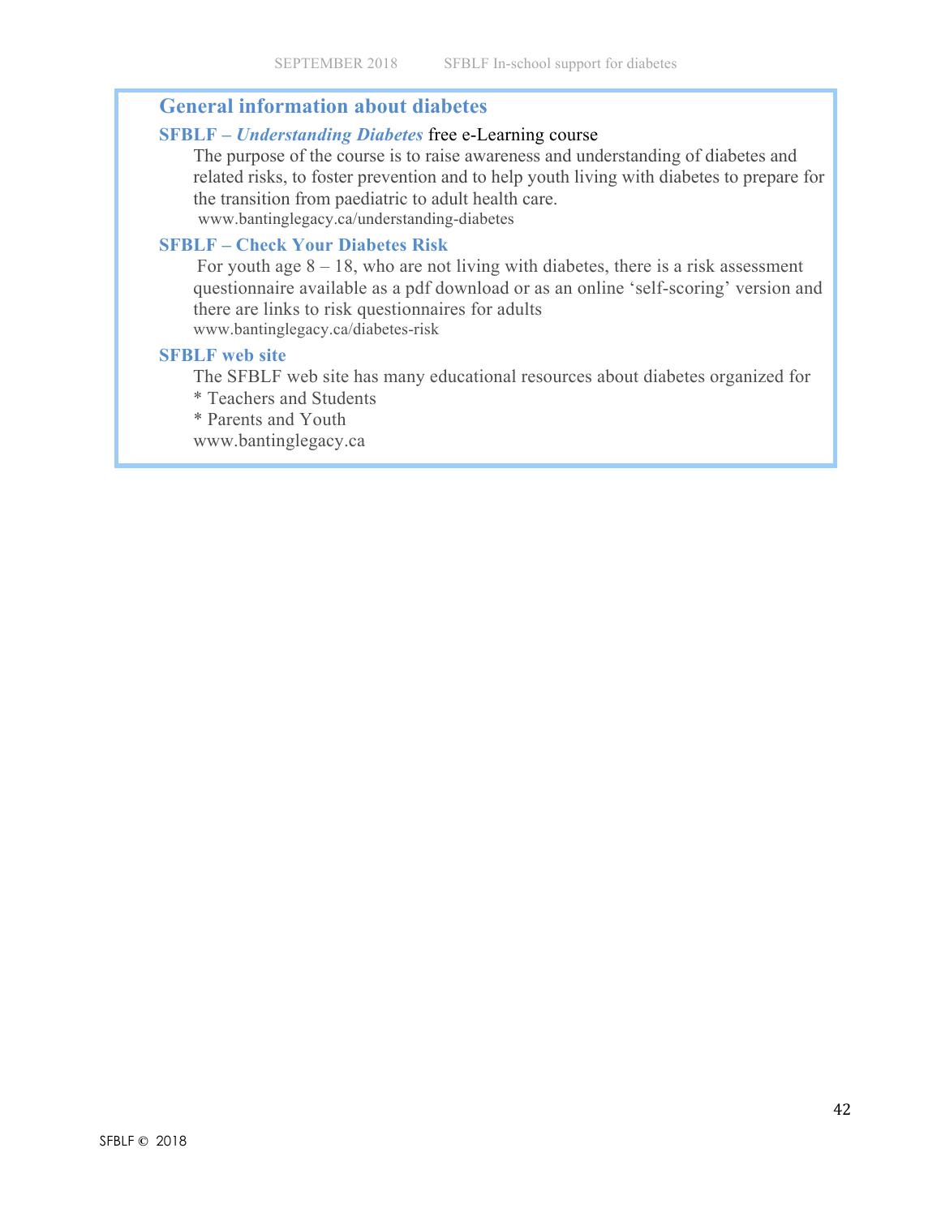## General information about diabetes

### SFBLF – *Understanding Diabetes* free e-Learning course

The purpose of the course is to raise awareness and understanding of diabetes and related risks, to foster prevention and to help youth living with diabetes to prepare for the transition from paediatric to adult health care.
www.bantinglegacy.ca/understanding-diabetes

### SFBLF – Check Your Diabetes Risk

For youth age 8 – 18, who are not living with diabetes, there is a risk assessment questionnaire available as a pdf download or as an online 'self-scoring' version and there are links to risk questionnaires for adults
www.bantinglegacy.ca/diabetes-risk

### SFBLF web site

The SFBLF web site has many educational resources about diabetes organized for
* Teachers and Students
* Parents and Youth

www.bantinglegacy.ca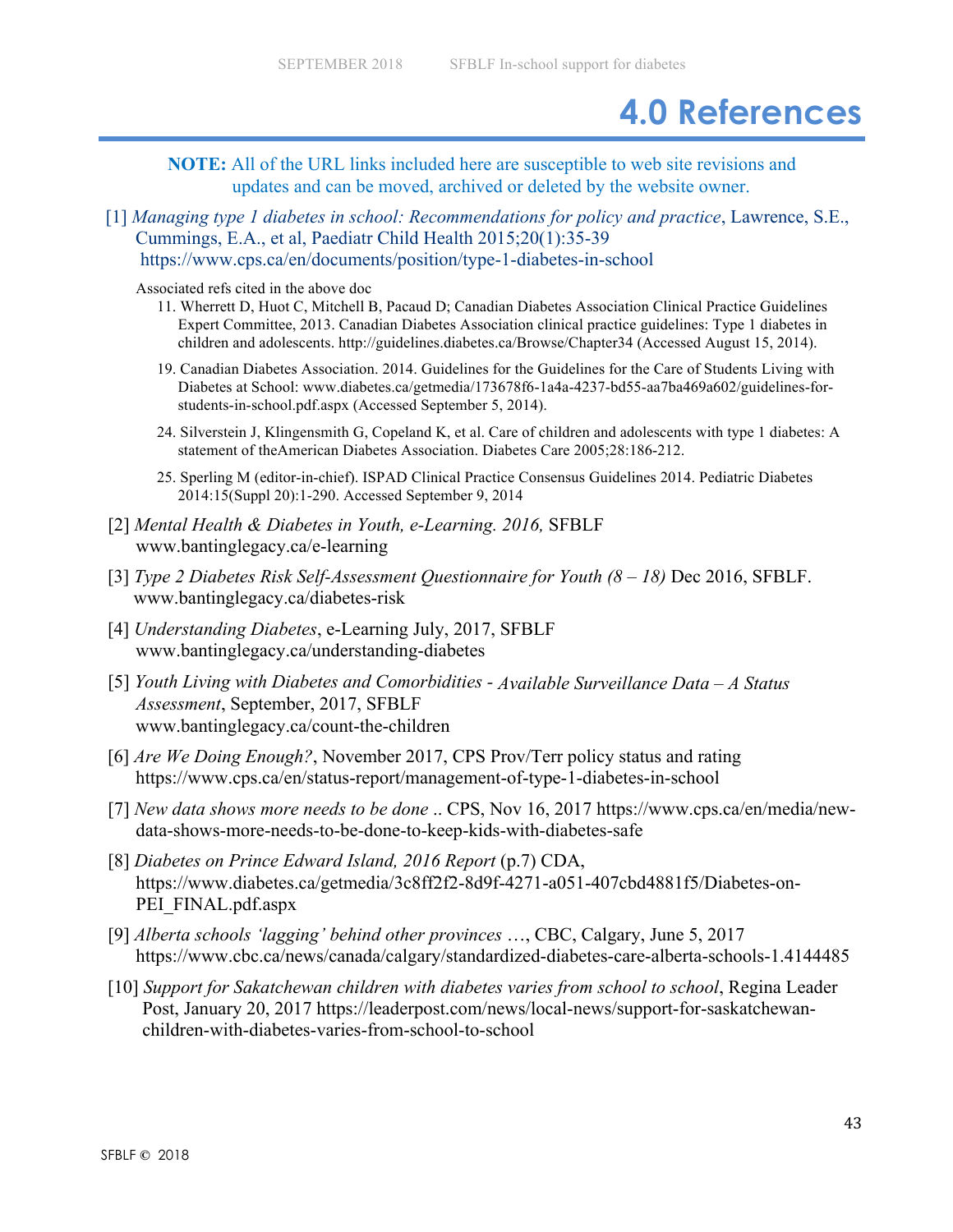# 4.0 References

**NOTE:** All of the URL links included here are susceptible to web site revisions and updates and can be moved, archived or deleted by the website owner.

[1] *Managing type 1 diabetes in school: Recommendations for policy and practice*, Lawrence, S.E., Cummings, E.A., et al, Paediatr Child Health 2015;20(1):35-39 https://www.cps.ca/en/documents/position/type-1-diabetes-in-school

Associated refs cited in the above doc

11. Wherrett D, Huot C, Mitchell B, Pacaud D; Canadian Diabetes Association Clinical Practice Guidelines Expert Committee, 2013. Canadian Diabetes Association clinical practice guidelines: Type 1 diabetes in children and adolescents. http://guidelines.diabetes.ca/Browse/Chapter34 (Accessed August 15, 2014).

19. Canadian Diabetes Association. 2014. Guidelines for the Guidelines for the Care of Students Living with Diabetes at School: www.diabetes.ca/getmedia/173678f6-1a4a-4237-bd55-aa7ba469a602/guidelines-for-students-in-school.pdf.aspx (Accessed September 5, 2014).

24. Silverstein J, Klingensmith G, Copeland K, et al. Care of children and adolescents with type 1 diabetes: A statement of theAmerican Diabetes Association. Diabetes Care 2005;28:186-212.

25. Sperling M (editor-in-chief). ISPAD Clinical Practice Consensus Guidelines 2014. Pediatric Diabetes 2014:15(Suppl 20):1-290. Accessed September 9, 2014

[2] *Mental Health & Diabetes in Youth, e-Learning. 2016,* SFBLF www.bantinglegacy.ca/e-learning

[3] *Type 2 Diabetes Risk Self-Assessment Questionnaire for Youth (8 – 18)* Dec 2016, SFBLF. www.bantinglegacy.ca/diabetes-risk

[4] *Understanding Diabetes*, e-Learning July, 2017, SFBLF www.bantinglegacy.ca/understanding-diabetes

[5] *Youth Living with Diabetes and Comorbidities - Available Surveillance Data – A Status Assessment*, September, 2017, SFBLF www.bantinglegacy.ca/count-the-children

[6] *Are We Doing Enough?*, November 2017, CPS Prov/Terr policy status and rating https://www.cps.ca/en/status-report/management-of-type-1-diabetes-in-school

[7] *New data shows more needs to be done* .. CPS, Nov 16, 2017 https://www.cps.ca/en/media/new-data-shows-more-needs-to-be-done-to-keep-kids-with-diabetes-safe

[8] *Diabetes on Prince Edward Island, 2016 Report* (p.7) CDA, https://www.diabetes.ca/getmedia/3c8ff2f2-8d9f-4271-a051-407cbd4881f5/Diabetes-on-PEI_FINAL.pdf.aspx

[9] *Alberta schools 'lagging' behind other provinces* …, CBC, Calgary, June 5, 2017 https://www.cbc.ca/news/canada/calgary/standardized-diabetes-care-alberta-schools-1.4144485

[10] *Support for Sakatchewan children with diabetes varies from school to school*, Regina Leader Post, January 20, 2017 https://leaderpost.com/news/local-news/support-for-saskatchewan-children-with-diabetes-varies-from-school-to-school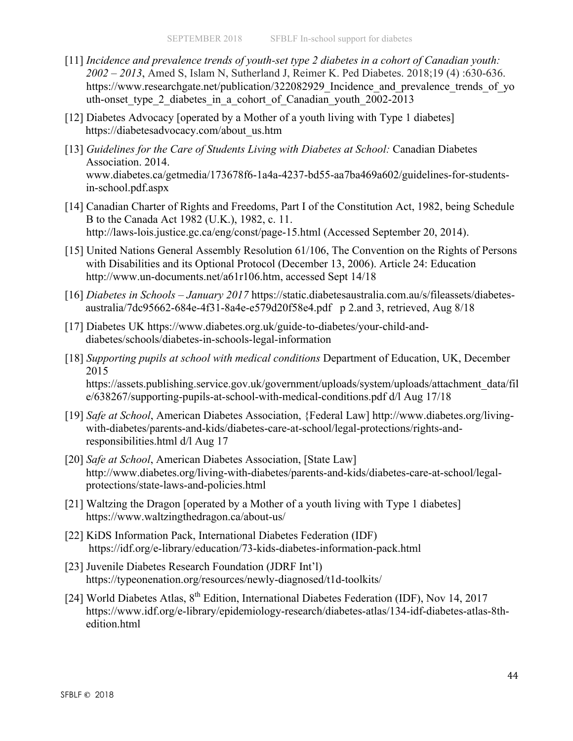[11] *Incidence and prevalence trends of youth-set type 2 diabetes in a cohort of Canadian youth: 2002 – 2013*, Amed S, Islam N, Sutherland J, Reimer K. Ped Diabetes. 2018;19 (4) :630-636. https://www.researchgate.net/publication/322082929_Incidence_and_prevalence_trends_of_youth-onset_type_2_diabetes_in_a_cohort_of_Canadian_youth_2002-2013

[12] Diabetes Advocacy [operated by a Mother of a youth living with Type 1 diabetes] https://diabetesadvocacy.com/about_us.htm

[13] *Guidelines for the Care of Students Living with Diabetes at School:* Canadian Diabetes Association. 2014. www.diabetes.ca/getmedia/173678f6-1a4a-4237-bd55-aa7ba469a602/guidelines-for-students-in-school.pdf.aspx

[14] Canadian Charter of Rights and Freedoms, Part I of the Constitution Act, 1982, being Schedule B to the Canada Act 1982 (U.K.), 1982, c. 11. http://laws-lois.justice.gc.ca/eng/const/page-15.html (Accessed September 20, 2014).

[15] United Nations General Assembly Resolution 61/106, The Convention on the Rights of Persons with Disabilities and its Optional Protocol (December 13, 2006). Article 24: Education http://www.un-documents.net/a61r106.htm, accessed Sept 14/18

[16] *Diabetes in Schools – January 2017* https://static.diabetesaustralia.com.au/s/fileassets/diabetes-australia/7dc95662-684e-4f31-8a4e-e579d20f58e4.pdf p 2.and 3, retrieved, Aug 8/18

[17] Diabetes UK https://www.diabetes.org.uk/guide-to-diabetes/your-child-and-diabetes/schools/diabetes-in-schools-legal-information

[18] *Supporting pupils at school with medical conditions* Department of Education, UK, December 2015 https://assets.publishing.service.gov.uk/government/uploads/system/uploads/attachment_data/file/638267/supporting-pupils-at-school-with-medical-conditions.pdf d/l Aug 17/18

[19] *Safe at School*, American Diabetes Association, {Federal Law] http://www.diabetes.org/living-with-diabetes/parents-and-kids/diabetes-care-at-school/legal-protections/rights-and-responsibilities.html d/l Aug 17

[20] *Safe at School*, American Diabetes Association, [State Law] http://www.diabetes.org/living-with-diabetes/parents-and-kids/diabetes-care-at-school/legal-protections/state-laws-and-policies.html

[21] Waltzing the Dragon [operated by a Mother of a youth living with Type 1 diabetes] https://www.waltzingthedragon.ca/about-us/

[22] KiDS Information Pack, International Diabetes Federation (IDF) https://idf.org/e-library/education/73-kids-diabetes-information-pack.html

[23] Juvenile Diabetes Research Foundation (JDRF Int'l) https://typeonenation.org/resources/newly-diagnosed/t1d-toolkits/

[24] World Diabetes Atlas, 8th Edition, International Diabetes Federation (IDF), Nov 14, 2017 https://www.idf.org/e-library/epidemiology-research/diabetes-atlas/134-idf-diabetes-atlas-8th-edition.html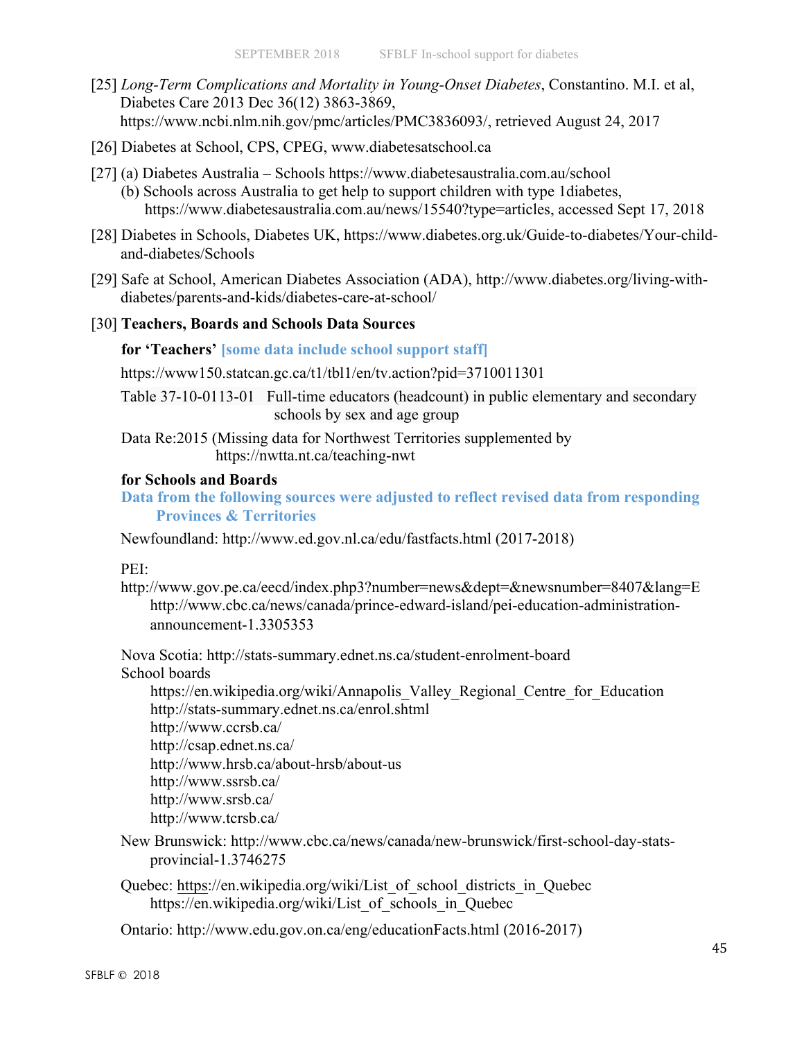[25] *Long-Term Complications and Mortality in Young-Onset Diabetes*, Constantino. M.I. et al, Diabetes Care 2013 Dec 36(12) 3863-3869, https://www.ncbi.nlm.nih.gov/pmc/articles/PMC3836093/, retrieved August 24, 2017

[26] Diabetes at School, CPS, CPEG, www.diabetesatschool.ca

[27] (a) Diabetes Australia – Schools https://www.diabetesaustralia.com.au/school
(b) Schools across Australia to get help to support children with type 1diabetes, https://www.diabetesaustralia.com.au/news/15540?type=articles, accessed Sept 17, 2018

[28] Diabetes in Schools, Diabetes UK, https://www.diabetes.org.uk/Guide-to-diabetes/Your-child-and-diabetes/Schools

[29] Safe at School, American Diabetes Association (ADA), http://www.diabetes.org/living-with-diabetes/parents-and-kids/diabetes-care-at-school/

[30] **Teachers, Boards and Schools Data Sources**

**for 'Teachers' [some data include school support staff]**

https://www150.statcan.gc.ca/t1/tbl1/en/tv.action?pid=3710011301

Table 37-10-0113-01 Full-time educators (headcount) in public elementary and secondary schools by sex and age group

Data Re:2015 (Missing data for Northwest Territories supplemented by https://nwtta.nt.ca/teaching-nwt

**for Schools and Boards**

**Data from the following sources were adjusted to reflect revised data from responding Provinces & Territories**

Newfoundland: http://www.ed.gov.nl.ca/edu/fastfacts.html (2017-2018)

PEI:
http://www.gov.pe.ca/eecd/index.php3?number=news&dept=&newsnumber=8407&lang=E
http://www.cbc.ca/news/canada/prince-edward-island/pei-education-administration-announcement-1.3305353

Nova Scotia: http://stats-summary.ednet.ns.ca/student-enrolment-board
School boards
https://en.wikipedia.org/wiki/Annapolis_Valley_Regional_Centre_for_Education
http://stats-summary.ednet.ns.ca/enrol.shtml
http://www.ccrsb.ca/
http://csap.ednet.ns.ca/
http://www.hrsb.ca/about-hrsb/about-us
http://www.ssrsb.ca/
http://www.srsb.ca/
http://www.tcrsb.ca/

New Brunswick: http://www.cbc.ca/news/canada/new-brunswick/first-school-day-stats-provincial-1.3746275

Quebec: https://en.wikipedia.org/wiki/List_of_school_districts_in_Quebec
https://en.wikipedia.org/wiki/List_of_schools_in_Quebec

Ontario: http://www.edu.gov.on.ca/eng/educationFacts.html (2016-2017)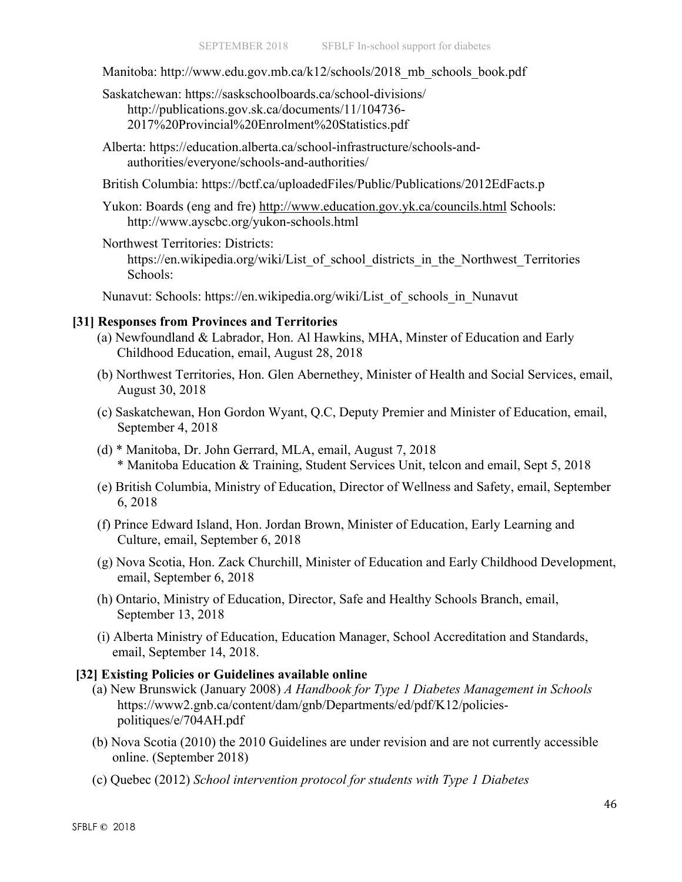Manitoba: http://www.edu.gov.mb.ca/k12/schools/2018_mb_schools_book.pdf

Saskatchewan: https://saskschoolboards.ca/school-divisions/ http://publications.gov.sk.ca/documents/11/104736-2017%20Provincial%20Enrolment%20Statistics.pdf

Alberta: https://education.alberta.ca/school-infrastructure/schools-and-authorities/everyone/schools-and-authorities/

British Columbia: https://bctf.ca/uploadedFiles/Public/Publications/2012EdFacts.p

Yukon: Boards (eng and fre) http://www.education.gov.yk.ca/councils.html Schools: http://www.ayscbc.org/yukon-schools.html

Northwest Territories: Districts: https://en.wikipedia.org/wiki/List_of_school_districts_in_the_Northwest_Territories Schools:

Nunavut: Schools: https://en.wikipedia.org/wiki/List_of_schools_in_Nunavut

**[31] Responses from Provinces and Territories**

(a) Newfoundland & Labrador, Hon. Al Hawkins, MHA, Minster of Education and Early Childhood Education, email, August 28, 2018

(b) Northwest Territories, Hon. Glen Abernethey, Minister of Health and Social Services, email, August 30, 2018

(c) Saskatchewan, Hon Gordon Wyant, Q.C, Deputy Premier and Minister of Education, email, September 4, 2018

(d) * Manitoba, Dr. John Gerrard, MLA, email, August 7, 2018
 * Manitoba Education & Training, Student Services Unit, telcon and email, Sept 5, 2018

(e) British Columbia, Ministry of Education, Director of Wellness and Safety, email, September 6, 2018

(f) Prince Edward Island, Hon. Jordan Brown, Minister of Education, Early Learning and Culture, email, September 6, 2018

(g) Nova Scotia, Hon. Zack Churchill, Minister of Education and Early Childhood Development, email, September 6, 2018

(h) Ontario, Ministry of Education, Director, Safe and Healthy Schools Branch, email, September 13, 2018

(i) Alberta Ministry of Education, Education Manager, School Accreditation and Standards, email, September 14, 2018.

**[32] Existing Policies or Guidelines available online**

(a) New Brunswick (January 2008) *A Handbook for Type 1 Diabetes Management in Schools* https://www2.gnb.ca/content/dam/gnb/Departments/ed/pdf/K12/policies-politiques/e/704AH.pdf

(b) Nova Scotia (2010) the 2010 Guidelines are under revision and are not currently accessible online. (September 2018)

(c) Quebec (2012) *School intervention protocol for students with Type 1 Diabetes*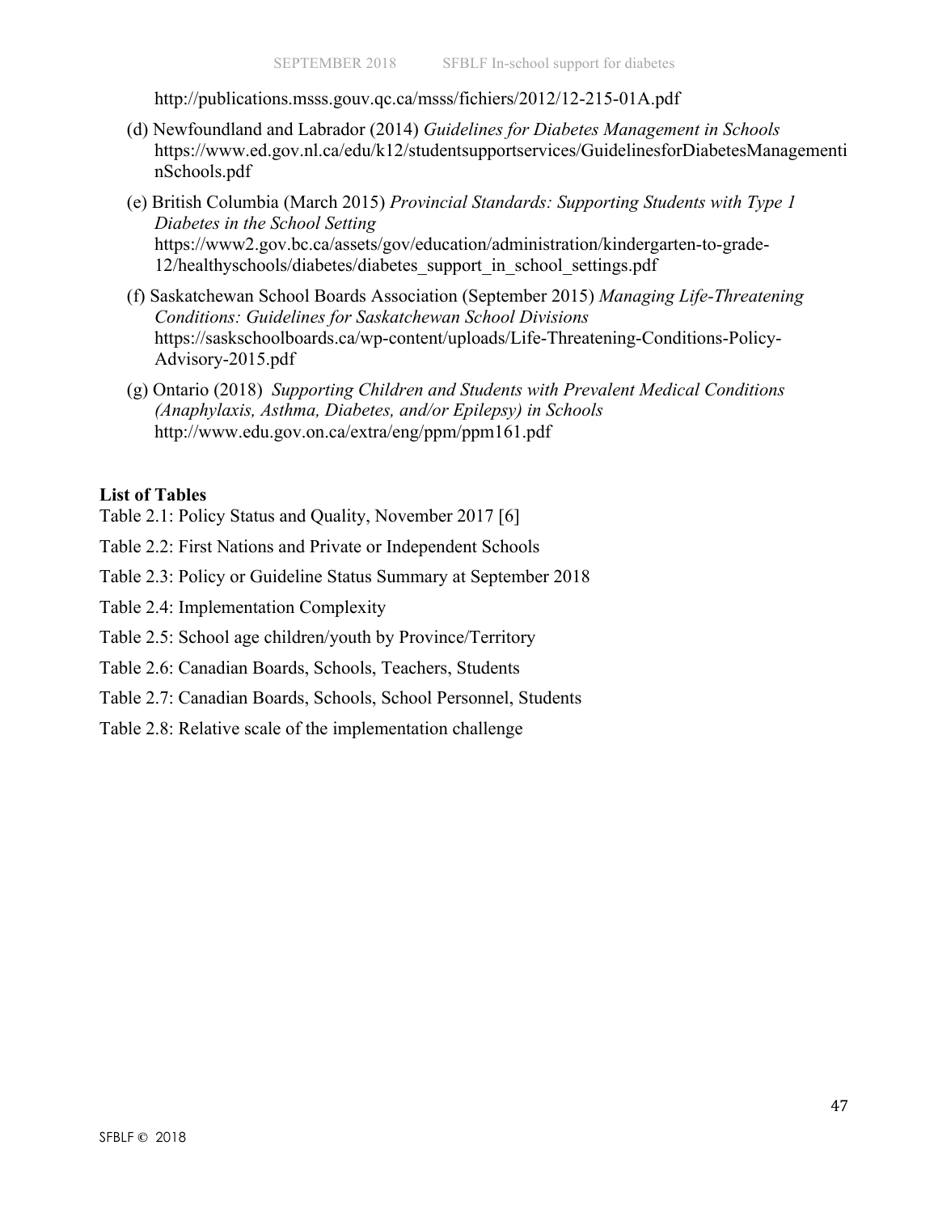http://publications.msss.gouv.qc.ca/msss/fichiers/2012/12-215-01A.pdf

(d) Newfoundland and Labrador (2014) *Guidelines for Diabetes Management in Schools* https://www.ed.gov.nl.ca/edu/k12/studentsupportservices/GuidelinesforDiabetesManagementinSchools.pdf

(e) British Columbia (March 2015) *Provincial Standards: Supporting Students with Type 1 Diabetes in the School Setting* https://www2.gov.bc.ca/assets/gov/education/administration/kindergarten-to-grade-12/healthyschools/diabetes/diabetes_support_in_school_settings.pdf

(f) Saskatchewan School Boards Association (September 2015) *Managing Life-Threatening Conditions: Guidelines for Saskatchewan School Divisions* https://saskschoolboards.ca/wp-content/uploads/Life-Threatening-Conditions-Policy-Advisory-2015.pdf

(g) Ontario (2018) *Supporting Children and Students with Prevalent Medical Conditions (Anaphylaxis, Asthma, Diabetes, and/or Epilepsy) in Schools* http://www.edu.gov.on.ca/extra/eng/ppm/ppm161.pdf

**List of Tables**

Table 2.1: Policy Status and Quality, November 2017 [6]

Table 2.2: First Nations and Private or Independent Schools

Table 2.3: Policy or Guideline Status Summary at September 2018

Table 2.4: Implementation Complexity

Table 2.5: School age children/youth by Province/Territory

Table 2.6: Canadian Boards, Schools, Teachers, Students

Table 2.7: Canadian Boards, Schools, School Personnel, Students

Table 2.8: Relative scale of the implementation challenge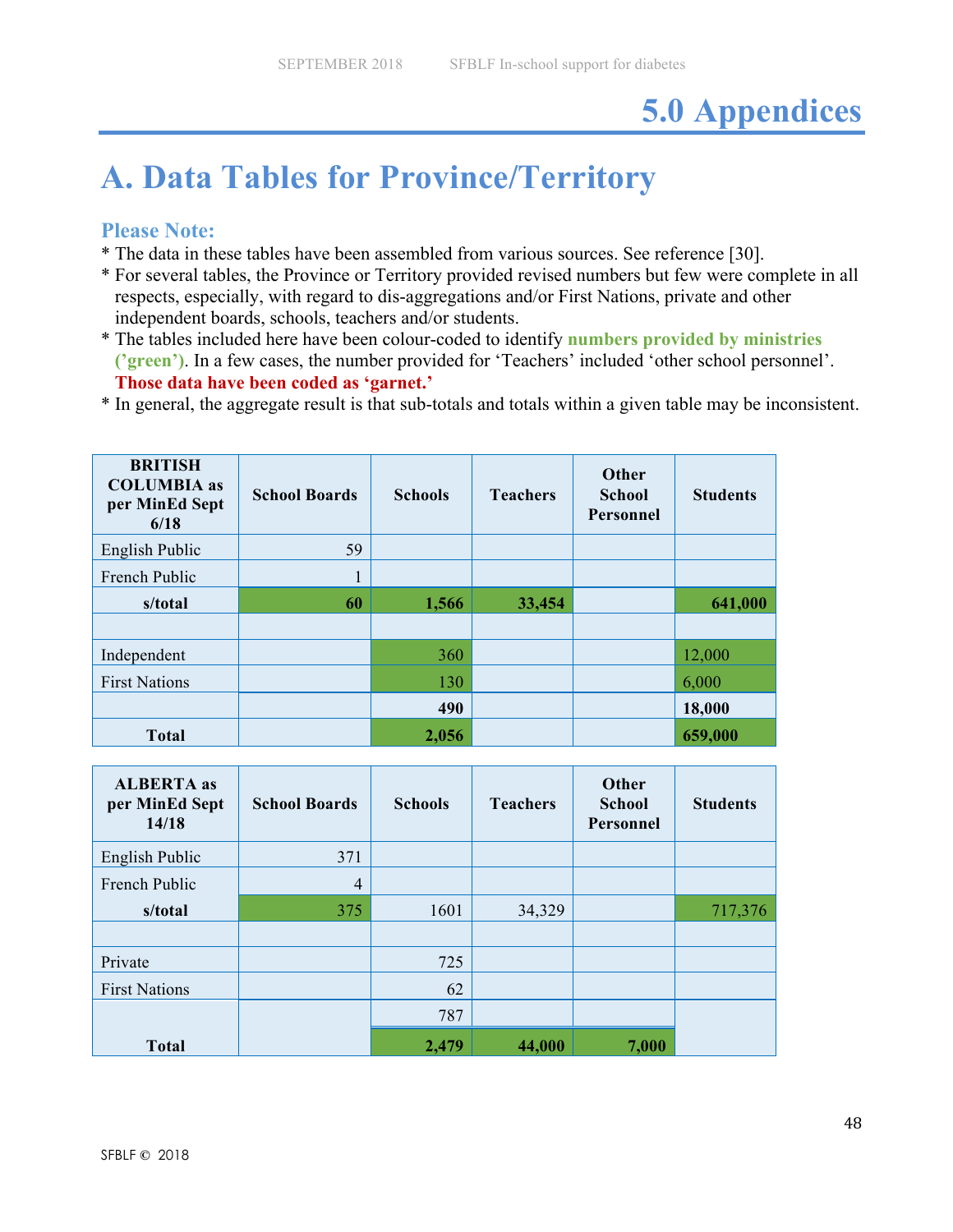# 5.0 Appendices

# A. Data Tables for Province/Territory

### Please Note:

* The data in these tables have been assembled from various sources. See reference [30].
* For several tables, the Province or Territory provided revised numbers but few were complete in all respects, especially, with regard to dis-aggregations and/or First Nations, private and other independent boards, schools, teachers and/or students.
* The tables included here have been colour-coded to identify **numbers provided by ministries ('green')**. In a few cases, the number provided for 'Teachers' included 'other school personnel'. **Those data have been coded as 'garnet.'**
* In general, the aggregate result is that sub-totals and totals within a given table may be inconsistent.

| BRITISH COLUMBIA as per MinEd Sept 6/18 | School Boards | Schools | Teachers | Other School Personnel | Students |
|---|---|---|---|---|---|
| English Public | 59 | | | | |
| French Public | 1 | | | | |
| **s/total** | **60** | **1,566** | **33,454** | | **641,000** |
| | | | | | |
| Independent | | 360 | | | 12,000 |
| First Nations | | 130 | | | 6,000 |
| | | **490** | | | **18,000** |
| **Total** | | **2,056** | | | **659,000** |

| ALBERTA as per MinEd Sept 14/18 | School Boards | Schools | Teachers | Other School Personnel | Students |
|---|---|---|---|---|---|
| English Public | 371 | | | | |
| French Public | 4 | | | | |
| **s/total** | 375 | 1601 | 34,329 | | 717,376 |
| | | | | | |
| Private | | 725 | | | |
| First Nations | | 62 | | | |
| | | 787 | | | |
| **Total** | | **2,479** | **44,000** | **7,000** | |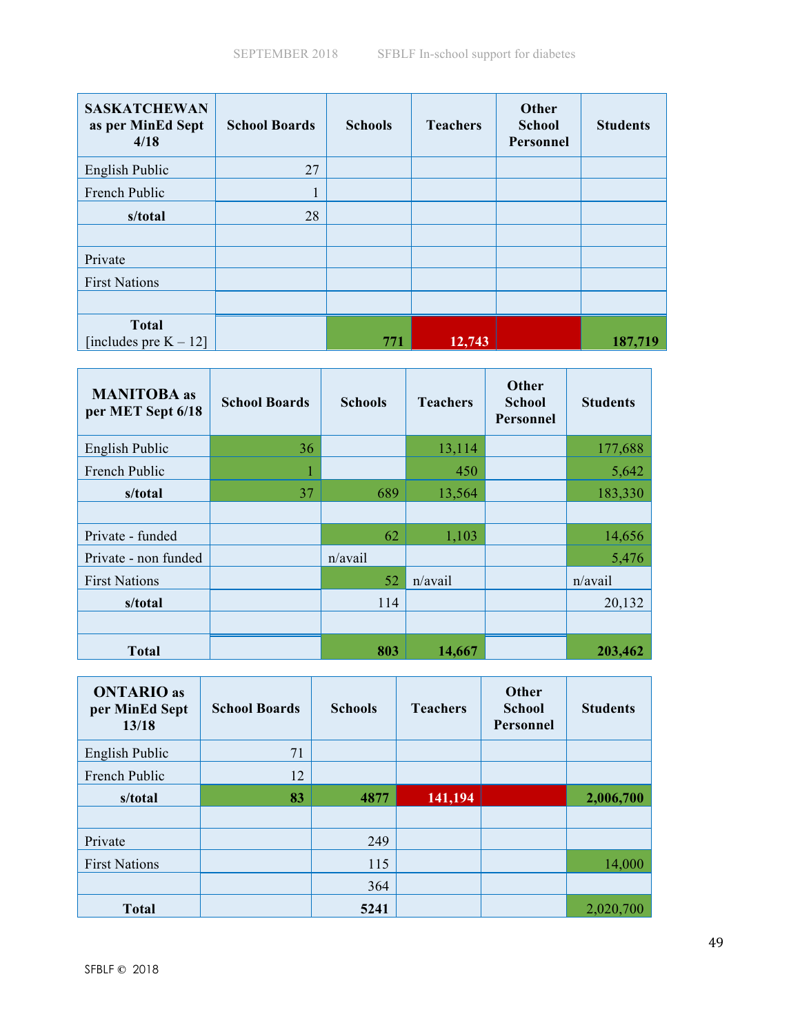| SASKATCHEWAN as per MinEd Sept 4/18 | School Boards | Schools | Teachers | Other School Personnel | Students |
|---|---|---|---|---|---|
| English Public | 27 | | | | |
| French Public | 1 | | | | |
| **s/total** | 28 | | | | |
| | | | | | |
| Private | | | | | |
| First Nations | | | | | |
| | | | | | |
| **Total** [includes pre K – 12] | | **771** | **12,743** | | **187,719** |

| MANITOBA as per MET Sept 6/18 | School Boards | Schools | Teachers | Other School Personnel | Students |
|---|---|---|---|---|---|
| English Public | 36 | | 13,114 | | 177,688 |
| French Public | 1 | | 450 | | 5,642 |
| **s/total** | 37 | 689 | 13,564 | | 183,330 |
| | | | | | |
| Private - funded | | 62 | 1,103 | | 14,656 |
| Private - non funded | | n/avail | | | 5,476 |
| First Nations | | 52 | n/avail | | n/avail |
| **s/total** | | 114 | | | 20,132 |
| | | | | | |
| **Total** | | **803** | **14,667** | | **203,462** |

| ONTARIO as per MinEd Sept 13/18 | School Boards | Schools | Teachers | Other School Personnel | Students |
|---|---|---|---|---|---|
| English Public | 71 | | | | |
| French Public | 12 | | | | |
| **s/total** | **83** | **4877** | **141,194** | | **2,006,700** |
| | | | | | |
| Private | | 249 | | | |
| First Nations | | 115 | | | 14,000 |
| | | 364 | | | |
| **Total** | | **5241** | | | 2,020,700 |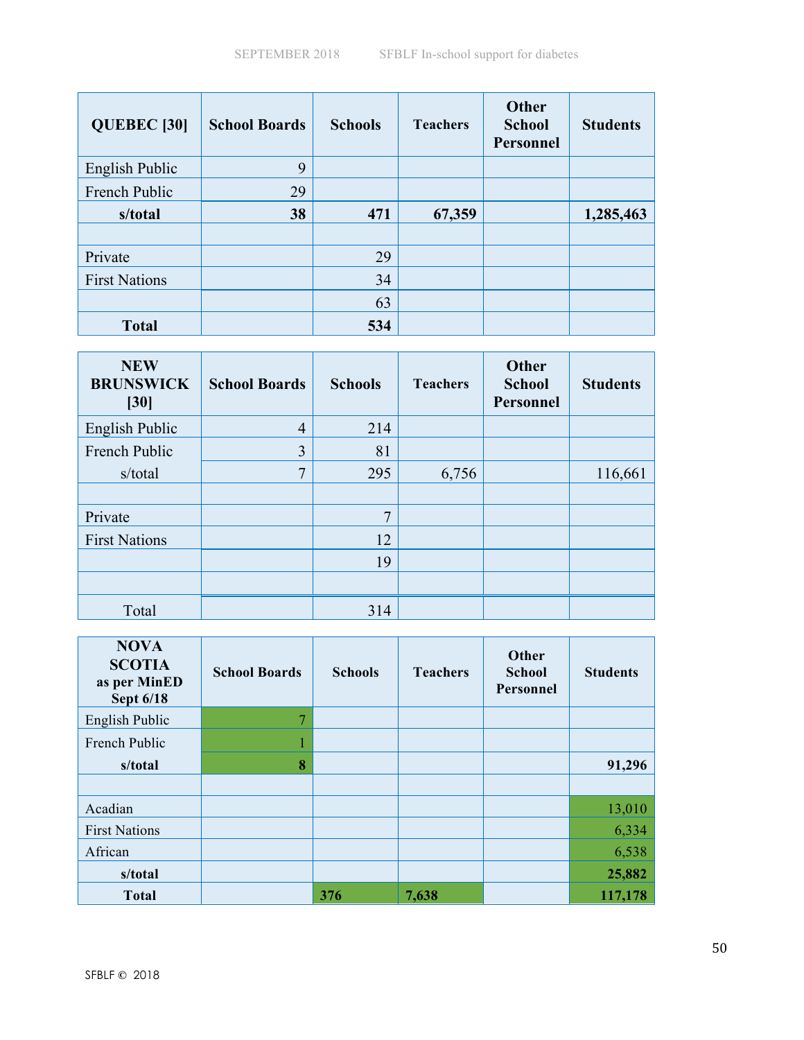| QUEBEC [30] | School Boards | Schools | Teachers | Other School Personnel | Students |
|---|---|---|---|---|---|
| English Public | 9 | | | | |
| French Public | 29 | | | | |
| **s/total** | **38** | **471** | **67,359** | | **1,285,463** |
| | | | | | |
| Private | | 29 | | | |
| First Nations | | 34 | | | |
| | | 63 | | | |
| **Total** | | **534** | | | |

| NEW BRUNSWICK [30] | School Boards | Schools | Teachers | Other School Personnel | Students |
|---|---|---|---|---|---|
| English Public | 4 | 214 | | | |
| French Public | 3 | 81 | | | |
| s/total | 7 | 295 | 6,756 | | 116,661 |
| | | | | | |
| Private | | 7 | | | |
| First Nations | | 12 | | | |
| | | 19 | | | |
| | | | | | |
| Total | | 314 | | | |

| NOVA SCOTIA as per MinED Sept 6/18 | School Boards | Schools | Teachers | Other School Personnel | Students |
|---|---|---|---|---|---|
| English Public | 7 | | | | |
| French Public | 1 | | | | |
| **s/total** | **8** | | | | **91,296** |
| | | | | | |
| Acadian | | | | | 13,010 |
| First Nations | | | | | 6,334 |
| African | | | | | 6,538 |
| **s/total** | | | | | **25,882** |
| **Total** | | **376** | **7,638** | | **117,178** |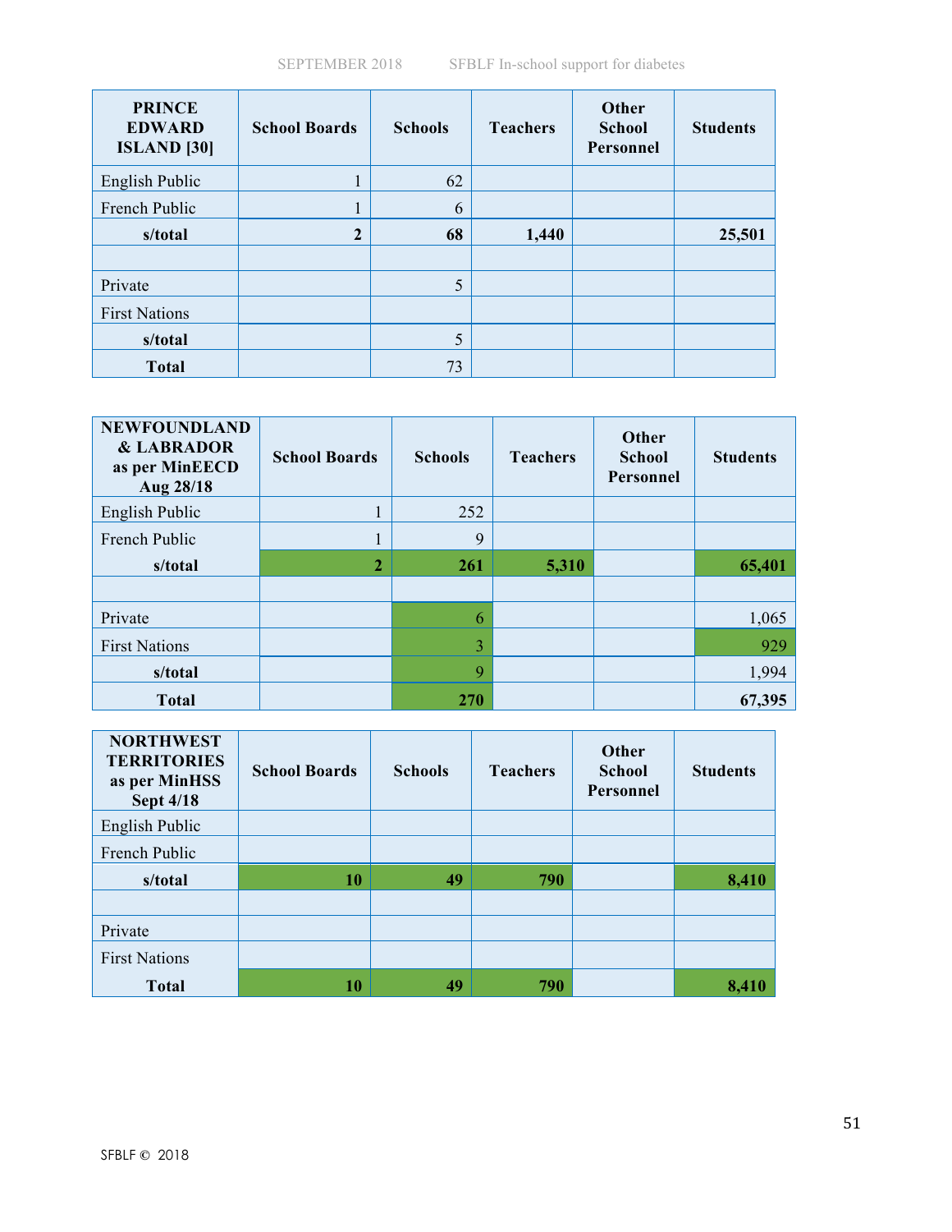| PRINCE EDWARD ISLAND [30] | School Boards | Schools | Teachers | Other School Personnel | Students |
|---|---|---|---|---|---|
| English Public | 1 | 62 | | | |
| French Public | 1 | 6 | | | |
| **s/total** | **2** | **68** | **1,440** | | **25,501** |
| | | | | | |
| Private | | 5 | | | |
| First Nations | | | | | |
| **s/total** | | 5 | | | |
| **Total** | | 73 | | | |

| NEWFOUNDLAND & LABRADOR as per MinEECD Aug 28/18 | School Boards | Schools | Teachers | Other School Personnel | Students |
|---|---|---|---|---|---|
| English Public | 1 | 252 | | | |
| French Public | 1 | 9 | | | |
| **s/total** | **2** | **261** | **5,310** | | **65,401** |
| | | | | | |
| Private | | 6 | | | 1,065 |
| First Nations | | 3 | | | 929 |
| **s/total** | | 9 | | | 1,994 |
| **Total** | | **270** | | | **67,395** |

| NORTHWEST TERRITORIES as per MinHSS Sept 4/18 | School Boards | Schools | Teachers | Other School Personnel | Students |
|---|---|---|---|---|---|
| English Public | | | | | |
| French Public | | | | | |
| **s/total** | **10** | **49** | **790** | | **8,410** |
| | | | | | |
| Private | | | | | |
| First Nations | | | | | |
| **Total** | **10** | **49** | **790** | | **8,410** |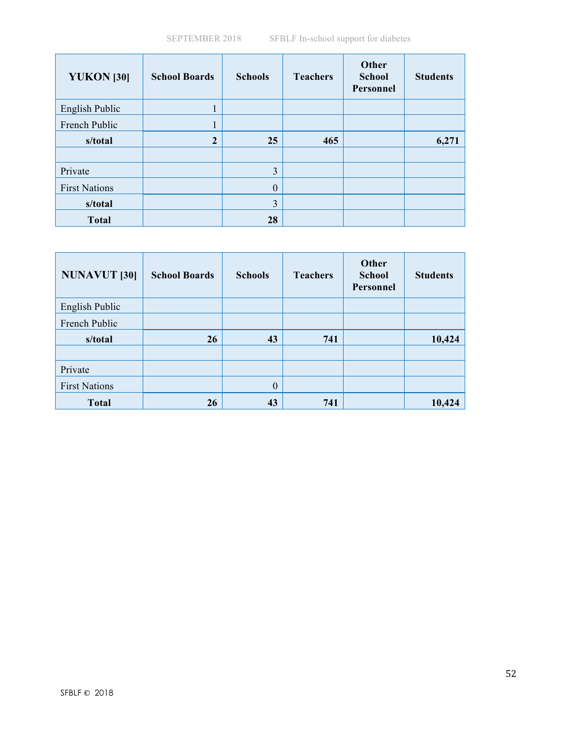| YUKON [30] | School Boards | Schools | Teachers | Other School Personnel | Students |
|---|---|---|---|---|---|
| English Public | 1 | | | | |
| French Public | 1 | | | | |
| **s/total** | **2** | **25** | **465** | | **6,271** |
| | | | | | |
| Private | | 3 | | | |
| First Nations | | 0 | | | |
| **s/total** | | 3 | | | |
| **Total** | | **28** | | | |

| NUNAVUT [30] | School Boards | Schools | Teachers | Other School Personnel | Students |
|---|---|---|---|---|---|
| English Public | | | | | |
| French Public | | | | | |
| **s/total** | **26** | **43** | **741** | | **10,424** |
| | | | | | |
| Private | | | | | |
| First Nations | | 0 | | | |
| **Total** | **26** | **43** | **741** | | **10,424** |